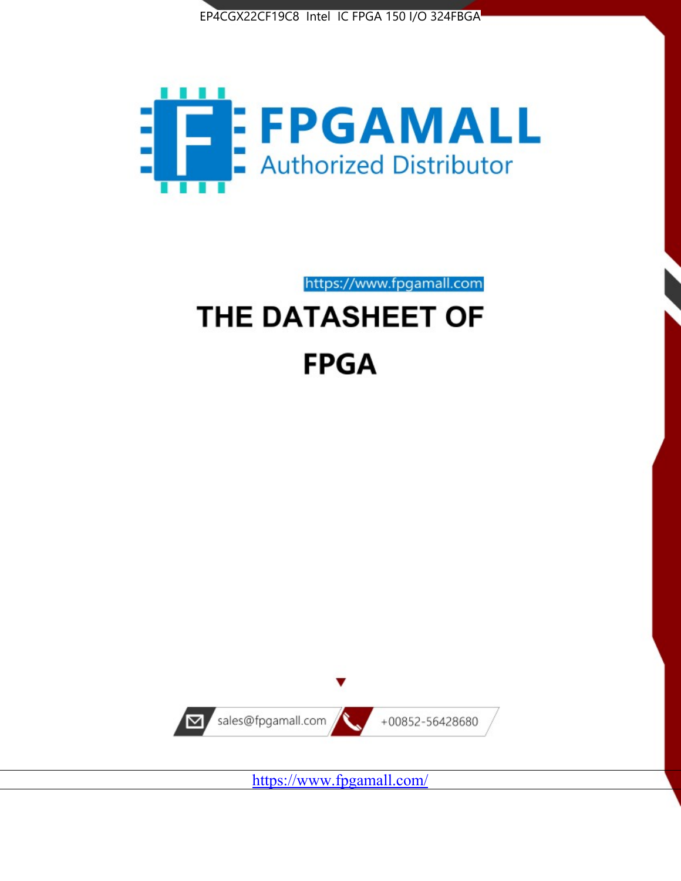EP4CGX22CF19C8 Intel IC FPGA 150 I/O 324FBGA

FPGAMALL

Authorized Distributor

https://www.fpgamall.com

# THE DATASHEET OF

# FPGA

sales@fpgamall.com

+00852-56428680

https://www.fpgamall.com/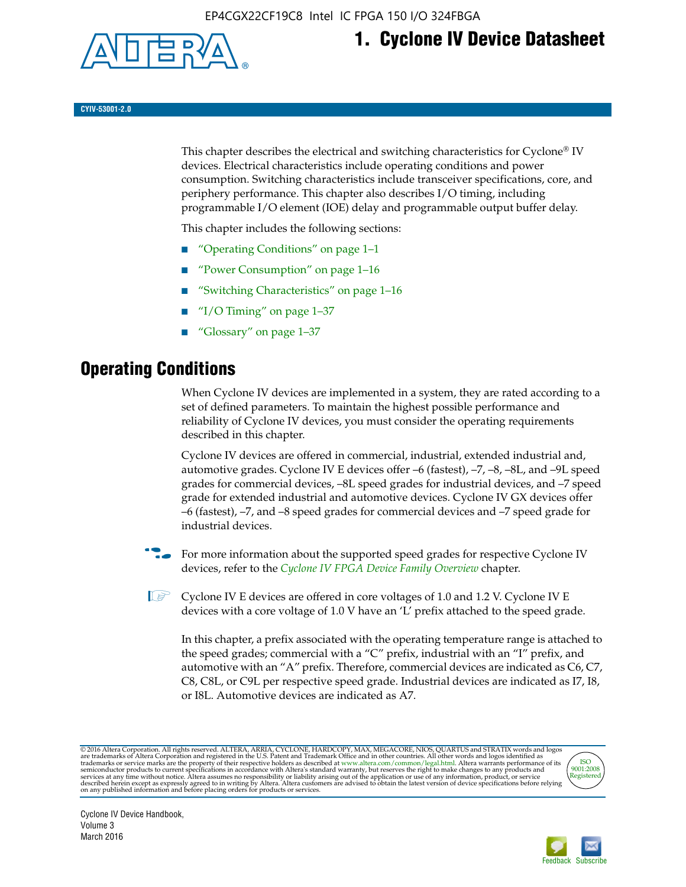# 1. Cyclone IV Device Datasheet

CYIV-53001-2.0

This chapter describes the electrical and switching characteristics for Cyclone® IV devices. Electrical characteristics include operating conditions and power consumption. Switching characteristics include transceiver specifications, core, and periphery performance. This chapter also describes I/O timing, including programmable I/O element (IOE) delay and programmable output buffer delay.

This chapter includes the following sections:

- "Operating Conditions" on page 1–1
- "Power Consumption" on page 1–16
- "Switching Characteristics" on page 1–16
- "I/O Timing" on page 1–37
- "Glossary" on page 1–37

## Operating Conditions

When Cyclone IV devices are implemented in a system, they are rated according to a set of defined parameters. To maintain the highest possible performance and reliability of Cyclone IV devices, you must consider the operating requirements described in this chapter.

Cyclone IV devices are offered in commercial, industrial, extended industrial and, automotive grades. Cyclone IV E devices offer –6 (fastest), –7, –8, –8L, and –9L speed grades for commercial devices, –8L speed grades for industrial devices, and –7 speed grade for extended industrial and automotive devices. Cyclone IV GX devices offer –6 (fastest), –7, and –8 speed grades for commercial devices and –7 speed grade for industrial devices.

For more information about the supported speed grades for respective Cyclone IV devices, refer to the *Cyclone IV FPGA Device Family Overview* chapter.

Cyclone IV E devices are offered in core voltages of 1.0 and 1.2 V. Cyclone IV E devices with a core voltage of 1.0 V have an 'L' prefix attached to the speed grade.

In this chapter, a prefix associated with the operating temperature range is attached to the speed grades; commercial with a "C" prefix, industrial with an "I" prefix, and automotive with an "A" prefix. Therefore, commercial devices are indicated as C6, C7, C8, C8L, or C9L per respective speed grade. Industrial devices are indicated as I7, I8, or I8L. Automotive devices are indicated as A7.

© 2016 Altera Corporation. All rights reserved. ALTERA, ARRIA, CYCLONE, HARDCOPY, MAX, MEGACORE, NIOS, QUARTUS and STRATIX words and logos are trademarks of Altera Corporation and registered in the U.S. Patent and Trademark Office and in other countries. All other words and logos identified as trademarks or service marks are the property of their respective holders as described at www.altera.com/common/legal.html. Altera warrants performance of its semiconductor products to current specifications in accordance with Altera's standard warranty, but reserves the right to make changes to any products and services at any time without notice. Altera assumes no responsibility or liability arising out of the application or use of any information, product, or service described herein except as expressly agreed to in writing by Altera. Altera customers are advised to obtain the latest version of device specifications before relying on any published information and before placing orders for products or services.

Cyclone IV Device Handbook, Volume 3
March 2016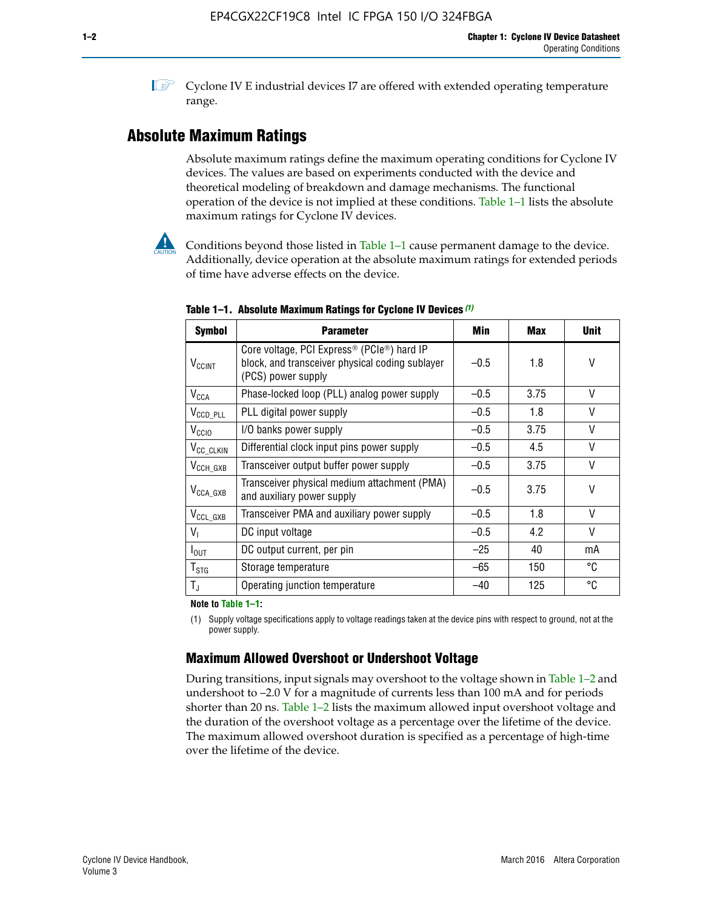Cyclone IV E industrial devices I7 are offered with extended operating temperature range.

## Absolute Maximum Ratings

Absolute maximum ratings define the maximum operating conditions for Cyclone IV devices. The values are based on experiments conducted with the device and theoretical modeling of breakdown and damage mechanisms. The functional operation of the device is not implied at these conditions. Table 1–1 lists the absolute maximum ratings for Cyclone IV devices.

Conditions beyond those listed in Table 1–1 cause permanent damage to the device. Additionally, device operation at the absolute maximum ratings for extended periods of time have adverse effects on the device.

**Table 1–1. Absolute Maximum Ratings for Cyclone IV Devices (1)**

| Symbol | Parameter | Min | Max | Unit |
|---|---|---|---|---|
| $V_{CCINT}$ | Core voltage, PCI Express® (PCIe®) hard IP block, and transceiver physical coding sublayer (PCS) power supply | –0.5 | 1.8 | V |
| $V_{CCA}$ | Phase-locked loop (PLL) analog power supply | –0.5 | 3.75 | V |
| $V_{CCD\_PLL}$ | PLL digital power supply | –0.5 | 1.8 | V |
| $V_{CCIO}$ | I/O banks power supply | –0.5 | 3.75 | V |
| $V_{CC\_CLKIN}$ | Differential clock input pins power supply | –0.5 | 4.5 | V |
| $V_{CCH\_GXB}$ | Transceiver output buffer power supply | –0.5 | 3.75 | V |
| $V_{CCA\_GXB}$ | Transceiver physical medium attachment (PMA) and auxiliary power supply | –0.5 | 3.75 | V |
| $V_{CCL\_GXB}$ | Transceiver PMA and auxiliary power supply | –0.5 | 1.8 | V |
| $V_I$ | DC input voltage | –0.5 | 4.2 | V |
| $I_{OUT}$ | DC output current, per pin | –25 | 40 | mA |
| $T_{STG}$ | Storage temperature | –65 | 150 | °C |
| $T_J$ | Operating junction temperature | –40 | 125 | °C |

**Note to Table 1–1:**

(1) Supply voltage specifications apply to voltage readings taken at the device pins with respect to ground, not at the power supply.

### Maximum Allowed Overshoot or Undershoot Voltage

During transitions, input signals may overshoot to the voltage shown in Table 1–2 and undershoot to –2.0 V for a magnitude of currents less than 100 mA and for periods shorter than 20 ns. Table 1–2 lists the maximum allowed input overshoot voltage and the duration of the overshoot voltage as a percentage over the lifetime of the device. The maximum allowed overshoot duration is specified as a percentage of high-time over the lifetime of the device.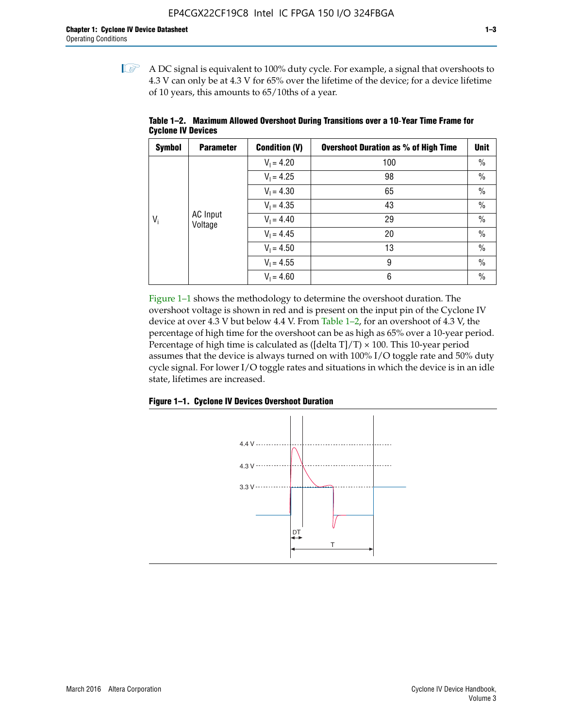A DC signal is equivalent to 100% duty cycle. For example, a signal that overshoots to 4.3 V can only be at 4.3 V for 65% over the lifetime of the device; for a device lifetime of 10 years, this amounts to 65/10ths of a year.

**Table 1–2. Maximum Allowed Overshoot During Transitions over a 10-Year Time Frame for Cyclone IV Devices**

| Symbol | Parameter | Condition (V) | Overshoot Duration as % of High Time | Unit |
|---|---|---|---|---|
| $V_i$ | AC Input Voltage | $V_I = 4.20$ | 100 | % |
| | | $V_I = 4.25$ | 98 | % |
| | | $V_I = 4.30$ | 65 | % |
| | | $V_I = 4.35$ | 43 | % |
| | | $V_I = 4.40$ | 29 | % |
| | | $V_I = 4.45$ | 20 | % |
| | | $V_I = 4.50$ | 13 | % |
| | | $V_I = 4.55$ | 9 | % |
| | | $V_I = 4.60$ | 6 | % |

Figure 1–1 shows the methodology to determine the overshoot duration. The overshoot voltage is shown in red and is present on the input pin of the Cyclone IV device at over 4.3 V but below 4.4 V. From Table 1–2, for an overshoot of 4.3 V, the percentage of high time for the overshoot can be as high as 65% over a 10-year period. Percentage of high time is calculated as ([delta T]/T) × 100. This 10-year period assumes that the device is always turned on with 100% I/O toggle rate and 50% duty cycle signal. For lower I/O toggle rates and situations in which the device is in an idle state, lifetimes are increased.

**Figure 1–1. Cyclone IV Devices Overshoot Duration**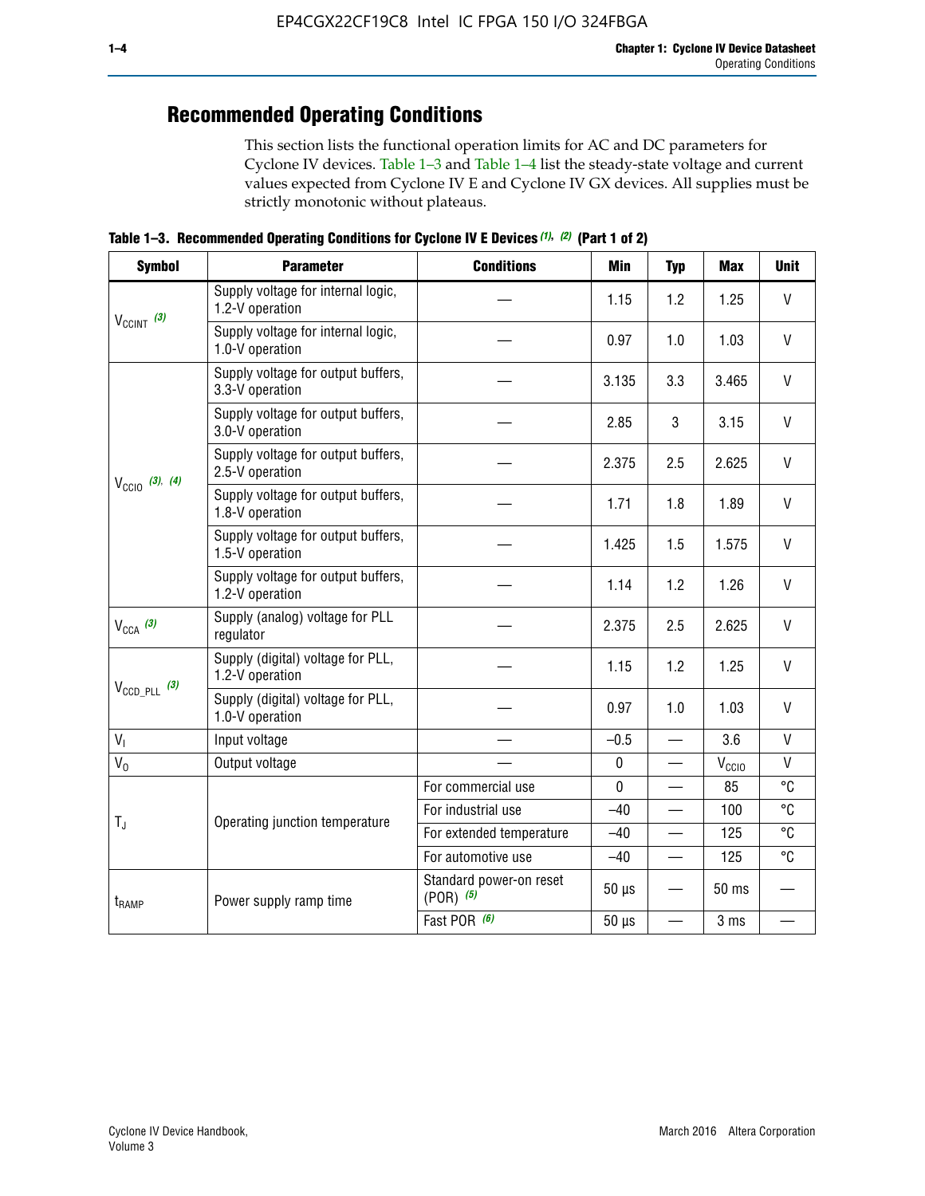## Recommended Operating Conditions

This section lists the functional operation limits for AC and DC parameters for Cyclone IV devices. Table 1–3 and Table 1–4 list the steady-state voltage and current values expected from Cyclone IV E and Cyclone IV GX devices. All supplies must be strictly monotonic without plateaus.

**Table 1–3. Recommended Operating Conditions for Cyclone IV E Devices (1), (2) (Part 1 of 2)**

| Symbol | Parameter | Conditions | Min | Typ | Max | Unit |
|---|---|---|---|---|---|---|
| $V_{CCINT}$ (3) | Supply voltage for internal logic, 1.2-V operation | — | 1.15 | 1.2 | 1.25 | V |
| | Supply voltage for internal logic, 1.0-V operation | — | 0.97 | 1.0 | 1.03 | V |
| $V_{CCIO}$ (3), (4) | Supply voltage for output buffers, 3.3-V operation | — | 3.135 | 3.3 | 3.465 | V |
| | Supply voltage for output buffers, 3.0-V operation | — | 2.85 | 3 | 3.15 | V |
| | Supply voltage for output buffers, 2.5-V operation | — | 2.375 | 2.5 | 2.625 | V |
| | Supply voltage for output buffers, 1.8-V operation | — | 1.71 | 1.8 | 1.89 | V |
| | Supply voltage for output buffers, 1.5-V operation | — | 1.425 | 1.5 | 1.575 | V |
| | Supply voltage for output buffers, 1.2-V operation | — | 1.14 | 1.2 | 1.26 | V |
| $V_{CCA}$ (3) | Supply (analog) voltage for PLL regulator | — | 2.375 | 2.5 | 2.625 | V |
| $V_{CCD\_PLL}$ (3) | Supply (digital) voltage for PLL, 1.2-V operation | — | 1.15 | 1.2 | 1.25 | V |
| | Supply (digital) voltage for PLL, 1.0-V operation | — | 0.97 | 1.0 | 1.03 | V |
| $V_I$ | Input voltage | — | –0.5 | — | 3.6 | V |
| $V_O$ | Output voltage | — | 0 | — | $V_{CCIO}$ | V |
| $T_J$ | Operating junction temperature | For commercial use | 0 | — | 85 | °C |
| | | For industrial use | –40 | — | 100 | °C |
| | | For extended temperature | –40 | — | 125 | °C |
| | | For automotive use | –40 | — | 125 | °C |
| $t_{RAMP}$ | Power supply ramp time | Standard power-on reset (POR) (5) | 50 µs | — | 50 ms | — |
| | | Fast POR (6) | 50 µs | — | 3 ms | — |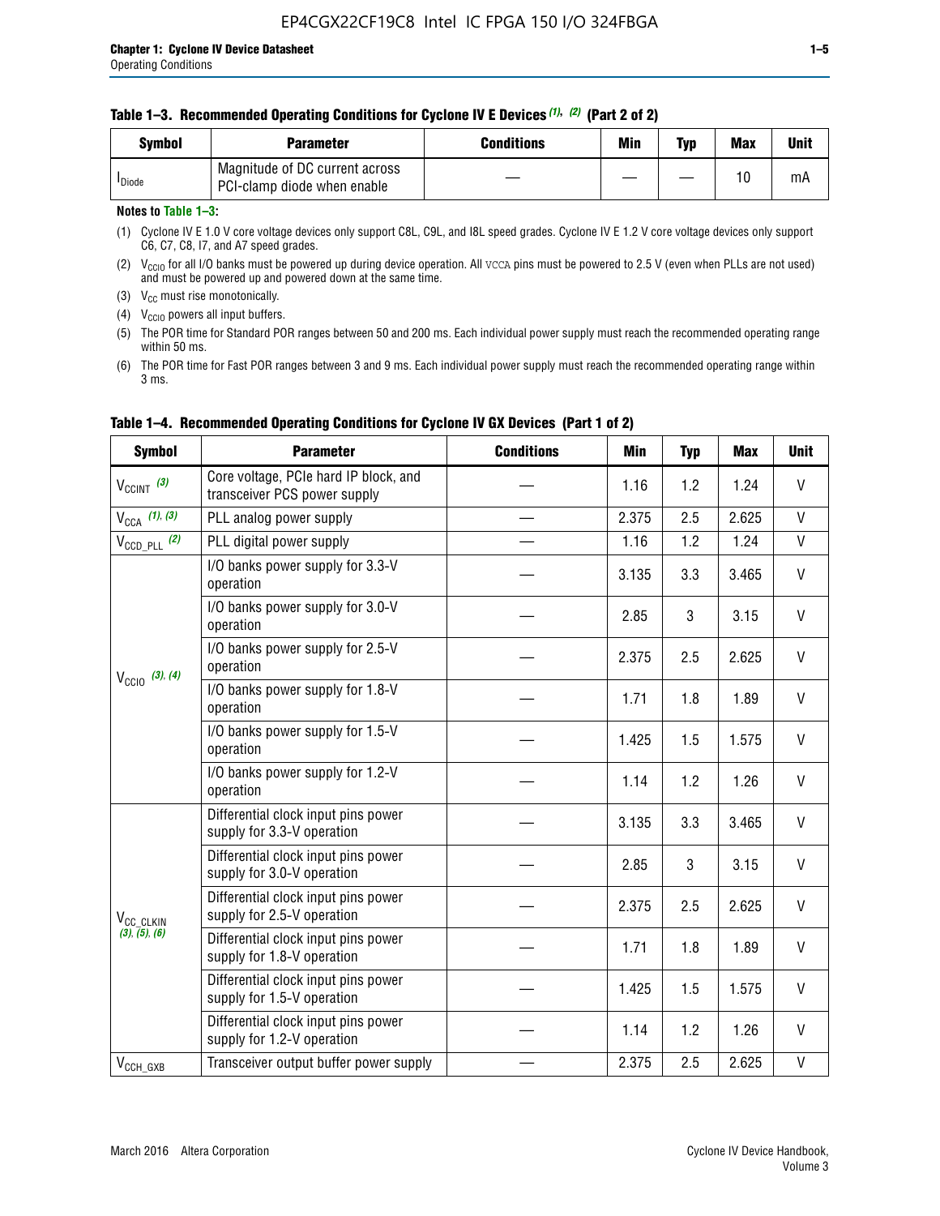**Table 1–3. Recommended Operating Conditions for Cyclone IV E Devices (1), (2) (Part 2 of 2)**

| Symbol | Parameter | Conditions | Min | Typ | Max | Unit |
|---|---|---|---|---|---|---|
| $I_{Diode}$ | Magnitude of DC current across PCI-clamp diode when enable | — | — | — | 10 | mA |

**Notes to Table 1–3:**

(1) Cyclone IV E 1.0 V core voltage devices only support C8L, C9L, and I8L speed grades. Cyclone IV E 1.2 V core voltage devices only support C6, C7, C8, I7, and A7 speed grades.

(2) $V_{CCIO}$ for all I/O banks must be powered up during device operation. All VCCA pins must be powered to 2.5 V (even when PLLs are not used) and must be powered up and powered down at the same time.

(3) $V_{CC}$ must rise monotonically.

(4) $V_{CCIO}$ powers all input buffers.

(5) The POR time for Standard POR ranges between 50 and 200 ms. Each individual power supply must reach the recommended operating range within 50 ms.

(6) The POR time for Fast POR ranges between 3 and 9 ms. Each individual power supply must reach the recommended operating range within 3 ms.

**Table 1–4. Recommended Operating Conditions for Cyclone IV GX Devices (Part 1 of 2)**

| Symbol | Parameter | Conditions | Min | Typ | Max | Unit |
|---|---|---|---|---|---|---|
| $V_{CCINT}$ (3) | Core voltage, PCIe hard IP block, and transceiver PCS power supply | — | 1.16 | 1.2 | 1.24 | V |
| $V_{CCA}$ (1), (3) | PLL analog power supply | — | 2.375 | 2.5 | 2.625 | V |
| $V_{CCD\_PLL}$ (2) | PLL digital power supply | — | 1.16 | 1.2 | 1.24 | V |
| $V_{CCIO}$ (3), (4) | I/O banks power supply for 3.3-V operation | — | 3.135 | 3.3 | 3.465 | V |
| | I/O banks power supply for 3.0-V operation | — | 2.85 | 3 | 3.15 | V |
| | I/O banks power supply for 2.5-V operation | — | 2.375 | 2.5 | 2.625 | V |
| | I/O banks power supply for 1.8-V operation | — | 1.71 | 1.8 | 1.89 | V |
| | I/O banks power supply for 1.5-V operation | — | 1.425 | 1.5 | 1.575 | V |
| | I/O banks power supply for 1.2-V operation | — | 1.14 | 1.2 | 1.26 | V |
| $V_{CC\_CLKIN}$ (3), (5), (6) | Differential clock input pins power supply for 3.3-V operation | — | 3.135 | 3.3 | 3.465 | V |
| | Differential clock input pins power supply for 3.0-V operation | — | 2.85 | 3 | 3.15 | V |
| | Differential clock input pins power supply for 2.5-V operation | — | 2.375 | 2.5 | 2.625 | V |
| | Differential clock input pins power supply for 1.8-V operation | — | 1.71 | 1.8 | 1.89 | V |
| | Differential clock input pins power supply for 1.5-V operation | — | 1.425 | 1.5 | 1.575 | V |
| | Differential clock input pins power supply for 1.2-V operation | — | 1.14 | 1.2 | 1.26 | V |
| $V_{CCH\_GXB}$ | Transceiver output buffer power supply | — | 2.375 | 2.5 | 2.625 | V |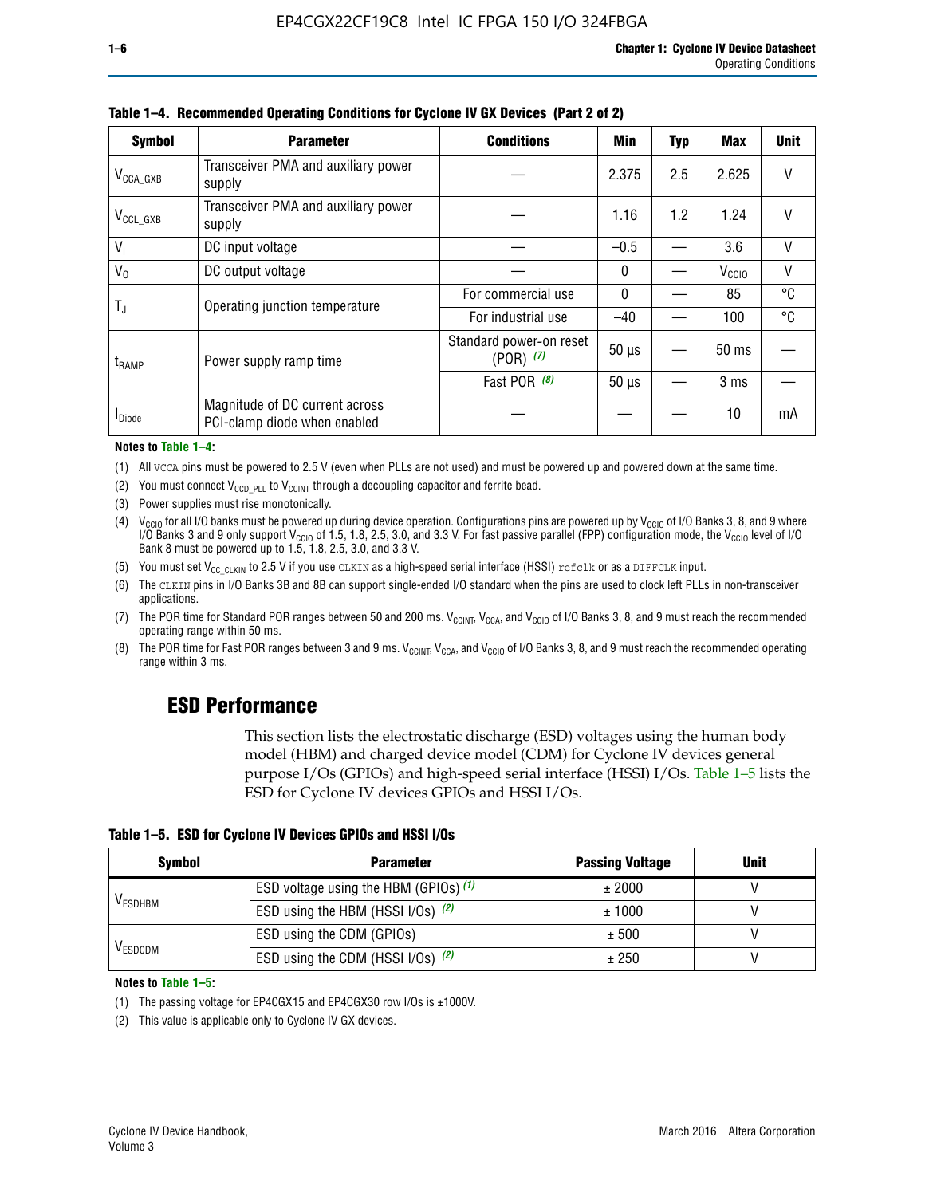**Table 1–4. Recommended Operating Conditions for Cyclone IV GX Devices (Part 2 of 2)**

| Symbol | Parameter | Conditions | Min | Typ | Max | Unit |
|---|---|---|---|---|---|---|
| $V_{CCA\_GXB}$ | Transceiver PMA and auxiliary power supply | — | 2.375 | 2.5 | 2.625 | V |
| $V_{CCL\_GXB}$ | Transceiver PMA and auxiliary power supply | — | 1.16 | 1.2 | 1.24 | V |
| $V_I$ | DC input voltage | — | –0.5 | — | 3.6 | V |
| $V_O$ | DC output voltage | — | 0 | — | $V_{CCIO}$ | V |
| $T_J$ | Operating junction temperature | For commercial use | 0 | — | 85 | °C |
| | | For industrial use | –40 | — | 100 | °C |
| $t_{RAMP}$ | Power supply ramp time | Standard power-on reset (POR) *(7)* | 50 µs | — | 50 ms | — |
| | | Fast POR *(8)* | 50 µs | — | 3 ms | — |
| $I_{Diode}$ | Magnitude of DC current across PCI-clamp diode when enabled | — | — | — | 10 | mA |

**Notes to Table 1–4:**

(1) All VCCA pins must be powered to 2.5 V (even when PLLs are not used) and must be powered up and powered down at the same time.

(2) You must connect $V_{CCD\_PLL}$ to $V_{CCINT}$ through a decoupling capacitor and ferrite bead.

(3) Power supplies must rise monotonically.

(4) $V_{CCIO}$ for all I/O banks must be powered up during device operation. Configurations pins are powered up by $V_{CCIO}$ of I/O Banks 3, 8, and 9 where I/O Banks 3 and 9 only support $V_{CCIO}$ of 1.5, 1.8, 2.5, 3.0, and 3.3 V. For fast passive parallel (FPP) configuration mode, the $V_{CCIO}$ level of I/O Bank 8 must be powered up to 1.5, 1.8, 2.5, 3.0, and 3.3 V.

(5) You must set $V_{CC\_CLKIN}$ to 2.5 V if you use CLKIN as a high-speed serial interface (HSSI) refclk or as a DIFFCLK input.

(6) The CLKIN pins in I/O Banks 3B and 8B can support single-ended I/O standard when the pins are used to clock left PLLs in non-transceiver applications.

(7) The POR time for Standard POR ranges between 50 and 200 ms. $V_{CCINT}$, $V_{CCA}$, and $V_{CCIO}$ of I/O Banks 3, 8, and 9 must reach the recommended operating range within 50 ms.

(8) The POR time for Fast POR ranges between 3 and 9 ms. $V_{CCINT}$, $V_{CCA}$, and $V_{CCIO}$ of I/O Banks 3, 8, and 9 must reach the recommended operating range within 3 ms.

## ESD Performance

This section lists the electrostatic discharge (ESD) voltages using the human body model (HBM) and charged device model (CDM) for Cyclone IV devices general purpose I/Os (GPIOs) and high-speed serial interface (HSSI) I/Os. Table 1–5 lists the ESD for Cyclone IV devices GPIOs and HSSI I/Os.

**Table 1–5. ESD for Cyclone IV Devices GPIOs and HSSI I/Os**

| Symbol | Parameter | Passing Voltage | Unit |
|---|---|---|---|
| $V_{ESDHBM}$ | ESD voltage using the HBM (GPIOs) *(1)* | ± 2000 | V |
| | ESD using the HBM (HSSI I/Os) *(2)* | ± 1000 | V |
| $V_{ESDCDM}$ | ESD using the CDM (GPIOs) | ± 500 | V |
| | ESD using the CDM (HSSI I/Os) *(2)* | ± 250 | V |

**Notes to Table 1–5:**

(1) The passing voltage for EP4CGX15 and EP4CGX30 row I/Os is ±1000V.

(2) This value is applicable only to Cyclone IV GX devices.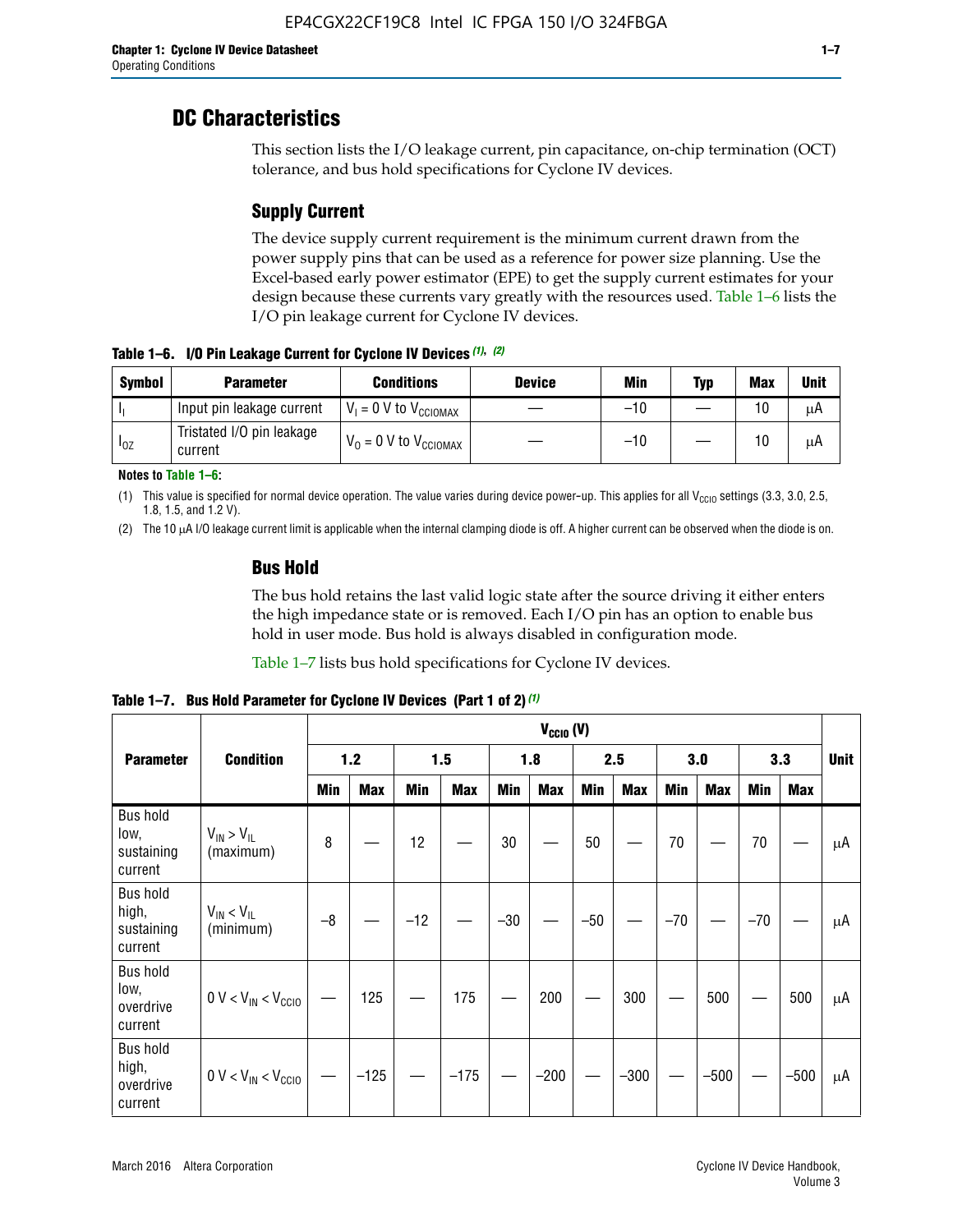# DC Characteristics

This section lists the I/O leakage current, pin capacitance, on-chip termination (OCT) tolerance, and bus hold specifications for Cyclone IV devices.

## Supply Current

The device supply current requirement is the minimum current drawn from the power supply pins that can be used as a reference for power size planning. Use the Excel-based early power estimator (EPE) to get the supply current estimates for your design because these currents vary greatly with the resources used. Table 1–6 lists the I/O pin leakage current for Cyclone IV devices.

**Table 1–6. I/O Pin Leakage Current for Cyclone IV Devices (1), (2)**

| Symbol | Parameter | Conditions | Device | Min | Typ | Max | Unit |
|---|---|---|---|---|---|---|---|
| $I_I$ | Input pin leakage current | $V_I$ = 0 V to $V_{CCIOMAX}$ | — | –10 | — | 10 | µA |
| $I_{OZ}$ | Tristated I/O pin leakage current | $V_O$ = 0 V to $V_{CCIOMAX}$ | — | –10 | — | 10 | µA |

**Notes to Table 1–6:**

(1) This value is specified for normal device operation. The value varies during device power-up. This applies for all $V_{CCIO}$ settings (3.3, 3.0, 2.5, 1.8, 1.5, and 1.2 V).

(2) The 10 µA I/O leakage current limit is applicable when the internal clamping diode is off. A higher current can be observed when the diode is on.

## Bus Hold

The bus hold retains the last valid logic state after the source driving it either enters the high impedance state or is removed. Each I/O pin has an option to enable bus hold in user mode. Bus hold is always disabled in configuration mode.

Table 1–7 lists bus hold specifications for Cyclone IV devices.

**Table 1–7. Bus Hold Parameter for Cyclone IV Devices (Part 1 of 2) (1)**

| Parameter | Condition | $V_{CCIO}$ (V) | | | | | | | | | | | | Unit |
|---|---|---|---|---|---|---|---|---|---|---|---|---|---|---|
| | | 1.2 | | 1.5 | | 1.8 | | 2.5 | | 3.0 | | 3.3 | | |
| | | Min | Max | Min | Max | Min | Max | Min | Max | Min | Max | Min | Max | |
| Bus hold low, sustaining current | $V_{IN} > V_{IL}$ (maximum) | 8 | — | 12 | — | 30 | — | 50 | — | 70 | — | 70 | — | µA |
| Bus hold high, sustaining current | $V_{IN} < V_{IL}$ (minimum) | –8 | — | –12 | — | –30 | — | –50 | — | –70 | — | –70 | — | µA |
| Bus hold low, overdrive current | 0 V < $V_{IN}$ < $V_{CCIO}$ | — | 125 | — | 175 | — | 200 | — | 300 | — | 500 | — | 500 | µA |
| Bus hold high, overdrive current | 0 V < $V_{IN}$ < $V_{CCIO}$ | — | –125 | — | –175 | — | –200 | — | –300 | — | –500 | — | –500 | µA |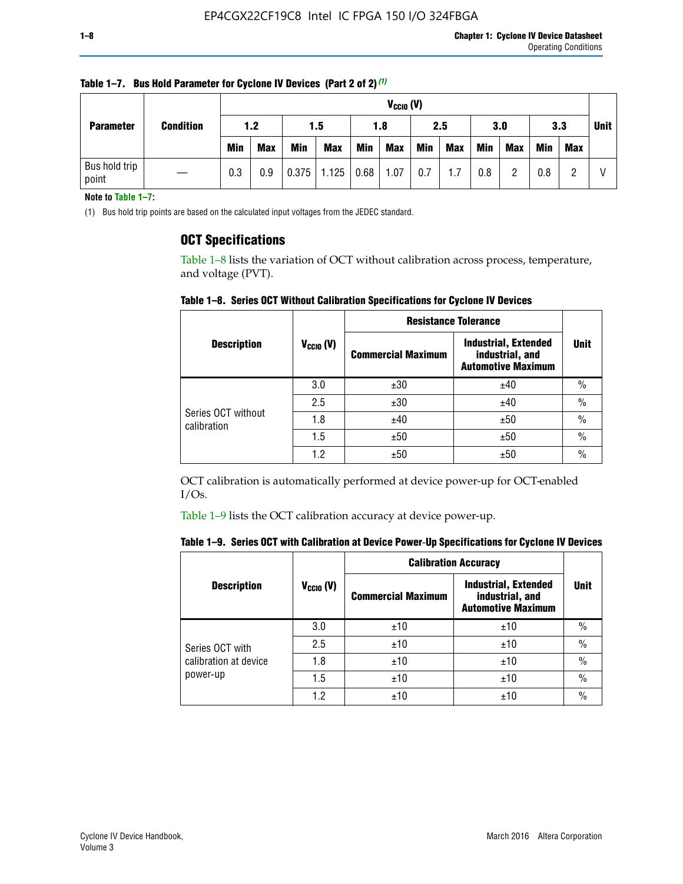**Table 1–7. Bus Hold Parameter for Cyclone IV Devices (Part 2 of 2)** (1)

| Parameter | Condition | $V_{CCIO}$ (V) | | | | | | | | | | | | Unit |
|---|---|---|---|---|---|---|---|---|---|---|---|---|---|---|
| | | 1.2 | | 1.5 | | 1.8 | | 2.5 | | 3.0 | | 3.3 | | |
| | | Min | Max | Min | Max | Min | Max | Min | Max | Min | Max | Min | Max | |
| Bus hold trip point | — | 0.3 | 0.9 | 0.375 | 1.125 | 0.68 | 1.07 | 0.7 | 1.7 | 0.8 | 2 | 0.8 | 2 | V |

**Note to Table 1–7:**

(1) Bus hold trip points are based on the calculated input voltages from the JEDEC standard.

## OCT Specifications

Table 1–8 lists the variation of OCT without calibration across process, temperature, and voltage (PVT).

**Table 1–8. Series OCT Without Calibration Specifications for Cyclone IV Devices**

| Description | $V_{CCIO}$ (V) | Resistance Tolerance | | Unit |
|---|---|---|---|---|
| | | Commercial Maximum | Industrial, Extended industrial, and Automotive Maximum | |
| Series OCT without calibration | 3.0 | ±30 | ±40 | % |
| | 2.5 | ±30 | ±40 | % |
| | 1.8 | ±40 | ±50 | % |
| | 1.5 | ±50 | ±50 | % |
| | 1.2 | ±50 | ±50 | % |

OCT calibration is automatically performed at device power-up for OCT-enabled I/Os.

Table 1–9 lists the OCT calibration accuracy at device power-up.

**Table 1–9. Series OCT with Calibration at Device Power-Up Specifications for Cyclone IV Devices**

| Description | $V_{CCIO}$ (V) | Calibration Accuracy | | Unit |
|---|---|---|---|---|
| | | Commercial Maximum | Industrial, Extended industrial, and Automotive Maximum | |
| Series OCT with calibration at device power-up | 3.0 | ±10 | ±10 | % |
| | 2.5 | ±10 | ±10 | % |
| | 1.8 | ±10 | ±10 | % |
| | 1.5 | ±10 | ±10 | % |
| | 1.2 | ±10 | ±10 | % |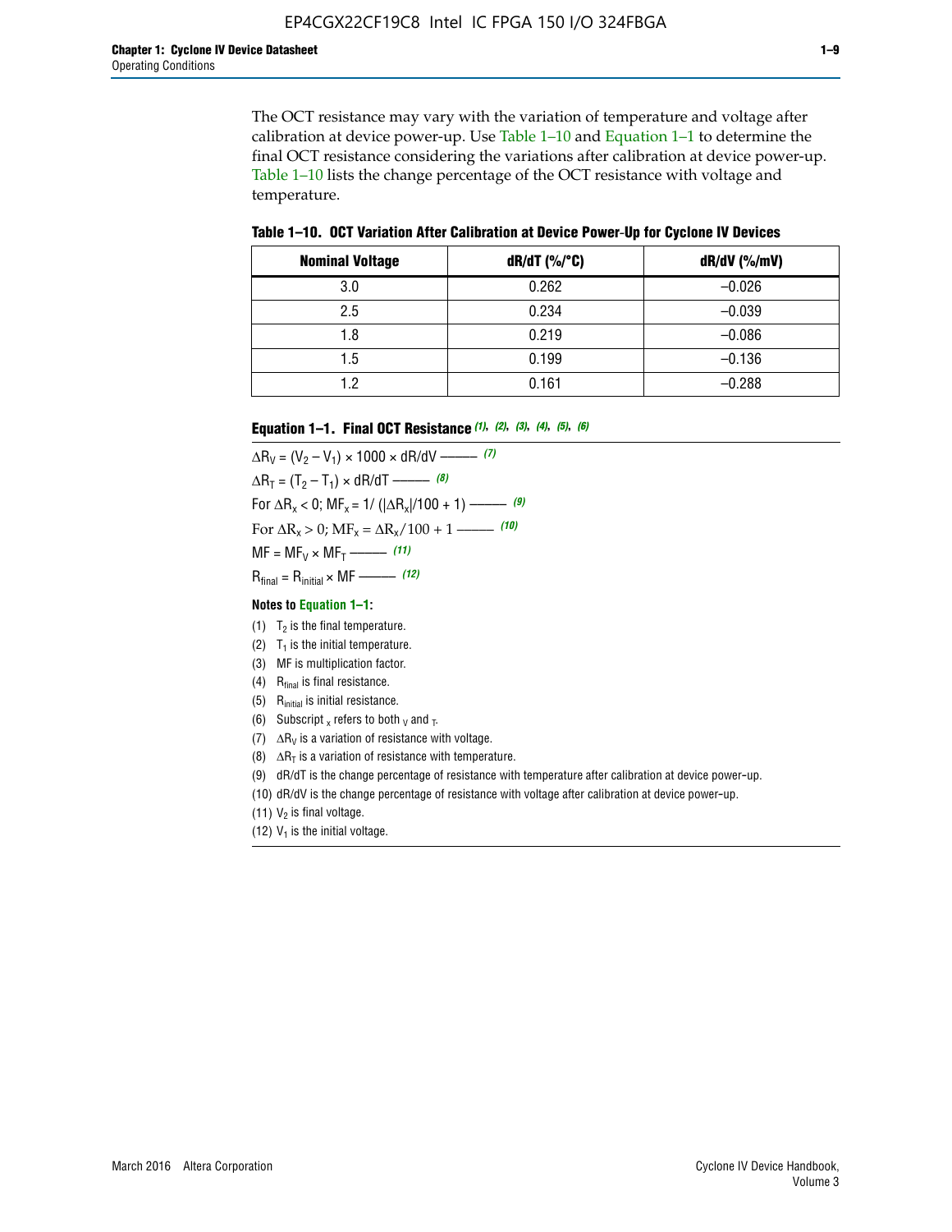The OCT resistance may vary with the variation of temperature and voltage after calibration at device power-up. Use Table 1–10 and Equation 1–1 to determine the final OCT resistance considering the variations after calibration at device power-up. Table 1–10 lists the change percentage of the OCT resistance with voltage and temperature.

**Table 1–10. OCT Variation After Calibration at Device Power-Up for Cyclone IV Devices**

| Nominal Voltage | dR/dT (%/°C) | dR/dV (%/mV) |
|---|---|---|
| 3.0 | 0.262 | –0.026 |
| 2.5 | 0.234 | –0.039 |
| 1.8 | 0.219 | –0.086 |
| 1.5 | 0.199 | –0.136 |
| 1.2 | 0.161 | –0.288 |

**Equation 1–1. Final OCT Resistance** *(1), (2), (3), (4), (5), (6)*

$$\Delta R_V = (V_2 - V_1) \times 1000 \times dR/dV \text{ ——— } (7)$$

$$\Delta R_T = (T_2 - T_1) \times dR/dT \text{ ——— } (8)$$

$$\text{For } \Delta R_x < 0;\ MF_x = 1/(|\Delta R_x|/100 + 1) \text{ ——— } (9)$$

$$\text{For } \Delta R_x > 0;\ MF_x = \Delta R_x/100 + 1 \text{ ——— } (10)$$

$$MF = MF_V \times MF_T \text{ ——— } (11)$$

$$R_{final} = R_{initial} \times MF \text{ ——— } (12)$$

**Notes to Equation 1–1:**

(1) $T_2$ is the final temperature.

(2) $T_1$ is the initial temperature.

(3) MF is multiplication factor.

(4) $R_{final}$ is final resistance.

(5) $R_{initial}$ is initial resistance.

(6) Subscript $_x$ refers to both $_V$ and $_T$.

(7) $\Delta R_V$ is a variation of resistance with voltage.

(8) $\Delta R_T$ is a variation of resistance with temperature.

(9) dR/dT is the change percentage of resistance with temperature after calibration at device power-up.

(10) dR/dV is the change percentage of resistance with voltage after calibration at device power-up.

(11) $V_2$ is final voltage.

(12) $V_1$ is the initial voltage.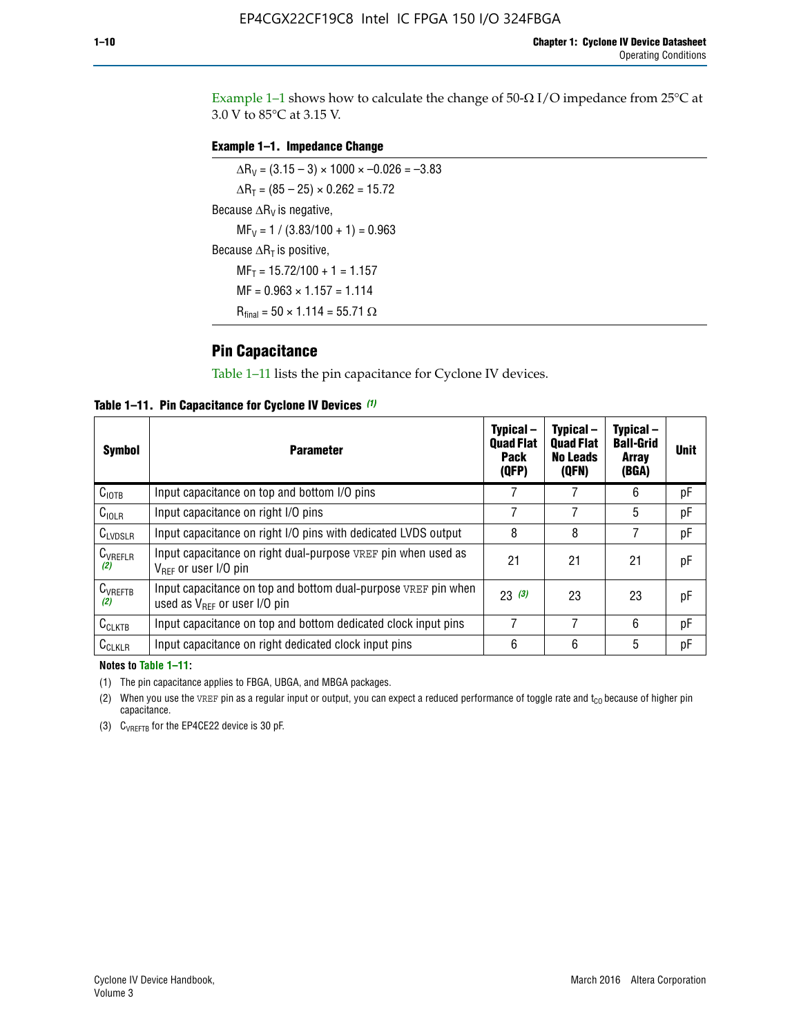Example 1–1 shows how to calculate the change of 50-Ω I/O impedance from 25°C at 3.0 V to 85°C at 3.15 V.

**Example 1–1. Impedance Change**

$\Delta R_V = (3.15 - 3) \times 1000 \times -0.026 = -3.83$

$\Delta R_T = (85 - 25) \times 0.262 = 15.72$

Because $\Delta R_V$ is negative,

$MF_V = 1 / (3.83/100 + 1) = 0.963$

Because $\Delta R_T$ is positive,

$MF_T = 15.72/100 + 1 = 1.157$

$MF = 0.963 \times 1.157 = 1.114$

$R_{final} = 50 \times 1.114 = 55.71\ \Omega$

## Pin Capacitance

Table 1–11 lists the pin capacitance for Cyclone IV devices.

**Table 1–11. Pin Capacitance for Cyclone IV Devices** *(1)*

| Symbol | Parameter | Typical – Quad Flat Pack (QFP) | Typical – Quad Flat No Leads (QFN) | Typical – Ball-Grid Array (BGA) | Unit |
|---|---|---|---|---|---|
| $C_{IOTB}$ | Input capacitance on top and bottom I/O pins | 7 | 7 | 6 | pF |
| $C_{IOLR}$ | Input capacitance on right I/O pins | 7 | 7 | 5 | pF |
| $C_{LVDSLR}$ | Input capacitance on right I/O pins with dedicated LVDS output | 8 | 8 | 7 | pF |
| $C_{VREFLR}$ *(2)* | Input capacitance on right dual-purpose VREF pin when used as $V_{REF}$ or user I/O pin | 21 | 21 | 21 | pF |
| $C_{VREFTB}$ *(2)* | Input capacitance on top and bottom dual-purpose VREF pin when used as $V_{REF}$ or user I/O pin | 23 *(3)* | 23 | 23 | pF |
| $C_{CLKTB}$ | Input capacitance on top and bottom dedicated clock input pins | 7 | 7 | 6 | pF |
| $C_{CLKLR}$ | Input capacitance on right dedicated clock input pins | 6 | 6 | 5 | pF |

**Notes to Table 1–11:**

(1) The pin capacitance applies to FBGA, UBGA, and MBGA packages.

(2) When you use the VREF pin as a regular input or output, you can expect a reduced performance of toggle rate and $t_{CO}$ because of higher pin capacitance.

(3) $C_{VREFTB}$ for the EP4CE22 device is 30 pF.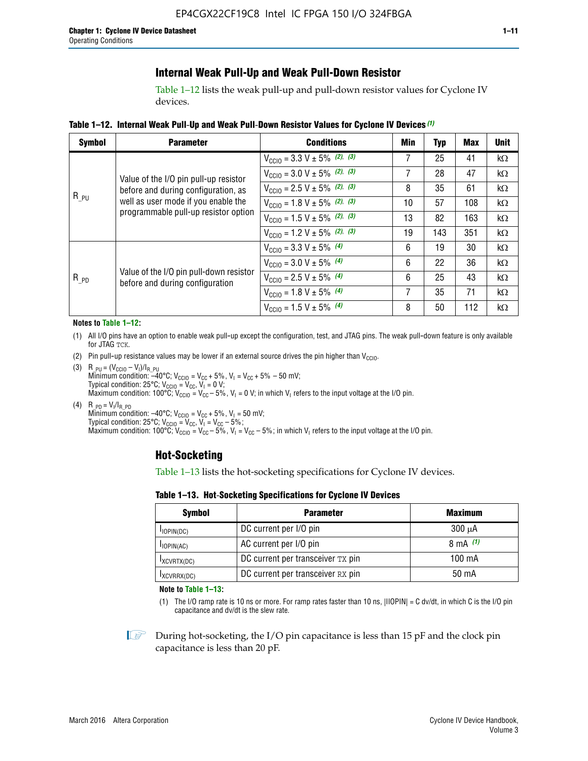## Internal Weak Pull-Up and Weak Pull-Down Resistor

Table 1–12 lists the weak pull-up and pull-down resistor values for Cyclone IV devices.

**Table 1–12. Internal Weak Pull-Up and Weak Pull-Down Resistor Values for Cyclone IV Devices (1)**

| Symbol | Parameter | Conditions | Min | Typ | Max | Unit |
|---|---|---|---|---|---|---|
| $R_{\_PU}$ | Value of the I/O pin pull-up resistor before and during configuration, as well as user mode if you enable the programmable pull-up resistor option | $V_{CCIO}$ = 3.3 V ± 5% (2), (3) | 7 | 25 | 41 | kΩ |
| | | $V_{CCIO}$ = 3.0 V ± 5% (2), (3) | 7 | 28 | 47 | kΩ |
| | | $V_{CCIO}$ = 2.5 V ± 5% (2), (3) | 8 | 35 | 61 | kΩ |
| | | $V_{CCIO}$ = 1.8 V ± 5% (2), (3) | 10 | 57 | 108 | kΩ |
| | | $V_{CCIO}$ = 1.5 V ± 5% (2), (3) | 13 | 82 | 163 | kΩ |
| | | $V_{CCIO}$ = 1.2 V ± 5% (2), (3) | 19 | 143 | 351 | kΩ |
| $R_{\_PD}$ | Value of the I/O pin pull-down resistor before and during configuration | $V_{CCIO}$ = 3.3 V ± 5% (4) | 6 | 19 | 30 | kΩ |
| | | $V_{CCIO}$ = 3.0 V ± 5% (4) | 6 | 22 | 36 | kΩ |
| | | $V_{CCIO}$ = 2.5 V ± 5% (4) | 6 | 25 | 43 | kΩ |
| | | $V_{CCIO}$ = 1.8 V ± 5% (4) | 7 | 35 | 71 | kΩ |
| | | $V_{CCIO}$ = 1.5 V ± 5% (4) | 8 | 50 | 112 | kΩ |

**Notes to Table 1–12:**

(1) All I/O pins have an option to enable weak pull-up except the configuration, test, and JTAG pins. The weak pull-down feature is only available for JTAG TCK.

(2) Pin pull-up resistance values may be lower if an external source drives the pin higher than $V_{CCIO}$.

(3) $R_{\_PU} = (V_{CCIO} - V_I)/I_{R\_PU}$
Minimum condition: –40°C; $V_{CCIO} = V_{CC} + 5\%$, $V_I = V_{CC} + 5\% - 50$ mV;
Typical condition: 25°C; $V_{CCIO} = V_{CC}$, $V_I = 0$ V;
Maximum condition: 100°C; $V_{CCIO} = V_{CC} - 5\%$, $V_I = 0$ V; in which $V_I$ refers to the input voltage at the I/O pin.

(4) $R_{\_PD} = V_I/I_{R\_PD}$
Minimum condition: –40°C; $V_{CCIO} = V_{CC} + 5\%$, $V_I = 50$ mV;
Typical condition: 25°C; $V_{CCIO} = V_{CC}$, $V_I = V_{CC} - 5\%$;
Maximum condition: 100°C; $V_{CCIO} = V_{CC} - 5\%$, $V_I = V_{CC} - 5\%$; in which $V_I$ refers to the input voltage at the I/O pin.

## Hot-Socketing

Table 1–13 lists the hot-socketing specifications for Cyclone IV devices.

**Table 1–13. Hot-Socketing Specifications for Cyclone IV Devices**

| Symbol | Parameter | Maximum |
|---|---|---|
| $I_{IOPIN(DC)}$ | DC current per I/O pin | 300 μA |
| $I_{IOPIN(AC)}$ | AC current per I/O pin | 8 mA (1) |
| $I_{XCVRTX(DC)}$ | DC current per transceiver TX pin | 100 mA |
| $I_{XCVRRX(DC)}$ | DC current per transceiver RX pin | 50 mA |

**Note to Table 1–13:**

(1) The I/O ramp rate is 10 ns or more. For ramp rates faster than 10 ns, |IIOPIN| = C dv/dt, in which C is the I/O pin capacitance and dv/dt is the slew rate.

During hot-socketing, the I/O pin capacitance is less than 15 pF and the clock pin capacitance is less than 20 pF.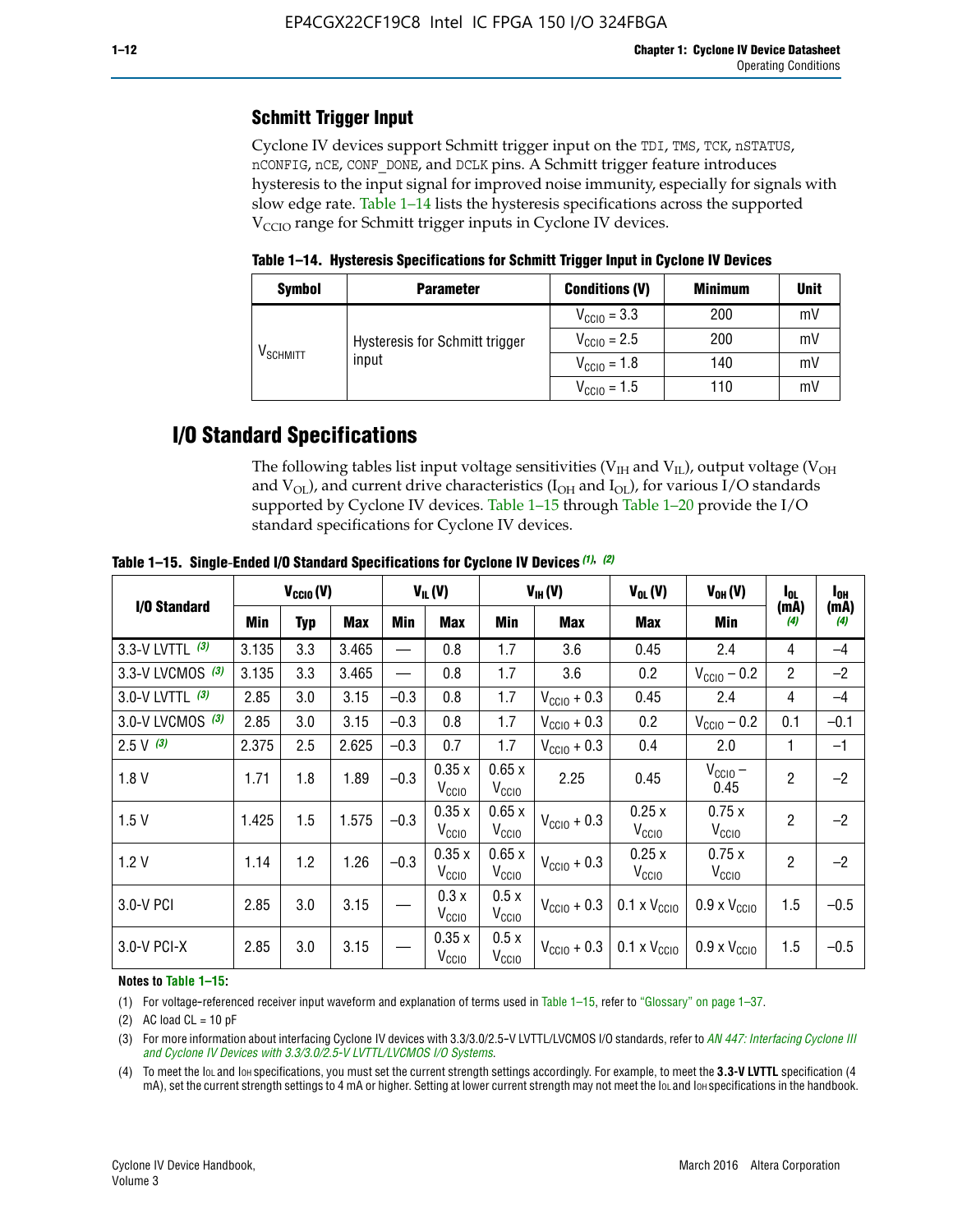### Schmitt Trigger Input

Cyclone IV devices support Schmitt trigger input on the TDI, TMS, TCK, nSTATUS, nCONFIG, nCE, CONF_DONE, and DCLK pins. A Schmitt trigger feature introduces hysteresis to the input signal for improved noise immunity, especially for signals with slow edge rate. Table 1–14 lists the hysteresis specifications across the supported $V_{CCIO}$ range for Schmitt trigger inputs in Cyclone IV devices.

**Table 1–14. Hysteresis Specifications for Schmitt Trigger Input in Cyclone IV Devices**

| Symbol | Parameter | Conditions (V) | Minimum | Unit |
|---|---|---|---|---|
| $V_{SCHMITT}$ | Hysteresis for Schmitt trigger input | $V_{CCIO}$ = 3.3 | 200 | mV |
| | | $V_{CCIO}$ = 2.5 | 200 | mV |
| | | $V_{CCIO}$ = 1.8 | 140 | mV |
| | | $V_{CCIO}$ = 1.5 | 110 | mV |

## I/O Standard Specifications

The following tables list input voltage sensitivities ($V_{IH}$ and $V_{IL}$), output voltage ($V_{OH}$ and $V_{OL}$), and current drive characteristics ($I_{OH}$ and $I_{OL}$), for various I/O standards supported by Cyclone IV devices. Table 1–15 through Table 1–20 provide the I/O standard specifications for Cyclone IV devices.

**Table 1–15. Single-Ended I/O Standard Specifications for Cyclone IV Devices (1), (2)**

| I/O Standard | $V_{CCIO}$ (V) | | | $V_{IL}$ (V) | | $V_{IH}$ (V) | | $V_{OL}$ (V) | $V_{OH}$ (V) | $I_{OL}$ (mA) (4) | $I_{OH}$ (mA) (4) |
|---|---|---|---|---|---|---|---|---|---|---|---|
| | Min | Typ | Max | Min | Max | Min | Max | Max | Min | | |
| 3.3-V LVTTL (3) | 3.135 | 3.3 | 3.465 | — | 0.8 | 1.7 | 3.6 | 0.45 | 2.4 | 4 | –4 |
| 3.3-V LVCMOS (3) | 3.135 | 3.3 | 3.465 | — | 0.8 | 1.7 | 3.6 | 0.2 | $V_{CCIO}$ – 0.2 | 2 | –2 |
| 3.0-V LVTTL (3) | 2.85 | 3.0 | 3.15 | –0.3 | 0.8 | 1.7 | $V_{CCIO}$ + 0.3 | 0.45 | 2.4 | 4 | –4 |
| 3.0-V LVCMOS (3) | 2.85 | 3.0 | 3.15 | –0.3 | 0.8 | 1.7 | $V_{CCIO}$ + 0.3 | 0.2 | $V_{CCIO}$ – 0.2 | 0.1 | –0.1 |
| 2.5 V (3) | 2.375 | 2.5 | 2.625 | –0.3 | 0.7 | 1.7 | $V_{CCIO}$ + 0.3 | 0.4 | 2.0 | 1 | –1 |
| 1.8 V | 1.71 | 1.8 | 1.89 | –0.3 | 0.35 x $V_{CCIO}$ | 0.65 x $V_{CCIO}$ | 2.25 | 0.45 | $V_{CCIO}$ – 0.45 | 2 | –2 |
| 1.5 V | 1.425 | 1.5 | 1.575 | –0.3 | 0.35 x $V_{CCIO}$ | 0.65 x $V_{CCIO}$ | $V_{CCIO}$ + 0.3 | 0.25 x $V_{CCIO}$ | 0.75 x $V_{CCIO}$ | 2 | –2 |
| 1.2 V | 1.14 | 1.2 | 1.26 | –0.3 | 0.35 x $V_{CCIO}$ | 0.65 x $V_{CCIO}$ | $V_{CCIO}$ + 0.3 | 0.25 x $V_{CCIO}$ | 0.75 x $V_{CCIO}$ | 2 | –2 |
| 3.0-V PCI | 2.85 | 3.0 | 3.15 | — | 0.3 x $V_{CCIO}$ | 0.5 x $V_{CCIO}$ | $V_{CCIO}$ + 0.3 | 0.1 x $V_{CCIO}$ | 0.9 x $V_{CCIO}$ | 1.5 | –0.5 |
| 3.0-V PCI-X | 2.85 | 3.0 | 3.15 | — | 0.35 x $V_{CCIO}$ | 0.5 x $V_{CCIO}$ | $V_{CCIO}$ + 0.3 | 0.1 x $V_{CCIO}$ | 0.9 x $V_{CCIO}$ | 1.5 | –0.5 |

**Notes to Table 1–15:**

(1) For voltage-referenced receiver input waveform and explanation of terms used in Table 1–15, refer to "Glossary" on page 1–37.

(2) AC load CL = 10 pF

(3) For more information about interfacing Cyclone IV devices with 3.3/3.0/2.5-V LVTTL/LVCMOS I/O standards, refer to *AN 447: Interfacing Cyclone III and Cyclone IV Devices with 3.3/3.0/2.5-V LVTTL/LVCMOS I/O Systems*.

(4) To meet the $I_{OL}$ and $I_{OH}$ specifications, you must set the current strength settings accordingly. For example, to meet the **3.3-V LVTTL** specification (4 mA), set the current strength settings to 4 mA or higher. Setting at lower current strength may not meet the $I_{OL}$ and $I_{OH}$ specifications in the handbook.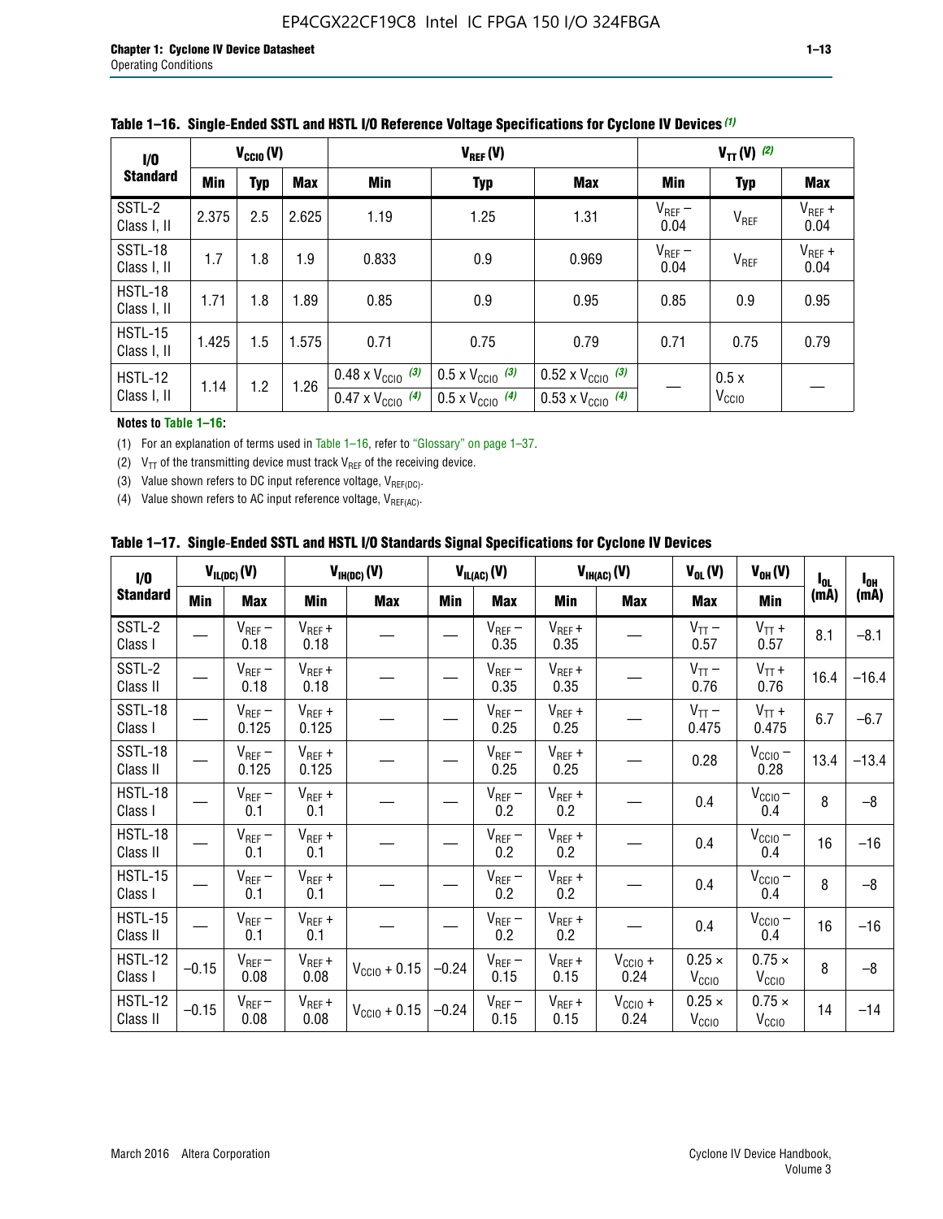**Table 1–16. Single-Ended SSTL and HSTL I/O Reference Voltage Specifications for Cyclone IV Devices (1)**

| I/O Standard | $V_{CCIO}$ (V) | | | $V_{REF}$ (V) | | | $V_{TT}$ (V) (2) | | |
|---|---|---|---|---|---|---|---|---|---|
| | Min | Typ | Max | Min | Typ | Max | Min | Typ | Max |
| SSTL-2 Class I, II | 2.375 | 2.5 | 2.625 | 1.19 | 1.25 | 1.31 | $V_{REF}$ – 0.04 | $V_{REF}$ | $V_{REF}$ + 0.04 |
| SSTL-18 Class I, II | 1.7 | 1.8 | 1.9 | 0.833 | 0.9 | 0.969 | $V_{REF}$ – 0.04 | $V_{REF}$ | $V_{REF}$ + 0.04 |
| HSTL-18 Class I, II | 1.71 | 1.8 | 1.89 | 0.85 | 0.9 | 0.95 | 0.85 | 0.9 | 0.95 |
| HSTL-15 Class I, II | 1.425 | 1.5 | 1.575 | 0.71 | 0.75 | 0.79 | 0.71 | 0.75 | 0.79 |
| HSTL-12 Class I, II | 1.14 | 1.2 | 1.26 | 0.48 x $V_{CCIO}$ (3) / 0.47 x $V_{CCIO}$ (4) | 0.5 x $V_{CCIO}$ (3) / 0.5 x $V_{CCIO}$ (4) | 0.52 x $V_{CCIO}$ (3) / 0.53 x $V_{CCIO}$ (4) | — | 0.5 x $V_{CCIO}$ | — |

**Notes to Table 1–16:**

(1) For an explanation of terms used in Table 1–16, refer to "Glossary" on page 1–37.

(2) $V_{TT}$ of the transmitting device must track $V_{REF}$ of the receiving device.

(3) Value shown refers to DC input reference voltage, $V_{REF(DC)}$.

(4) Value shown refers to AC input reference voltage, $V_{REF(AC)}$.

**Table 1–17. Single-Ended SSTL and HSTL I/O Standards Signal Specifications for Cyclone IV Devices**

| I/O Standard | $V_{IL(DC)}$ (V) | | $V_{IH(DC)}$ (V) | | $V_{IL(AC)}$ (V) | | $V_{IH(AC)}$ (V) | | $V_{OL}$ (V) | $V_{OH}$ (V) | $I_{OL}$ (mA) | $I_{OH}$ (mA) |
|---|---|---|---|---|---|---|---|---|---|---|---|---|
| | Min | Max | Min | Max | Min | Max | Min | Max | Max | Min | | |
| SSTL-2 Class I | — | $V_{REF}$ – 0.18 | $V_{REF}$ + 0.18 | — | — | $V_{REF}$ – 0.35 | $V_{REF}$ + 0.35 | — | $V_{TT}$ – 0.57 | $V_{TT}$ + 0.57 | 8.1 | –8.1 |
| SSTL-2 Class II | — | $V_{REF}$ – 0.18 | $V_{REF}$ + 0.18 | — | — | $V_{REF}$ – 0.35 | $V_{REF}$ + 0.35 | — | $V_{TT}$ – 0.76 | $V_{TT}$ + 0.76 | 16.4 | –16.4 |
| SSTL-18 Class I | — | $V_{REF}$ – 0.125 | $V_{REF}$ + 0.125 | — | — | $V_{REF}$ – 0.25 | $V_{REF}$ + 0.25 | — | $V_{TT}$ – 0.475 | $V_{TT}$ + 0.475 | 6.7 | –6.7 |
| SSTL-18 Class II | — | $V_{REF}$ – 0.125 | $V_{REF}$ + 0.125 | — | — | $V_{REF}$ – 0.25 | $V_{REF}$ + 0.25 | — | 0.28 | $V_{CCIO}$ – 0.28 | 13.4 | –13.4 |
| HSTL-18 Class I | — | $V_{REF}$ – 0.1 | $V_{REF}$ + 0.1 | — | — | $V_{REF}$ – 0.2 | $V_{REF}$ + 0.2 | — | 0.4 | $V_{CCIO}$ – 0.4 | 8 | –8 |
| HSTL-18 Class II | — | $V_{REF}$ – 0.1 | $V_{REF}$ + 0.1 | — | — | $V_{REF}$ – 0.2 | $V_{REF}$ + 0.2 | — | 0.4 | $V_{CCIO}$ – 0.4 | 16 | –16 |
| HSTL-15 Class I | — | $V_{REF}$ – 0.1 | $V_{REF}$ + 0.1 | — | — | $V_{REF}$ – 0.2 | $V_{REF}$ + 0.2 | — | 0.4 | $V_{CCIO}$ – 0.4 | 8 | –8 |
| HSTL-15 Class II | — | $V_{REF}$ – 0.1 | $V_{REF}$ + 0.1 | — | — | $V_{REF}$ – 0.2 | $V_{REF}$ + 0.2 | — | 0.4 | $V_{CCIO}$ – 0.4 | 16 | –16 |
| HSTL-12 Class I | –0.15 | $V_{REF}$ – 0.08 | $V_{REF}$ + 0.08 | $V_{CCIO}$ + 0.15 | –0.24 | $V_{REF}$ – 0.15 | $V_{REF}$ + 0.15 | $V_{CCIO}$ + 0.24 | 0.25 × $V_{CCIO}$ | 0.75 × $V_{CCIO}$ | 8 | –8 |
| HSTL-12 Class II | –0.15 | $V_{REF}$ – 0.08 | $V_{REF}$ + 0.08 | $V_{CCIO}$ + 0.15 | –0.24 | $V_{REF}$ – 0.15 | $V_{REF}$ + 0.15 | $V_{CCIO}$ + 0.24 | 0.25 × $V_{CCIO}$ | 0.75 × $V_{CCIO}$ | 14 | –14 |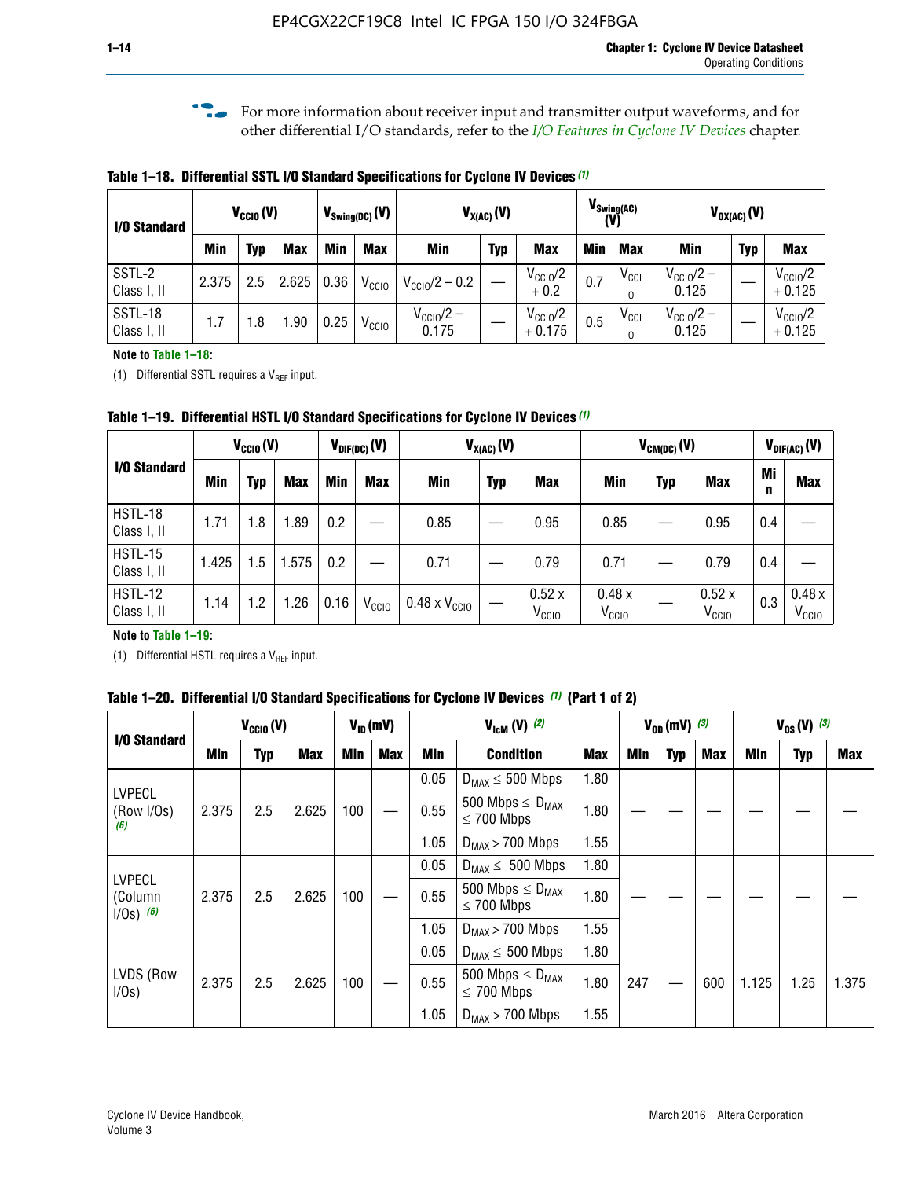For more information about receiver input and transmitter output waveforms, and for other differential I/O standards, refer to the *I/O Features in Cyclone IV Devices* chapter.

**Table 1–18. Differential SSTL I/O Standard Specifications for Cyclone IV Devices (1)**

| I/O Standard | $V_{CCIO}$ (V) | | | $V_{Swing(DC)}$ (V) | | $V_{X(AC)}$ (V) | | | $V_{Swing(AC)}$ (V) | | $V_{OX(AC)}$ (V) | | |
|---|---|---|---|---|---|---|---|---|---|---|---|---|---|
| | Min | Typ | Max | Min | Max | Min | Typ | Max | Min | Max | Min | Typ | Max |
| SSTL-2 Class I, II | 2.375 | 2.5 | 2.625 | 0.36 | $V_{CCIO}$ | $V_{CCIO}/2 - 0.2$ | — | $V_{CCIO}/2 + 0.2$ | 0.7 | $V_{CCIO}$ | $V_{CCIO}/2 - 0.125$ | — | $V_{CCIO}/2 + 0.125$ |
| SSTL-18 Class I, II | 1.7 | 1.8 | 1.90 | 0.25 | $V_{CCIO}$ | $V_{CCIO}/2 - 0.175$ | — | $V_{CCIO}/2 + 0.175$ | 0.5 | $V_{CCIO}$ | $V_{CCIO}/2 - 0.125$ | — | $V_{CCIO}/2 + 0.125$ |

**Note to Table 1–18:**

(1) Differential SSTL requires a $V_{REF}$ input.

**Table 1–19. Differential HSTL I/O Standard Specifications for Cyclone IV Devices (1)**

| I/O Standard | $V_{CCIO}$ (V) | | | $V_{DIF(DC)}$ (V) | | $V_{X(AC)}$ (V) | | | $V_{CM(DC)}$ (V) | | | $V_{DIF(AC)}$ (V) | |
|---|---|---|---|---|---|---|---|---|---|---|---|---|---|
| | Min | Typ | Max | Min | Max | Min | Typ | Max | Min | Typ | Max | Min | Max |
| HSTL-18 Class I, II | 1.71 | 1.8 | 1.89 | 0.2 | — | 0.85 | — | 0.95 | 0.85 | — | 0.95 | 0.4 | — |
| HSTL-15 Class I, II | 1.425 | 1.5 | 1.575 | 0.2 | — | 0.71 | — | 0.79 | 0.71 | — | 0.79 | 0.4 | — |
| HSTL-12 Class I, II | 1.14 | 1.2 | 1.26 | 0.16 | $V_{CCIO}$ | 0.48 x $V_{CCIO}$ | — | 0.52 x $V_{CCIO}$ | 0.48 x $V_{CCIO}$ | — | 0.52 x $V_{CCIO}$ | 0.3 | 0.48 x $V_{CCIO}$ |

**Note to Table 1–19:**

(1) Differential HSTL requires a $V_{REF}$ input.

**Table 1–20. Differential I/O Standard Specifications for Cyclone IV Devices (1) (Part 1 of 2)**

| I/O Standard | $V_{CCIO}$ (V) | | | $V_{ID}$ (mV) | | $V_{IcM}$ (V) (2) | | | $V_{OD}$ (mV) (3) | | | $V_{OS}$ (V) (3) | | |
|---|---|---|---|---|---|---|---|---|---|---|---|---|---|---|
| | Min | Typ | Max | Min | Max | Min | Condition | Max | Min | Typ | Max | Min | Typ | Max |
| LVPECL (Row I/Os) (6) | 2.375 | 2.5 | 2.625 | 100 | — | 0.05 | $D_{MAX} \leq 500$ Mbps | 1.80 | — | — | — | — | — | — |
| | | | | | | 0.55 | 500 Mbps $\leq D_{MAX} \leq 700$ Mbps | 1.80 | | | | | | |
| | | | | | | 1.05 | $D_{MAX} > 700$ Mbps | 1.55 | | | | | | |
| LVPECL (Column I/Os) (6) | 2.375 | 2.5 | 2.625 | 100 | — | 0.05 | $D_{MAX} \leq 500$ Mbps | 1.80 | — | — | — | — | — | — |
| | | | | | | 0.55 | 500 Mbps $\leq D_{MAX} \leq 700$ Mbps | 1.80 | | | | | | |
| | | | | | | 1.05 | $D_{MAX} > 700$ Mbps | 1.55 | | | | | | |
| LVDS (Row I/Os) | 2.375 | 2.5 | 2.625 | 100 | — | 0.05 | $D_{MAX} \leq 500$ Mbps | 1.80 | 247 | — | 600 | 1.125 | 1.25 | 1.375 |
| | | | | | | 0.55 | 500 Mbps $\leq D_{MAX} \leq 700$ Mbps | 1.80 | | | | | | |
| | | | | | | 1.05 | $D_{MAX} > 700$ Mbps | 1.55 | | | | | | |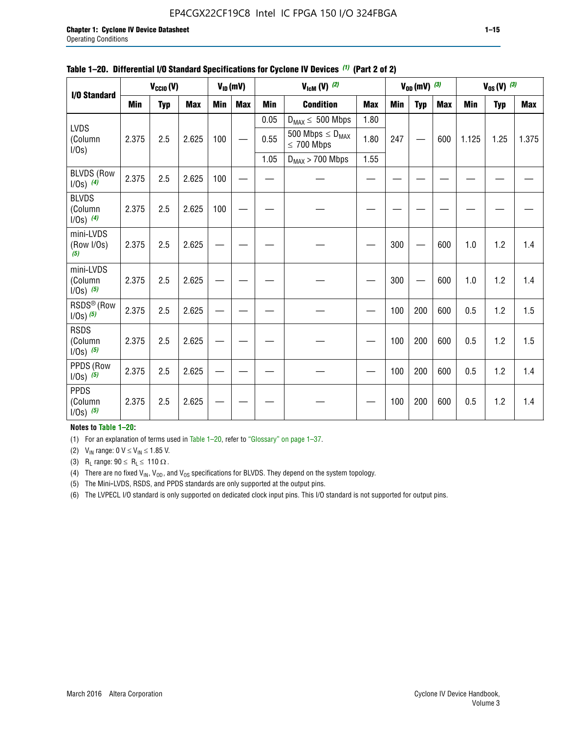**Table 1–20. Differential I/O Standard Specifications for Cyclone IV Devices (1) (Part 2 of 2)**

| I/O Standard | $V_{CCIO}$ (V) | | | $V_{ID}$ (mV) | | $V_{IcM}$ (V) (2) | | | $V_{OD}$ (mV) (3) | | | $V_{OS}$ (V) (3) | | |
|---|---|---|---|---|---|---|---|---|---|---|---|---|---|---|
| | Min | Typ | Max | Min | Max | Min | Condition | Max | Min | Typ | Max | Min | Typ | Max |
| LVDS (Column I/Os) | 2.375 | 2.5 | 2.625 | 100 | — | 0.05 | $D_{MAX} \leq$ 500 Mbps | 1.80 | 247 | — | 600 | 1.125 | 1.25 | 1.375 |
| | | | | | | 0.55 | 500 Mbps $\leq D_{MAX} \leq$ 700 Mbps | 1.80 | | | | | | |
| | | | | | | 1.05 | $D_{MAX}$ > 700 Mbps | 1.55 | | | | | | |
| BLVDS (Row I/Os) (4) | 2.375 | 2.5 | 2.625 | 100 | — | — | — | — | — | — | — | — | — | — |
| BLVDS (Column I/Os) (4) | 2.375 | 2.5 | 2.625 | 100 | — | — | — | — | — | — | — | — | — | — |
| mini-LVDS (Row I/Os) (5) | 2.375 | 2.5 | 2.625 | — | — | — | — | — | 300 | — | 600 | 1.0 | 1.2 | 1.4 |
| mini-LVDS (Column I/Os) (5) | 2.375 | 2.5 | 2.625 | — | — | — | — | — | 300 | — | 600 | 1.0 | 1.2 | 1.4 |
| RSDS® (Row I/Os) (5) | 2.375 | 2.5 | 2.625 | — | — | — | — | — | 100 | 200 | 600 | 0.5 | 1.2 | 1.5 |
| RSDS (Column I/Os) (5) | 2.375 | 2.5 | 2.625 | — | — | — | — | — | 100 | 200 | 600 | 0.5 | 1.2 | 1.5 |
| PPDS (Row I/Os) (5) | 2.375 | 2.5 | 2.625 | — | — | — | — | — | 100 | 200 | 600 | 0.5 | 1.2 | 1.4 |
| PPDS (Column I/Os) (5) | 2.375 | 2.5 | 2.625 | — | — | — | — | — | 100 | 200 | 600 | 0.5 | 1.2 | 1.4 |

**Notes to Table 1–20:**

(1) For an explanation of terms used in Table 1–20, refer to "Glossary" on page 1–37.

(2) $V_{IN}$ range: 0 V $\leq V_{IN} \leq$ 1.85 V.

(3) $R_L$ range: 90 $\leq R_L \leq$ 110 Ω.

(4) There are no fixed $V_{IN}$, $V_{OD}$, and $V_{OS}$ specifications for BLVDS. They depend on the system topology.

(5) The Mini-LVDS, RSDS, and PPDS standards are only supported at the output pins.

(6) The LVPECL I/O standard is only supported on dedicated clock input pins. This I/O standard is not supported for output pins.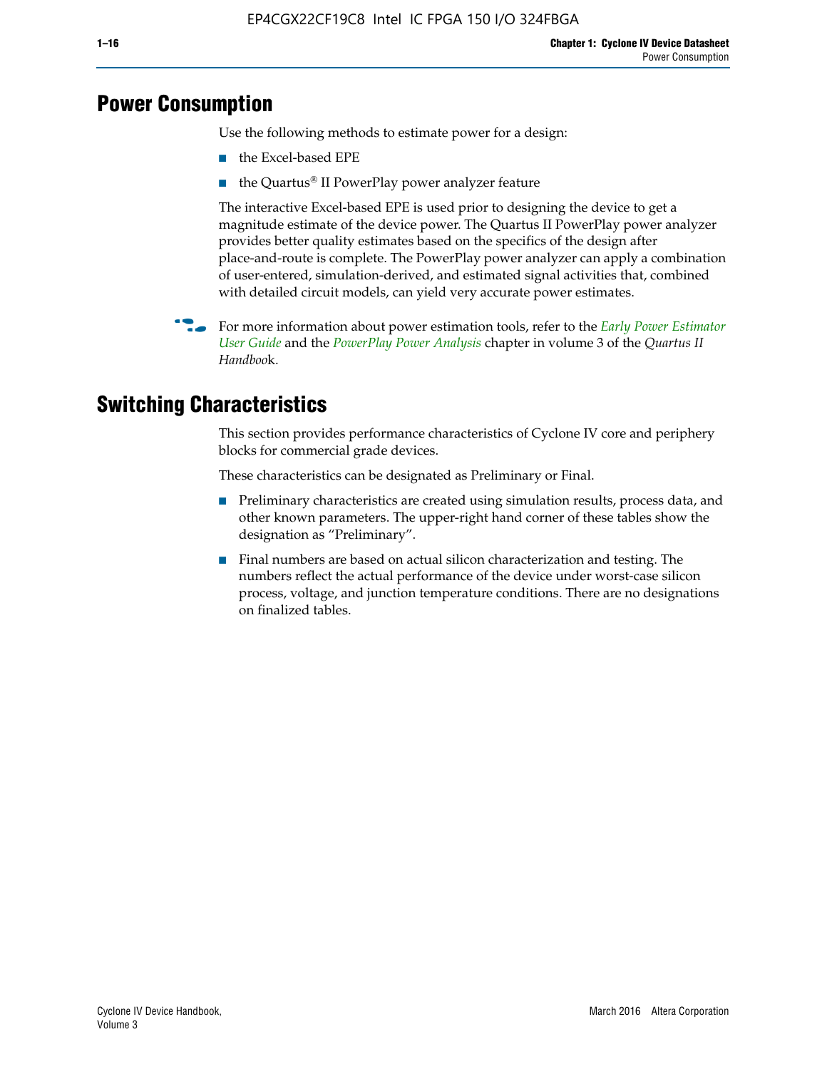## Power Consumption

Use the following methods to estimate power for a design:

- the Excel-based EPE
- the Quartus® II PowerPlay power analyzer feature

The interactive Excel-based EPE is used prior to designing the device to get a magnitude estimate of the device power. The Quartus II PowerPlay power analyzer provides better quality estimates based on the specifics of the design after place-and-route is complete. The PowerPlay power analyzer can apply a combination of user-entered, simulation-derived, and estimated signal activities that, combined with detailed circuit models, can yield very accurate power estimates.

For more information about power estimation tools, refer to the *Early Power Estimator User Guide* and the *PowerPlay Power Analysis* chapter in volume 3 of the *Quartus II Handbook*.

## Switching Characteristics

This section provides performance characteristics of Cyclone IV core and periphery blocks for commercial grade devices.

These characteristics can be designated as Preliminary or Final.

- Preliminary characteristics are created using simulation results, process data, and other known parameters. The upper-right hand corner of these tables show the designation as "Preliminary".
- Final numbers are based on actual silicon characterization and testing. The numbers reflect the actual performance of the device under worst-case silicon process, voltage, and junction temperature conditions. There are no designations on finalized tables.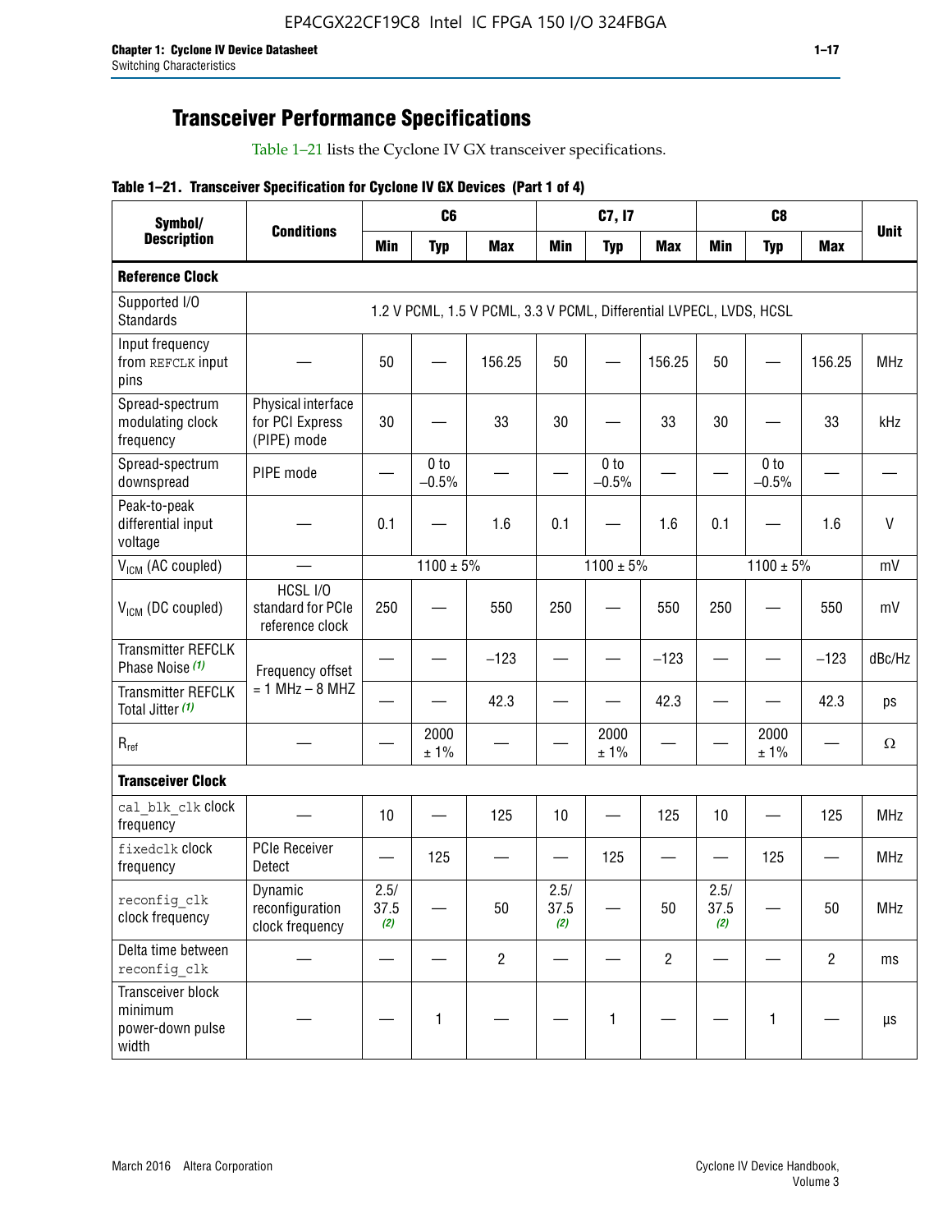## Transceiver Performance Specifications

Table 1–21 lists the Cyclone IV GX transceiver specifications.

**Table 1–21. Transceiver Specification for Cyclone IV GX Devices (Part 1 of 4)**

| Symbol/ Description | Conditions | C6 | | | C7, I7 | | | C8 | | | Unit |
|---|---|---|---|---|---|---|---|---|---|---|---|
| | | Min | Typ | Max | Min | Typ | Max | Min | Typ | Max | |
| **Reference Clock** | | | | | | | | | | | |
| Supported I/O Standards | 1.2 V PCML, 1.5 V PCML, 3.3 V PCML, Differential LVPECL, LVDS, HCSL | | | | | | | | | | |
| Input frequency from REFCLK input pins | — | 50 | — | 156.25 | 50 | — | 156.25 | 50 | — | 156.25 | MHz |
| Spread-spectrum modulating clock frequency | Physical interface for PCI Express (PIPE) mode | 30 | — | 33 | 30 | — | 33 | 30 | — | 33 | kHz |
| Spread-spectrum downspread | PIPE mode | — | 0 to −0.5% | — | — | 0 to −0.5% | — | — | 0 to −0.5% | — | — |
| Peak-to-peak differential input voltage | — | 0.1 | — | 1.6 | 0.1 | — | 1.6 | 0.1 | — | 1.6 | V |
| $V_{ICM}$ (AC coupled) | — | 1100 ± 5% | | | 1100 ± 5% | | | 1100 ± 5% | | | mV |
| $V_{ICM}$ (DC coupled) | HCSL I/O standard for PCIe reference clock | 250 | — | 550 | 250 | — | 550 | 250 | — | 550 | mV |
| Transmitter REFCLK Phase Noise (1) | Frequency offset = 1 MHz – 8 MHZ | — | — | −123 | — | — | −123 | — | — | −123 | dBc/Hz |
| Transmitter REFCLK Total Jitter (1) | | — | — | 42.3 | — | — | 42.3 | — | — | 42.3 | ps |
| $R_{ref}$ | — | — | 2000 ± 1% | — | — | 2000 ± 1% | — | — | 2000 ± 1% | — | Ω |
| **Transceiver Clock** | | | | | | | | | | | |
| cal_blk_clk clock frequency | — | 10 | — | 125 | 10 | — | 125 | 10 | — | 125 | MHz |
| fixedclk clock frequency | PCIe Receiver Detect | — | 125 | — | — | 125 | — | — | 125 | — | MHz |
| reconfig_clk clock frequency | Dynamic reconfiguration clock frequency | 2.5/ 37.5 (2) | — | 50 | 2.5/ 37.5 (2) | — | 50 | 2.5/ 37.5 (2) | — | 50 | MHz |
| Delta time between reconfig_clk | — | — | — | 2 | — | — | 2 | — | — | 2 | ms |
| Transceiver block minimum power-down pulse width | — | — | 1 | — | — | 1 | — | — | 1 | — | µs |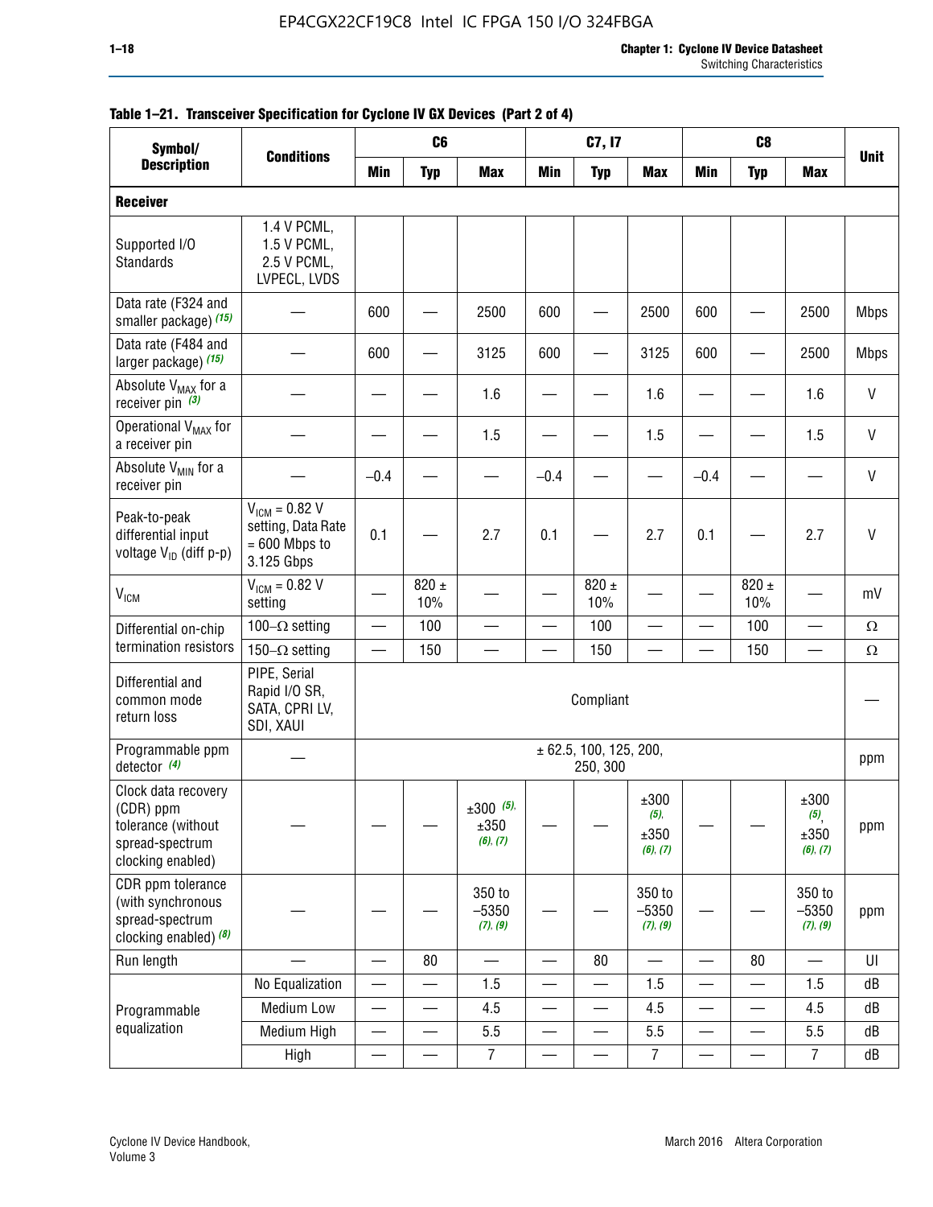**Table 1–21. Transceiver Specification for Cyclone IV GX Devices (Part 2 of 4)**

| Symbol/ Description | Conditions | C6 | | | C7, I7 | | | C8 | | | Unit |
|---|---|---|---|---|---|---|---|---|---|---|---|
| | | Min | Typ | Max | Min | Typ | Max | Min | Typ | Max | |
| **Receiver** | | | | | | | | | | | |
| Supported I/O Standards | 1.4 V PCML, 1.5 V PCML, 2.5 V PCML, LVPECL, LVDS | | | | | | | | | | |
| Data rate (F324 and smaller package) *(15)* | — | 600 | — | 2500 | 600 | — | 2500 | 600 | — | 2500 | Mbps |
| Data rate (F484 and larger package) *(15)* | — | 600 | — | 3125 | 600 | — | 3125 | 600 | — | 2500 | Mbps |
| Absolute $V_{MAX}$ for a receiver pin *(3)* | — | — | — | 1.6 | — | — | 1.6 | — | — | 1.6 | V |
| Operational $V_{MAX}$ for a receiver pin | — | — | — | 1.5 | — | — | 1.5 | — | — | 1.5 | V |
| Absolute $V_{MIN}$ for a receiver pin | — | –0.4 | — | — | –0.4 | — | — | –0.4 | — | — | V |
| Peak-to-peak differential input voltage $V_{ID}$ (diff p-p) | $V_{ICM}$ = 0.82 V setting, Data Rate = 600 Mbps to 3.125 Gbps | 0.1 | — | 2.7 | 0.1 | — | 2.7 | 0.1 | — | 2.7 | V |
| $V_{ICM}$ | $V_{ICM}$ = 0.82 V setting | — | 820 ± 10% | — | — | 820 ± 10% | — | — | 820 ± 10% | — | mV |
| Differential on-chip termination resistors | 100–Ω setting | — | 100 | — | — | 100 | — | — | 100 | — | Ω |
| | 150–Ω setting | — | 150 | — | — | 150 | — | — | 150 | — | Ω |
| Differential and common mode return loss | PIPE, Serial Rapid I/O SR, SATA, CPRI LV, SDI, XAUI | Compliant | | | | | | | | | — |
| Programmable ppm detector *(4)* | — | ± 62.5, 100, 125, 200, 250, 300 | | | | | | | | | ppm |
| Clock data recovery (CDR) ppm tolerance (without spread-spectrum clocking enabled) | — | — | — | ±300 *(5)*, ±350 *(6)*, *(7)* | — | — | ±300 *(5)*, ±350 *(6)*, *(7)* | — | — | ±300 *(5)*, ±350 *(6)*, *(7)* | ppm |
| CDR ppm tolerance (with synchronous spread-spectrum clocking enabled) *(8)* | — | — | — | 350 to –5350 *(7)*, *(9)* | — | — | 350 to –5350 *(7)*, *(9)* | — | — | 350 to –5350 *(7)*, *(9)* | ppm |
| Run length | — | — | 80 | — | — | 80 | — | — | 80 | — | UI |
| Programmable equalization | No Equalization | — | — | 1.5 | — | — | 1.5 | — | — | 1.5 | dB |
| | Medium Low | — | — | 4.5 | — | — | 4.5 | — | — | 4.5 | dB |
| | Medium High | — | — | 5.5 | — | — | 5.5 | — | — | 5.5 | dB |
| | High | — | — | 7 | — | — | 7 | — | — | 7 | dB |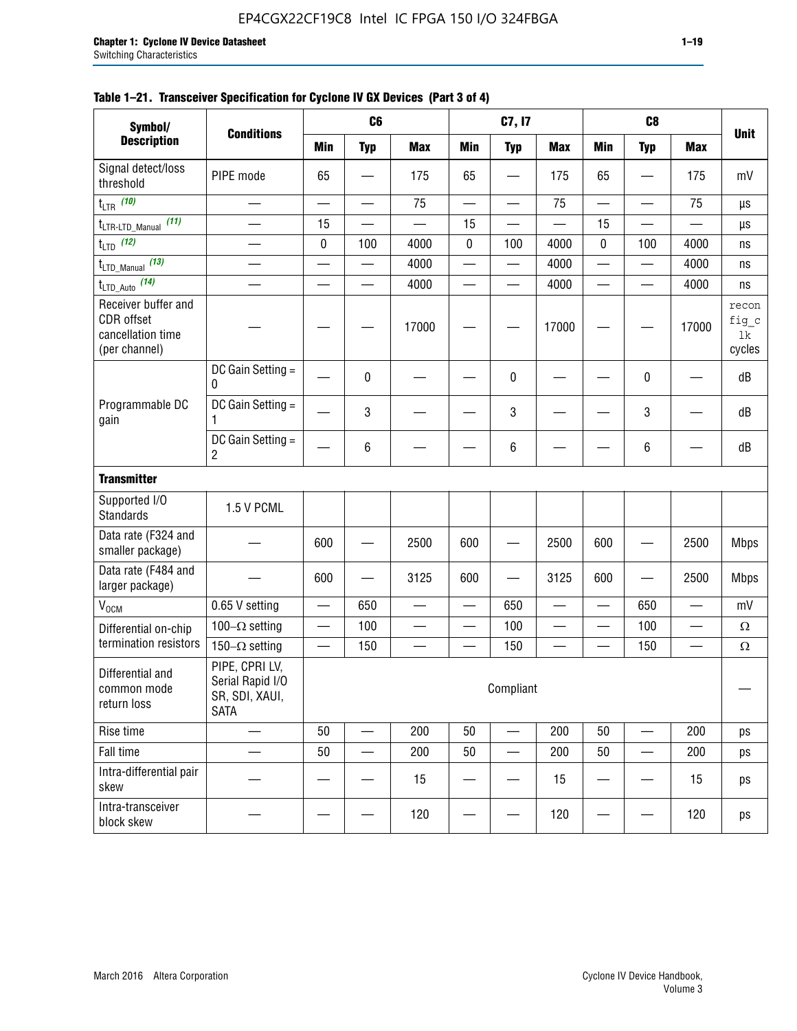**Table 1–21. Transceiver Specification for Cyclone IV GX Devices (Part 3 of 4)**

| Symbol/ Description | Conditions | C6 | | | C7, I7 | | | C8 | | | Unit |
|---|---|---|---|---|---|---|---|---|---|---|---|
| | | Min | Typ | Max | Min | Typ | Max | Min | Typ | Max | |
| Signal detect/loss threshold | PIPE mode | 65 | — | 175 | 65 | — | 175 | 65 | — | 175 | mV |
| $t_{LTR}$ (10) | — | — | — | 75 | — | — | 75 | — | — | 75 | µs |
| $t_{LTR\text{-}LTD\_Manual}$ (11) | — | 15 | — | — | 15 | — | — | 15 | — | — | µs |
| $t_{LTD}$ (12) | — | 0 | 100 | 4000 | 0 | 100 | 4000 | 0 | 100 | 4000 | ns |
| $t_{LTD\_Manual}$ (13) | — | — | — | 4000 | — | — | 4000 | — | — | 4000 | ns |
| $t_{LTD\_Auto}$ (14) | — | — | — | 4000 | — | — | 4000 | — | — | 4000 | ns |
| Receiver buffer and CDR offset cancellation time (per channel) | — | — | — | 17000 | — | — | 17000 | — | — | 17000 | reconfig_clk cycles |
| Programmable DC gain | DC Gain Setting = 0 | — | 0 | — | — | 0 | — | — | 0 | — | dB |
| | DC Gain Setting = 1 | — | 3 | — | — | 3 | — | — | 3 | — | dB |
| | DC Gain Setting = 2 | — | 6 | — | — | 6 | — | — | 6 | — | dB |
| **Transmitter** | | | | | | | | | | | |
| Supported I/O Standards | 1.5 V PCML | | | | | | | | | | |
| Data rate (F324 and smaller package) | — | 600 | — | 2500 | 600 | — | 2500 | 600 | — | 2500 | Mbps |
| Data rate (F484 and larger package) | — | 600 | — | 3125 | 600 | — | 3125 | 600 | — | 2500 | Mbps |
| $V_{OCM}$ | 0.65 V setting | — | 650 | — | — | 650 | — | — | 650 | — | mV |
| Differential on-chip termination resistors | 100–Ω setting | — | 100 | — | — | 100 | — | — | 100 | — | Ω |
| | 150–Ω setting | — | 150 | — | — | 150 | — | — | 150 | — | Ω |
| Differential and common mode return loss | PIPE, CPRI LV, Serial Rapid I/O SR, SDI, XAUI, SATA | Compliant | | | | | | | | | — |
| Rise time | — | 50 | — | 200 | 50 | — | 200 | 50 | — | 200 | ps |
| Fall time | — | 50 | — | 200 | 50 | — | 200 | 50 | — | 200 | ps |
| Intra-differential pair skew | — | — | — | 15 | — | — | 15 | — | — | 15 | ps |
| Intra-transceiver block skew | — | — | — | 120 | — | — | 120 | — | — | 120 | ps |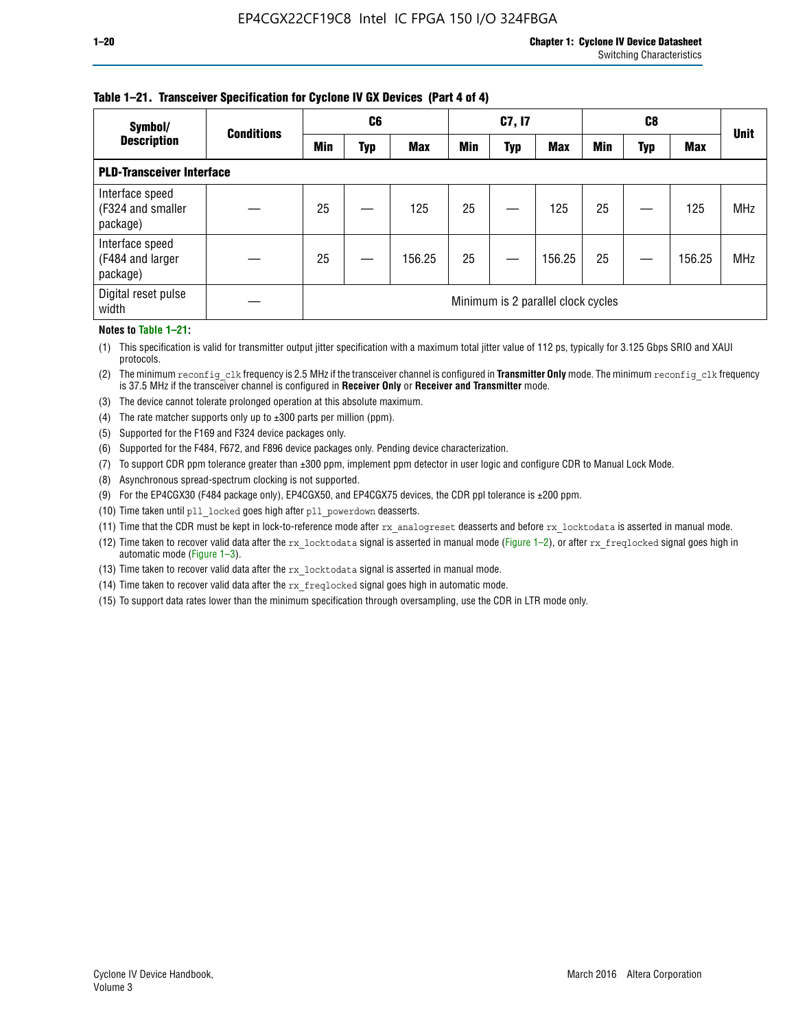**Table 1–21. Transceiver Specification for Cyclone IV GX Devices (Part 4 of 4)**

| Symbol/ Description | Conditions | C6 | | | C7, I7 | | | C8 | | | Unit |
|---|---|---|---|---|---|---|---|---|---|---|---|
| | | Min | Typ | Max | Min | Typ | Max | Min | Typ | Max | |
| **PLD-Transceiver Interface** | | | | | | | | | | | |
| Interface speed (F324 and smaller package) | — | 25 | — | 125 | 25 | — | 125 | 25 | — | 125 | MHz |
| Interface speed (F484 and larger package) | — | 25 | — | 156.25 | 25 | — | 156.25 | 25 | — | 156.25 | MHz |
| Digital reset pulse width | — | Minimum is 2 parallel clock cycles | | | | | | | | | |

**Notes to Table 1–21:**

(1) This specification is valid for transmitter output jitter specification with a maximum total jitter value of 112 ps, typically for 3.125 Gbps SRIO and XAUI protocols.

(2) The minimum `reconfig_clk` frequency is 2.5 MHz if the transceiver channel is configured in **Transmitter Only** mode. The minimum `reconfig_clk` frequency is 37.5 MHz if the transceiver channel is configured in **Receiver Only** or **Receiver and Transmitter** mode.

(3) The device cannot tolerate prolonged operation at this absolute maximum.

(4) The rate matcher supports only up to ±300 parts per million (ppm).

(5) Supported for the F169 and F324 device packages only.

(6) Supported for the F484, F672, and F896 device packages only. Pending device characterization.

(7) To support CDR ppm tolerance greater than ±300 ppm, implement ppm detector in user logic and configure CDR to Manual Lock Mode.

(8) Asynchronous spread-spectrum clocking is not supported.

(9) For the EP4CGX30 (F484 package only), EP4CGX50, and EP4CGX75 devices, the CDR ppl tolerance is ±200 ppm.

(10) Time taken until `pll_locked` goes high after `pll_powerdown` deasserts.

(11) Time that the CDR must be kept in lock-to-reference mode after `rx_analogreset` deasserts and before `rx_locktodata` is asserted in manual mode.

(12) Time taken to recover valid data after the `rx_locktodata` signal is asserted in manual mode (Figure 1–2), or after `rx_freqlocked` signal goes high in automatic mode (Figure 1–3).

(13) Time taken to recover valid data after the `rx_locktodata` signal is asserted in manual mode.

(14) Time taken to recover valid data after the `rx_freqlocked` signal goes high in automatic mode.

(15) To support data rates lower than the minimum specification through oversampling, use the CDR in LTR mode only.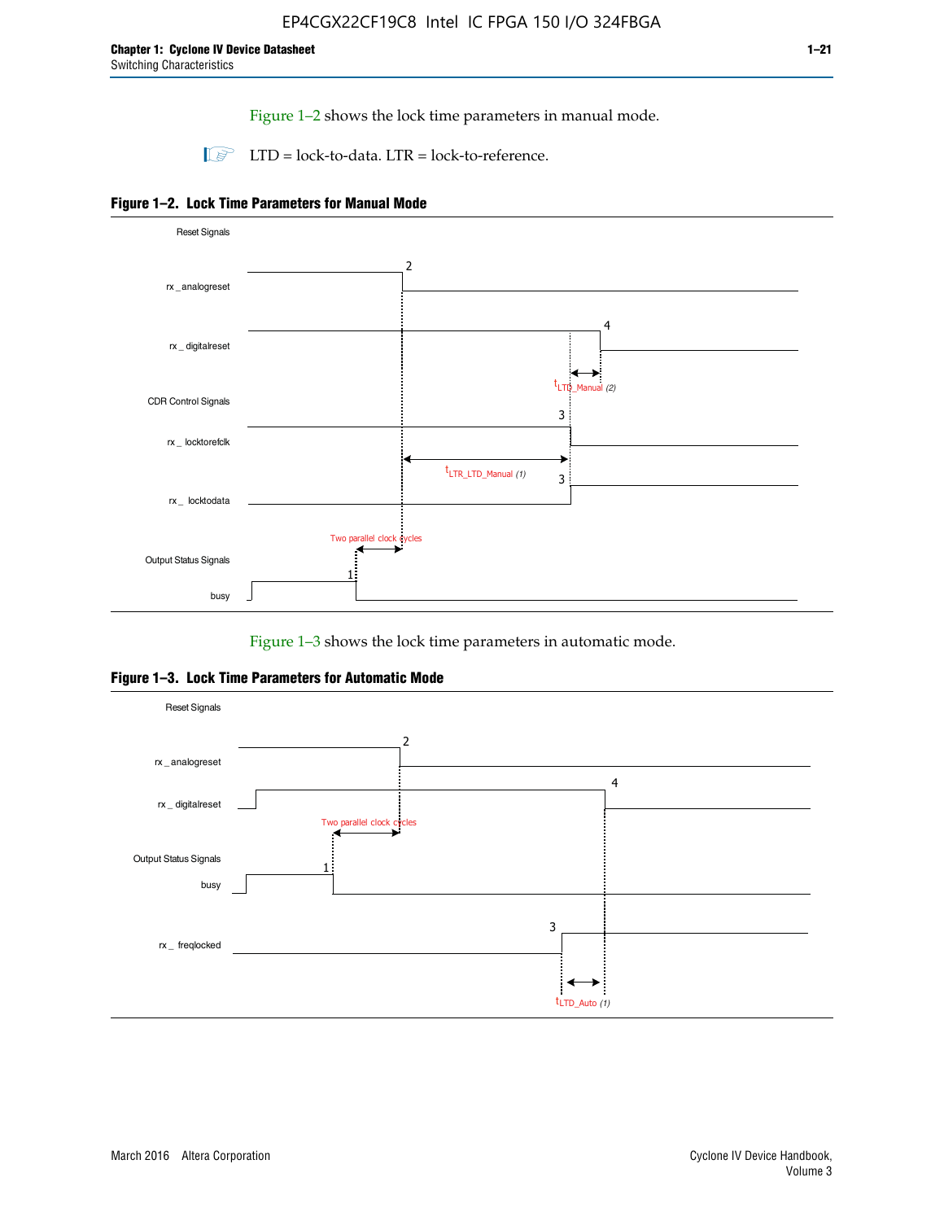Figure 1–2 shows the lock time parameters in manual mode.

LTD = lock-to-data. LTR = lock-to-reference.

**Figure 1–2. Lock Time Parameters for Manual Mode**

Figure 1–3 shows the lock time parameters in automatic mode.

**Figure 1–3. Lock Time Parameters for Automatic Mode**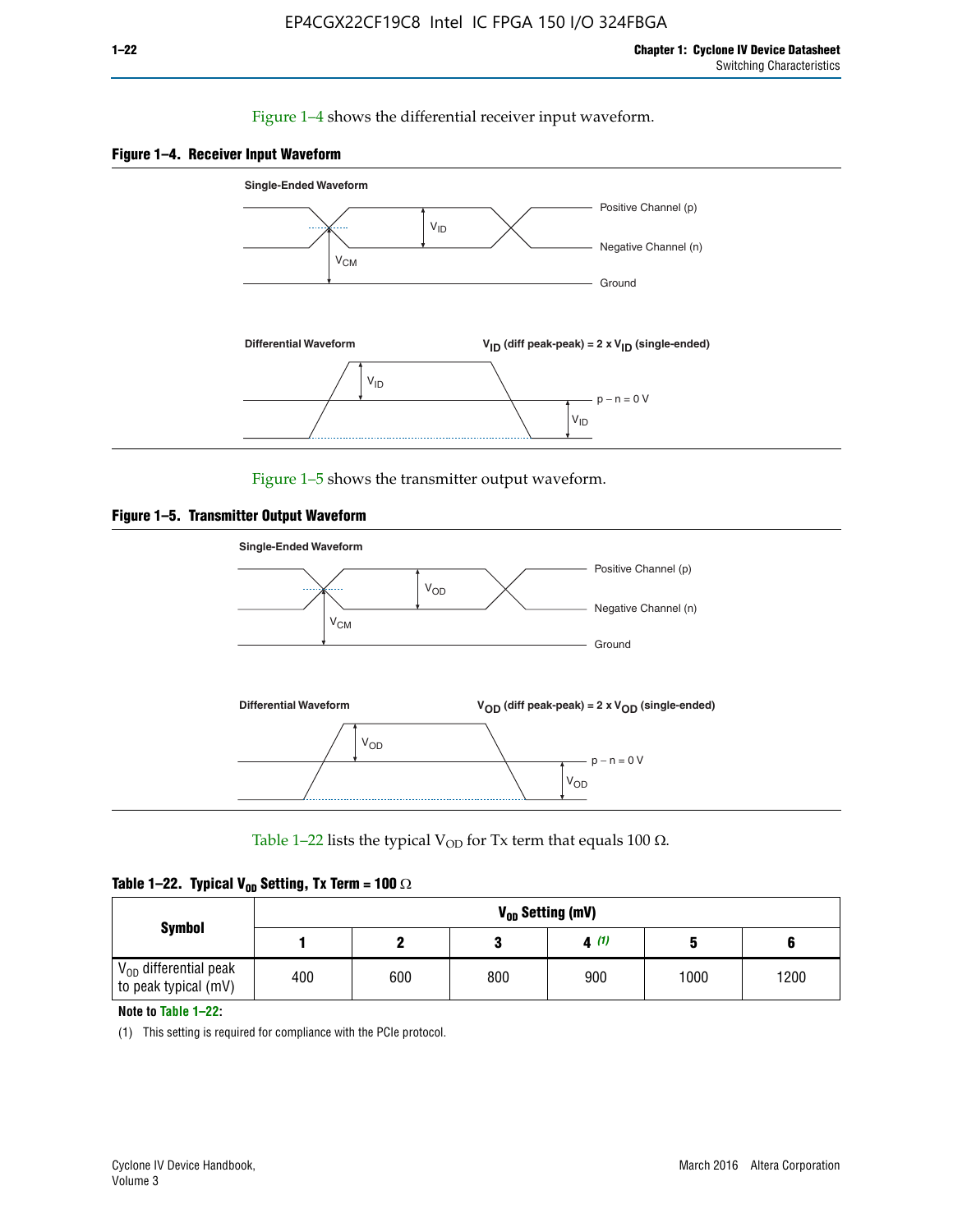Figure 1–4 shows the differential receiver input waveform.

**Figure 1–4. Receiver Input Waveform**

Single-Ended Waveform

Positive Channel (p)

Negative Channel (n)

Ground

$V_{ID}$

$V_{CM}$

Differential Waveform

$V_{ID}$ (diff peak-peak) = 2 x $V_{ID}$ (single-ended)

$V_{ID}$

p − n = 0 V

$V_{ID}$

Figure 1–5 shows the transmitter output waveform.

**Figure 1–5. Transmitter Output Waveform**

Single-Ended Waveform

Positive Channel (p)

Negative Channel (n)

Ground

$V_{OD}$

$V_{CM}$

Differential Waveform

$V_{OD}$ (diff peak-peak) = 2 x $V_{OD}$ (single-ended)

$V_{OD}$

p − n = 0 V

$V_{OD}$

Table 1–22 lists the typical $V_{OD}$ for Tx term that equals 100 Ω.

**Table 1–22. Typical $V_{OD}$ Setting, Tx Term = 100 Ω**

| Symbol | $V_{OD}$ Setting (mV) | | | | | |
|---|---|---|---|---|---|---|
| | 1 | 2 | 3 | 4 *(1)* | 5 | 6 |
| $V_{OD}$ differential peak to peak typical (mV) | 400 | 600 | 800 | 900 | 1000 | 1200 |

**Note to Table 1–22:**

(1) This setting is required for compliance with the PCIe protocol.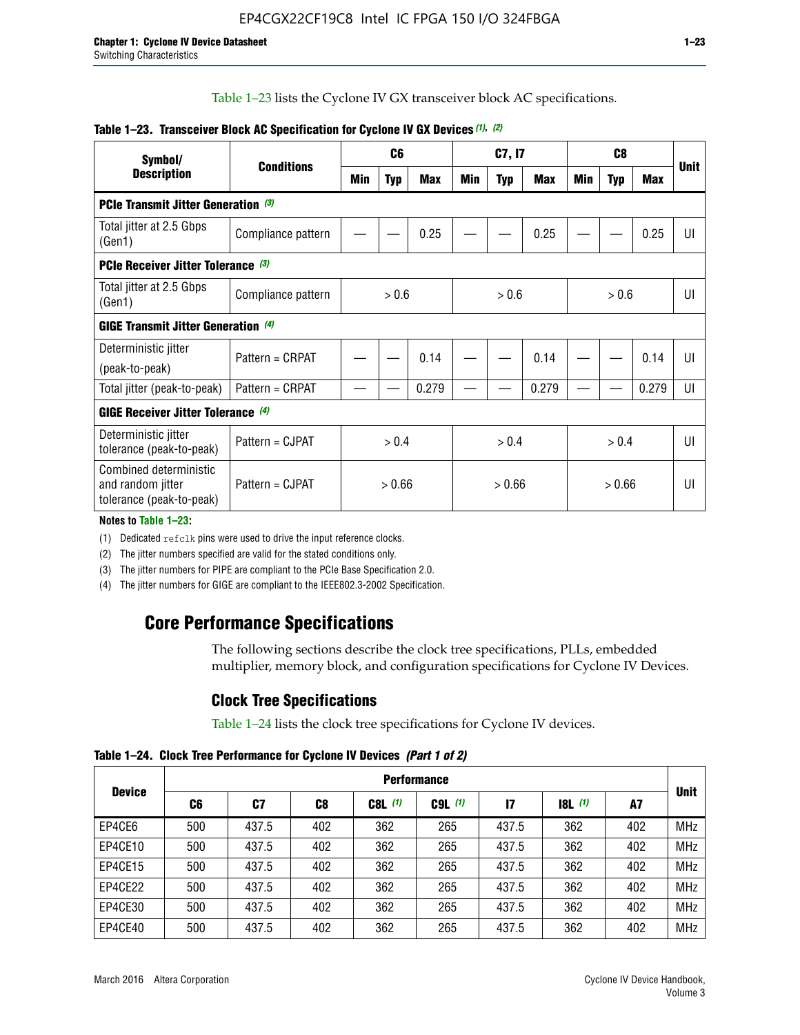Table 1–23 lists the Cyclone IV GX transceiver block AC specifications.

**Table 1–23. Transceiver Block AC Specification for Cyclone IV GX Devices** *(1)*, *(2)*

| Symbol/ Description | Conditions | C6 | | | C7, I7 | | | C8 | | | Unit |
|---|---|---|---|---|---|---|---|---|---|---|---|
| | | Min | Typ | Max | Min | Typ | Max | Min | Typ | Max | |
| **PCIe Transmit Jitter Generation** *(3)* | | | | | | | | | | | |
| Total jitter at 2.5 Gbps (Gen1) | Compliance pattern | — | — | 0.25 | — | — | 0.25 | — | — | 0.25 | UI |
| **PCIe Receiver Jitter Tolerance** *(3)* | | | | | | | | | | | |
| Total jitter at 2.5 Gbps (Gen1) | Compliance pattern | > 0.6 | | | > 0.6 | | | > 0.6 | | | UI |
| **GIGE Transmit Jitter Generation** *(4)* | | | | | | | | | | | |
| Deterministic jitter (peak-to-peak) | Pattern = CRPAT | — | — | 0.14 | — | — | 0.14 | — | — | 0.14 | UI |
| Total jitter (peak-to-peak) | Pattern = CRPAT | — | — | 0.279 | — | — | 0.279 | — | — | 0.279 | UI |
| **GIGE Receiver Jitter Tolerance** *(4)* | | | | | | | | | | | |
| Deterministic jitter tolerance (peak-to-peak) | Pattern = CJPAT | > 0.4 | | | > 0.4 | | | > 0.4 | | | UI |
| Combined deterministic and random jitter tolerance (peak-to-peak) | Pattern = CJPAT | > 0.66 | | | > 0.66 | | | > 0.66 | | | UI |

**Notes to Table 1–23:**

(1) Dedicated refclk pins were used to drive the input reference clocks.

(2) The jitter numbers specified are valid for the stated conditions only.

(3) The jitter numbers for PIPE are compliant to the PCIe Base Specification 2.0.

(4) The jitter numbers for GIGE are compliant to the IEEE802.3-2002 Specification.

# Core Performance Specifications

The following sections describe the clock tree specifications, PLLs, embedded multiplier, memory block, and configuration specifications for Cyclone IV Devices.

## Clock Tree Specifications

Table 1–24 lists the clock tree specifications for Cyclone IV devices.

**Table 1–24. Clock Tree Performance for Cyclone IV Devices** *(Part 1 of 2)*

| Device | Performance | | | | | | | | Unit |
|---|---|---|---|---|---|---|---|---|---|
| | C6 | C7 | C8 | C8L *(1)* | C9L *(1)* | I7 | I8L *(1)* | A7 | |
| EP4CE6 | 500 | 437.5 | 402 | 362 | 265 | 437.5 | 362 | 402 | MHz |
| EP4CE10 | 500 | 437.5 | 402 | 362 | 265 | 437.5 | 362 | 402 | MHz |
| EP4CE15 | 500 | 437.5 | 402 | 362 | 265 | 437.5 | 362 | 402 | MHz |
| EP4CE22 | 500 | 437.5 | 402 | 362 | 265 | 437.5 | 362 | 402 | MHz |
| EP4CE30 | 500 | 437.5 | 402 | 362 | 265 | 437.5 | 362 | 402 | MHz |
| EP4CE40 | 500 | 437.5 | 402 | 362 | 265 | 437.5 | 362 | 402 | MHz |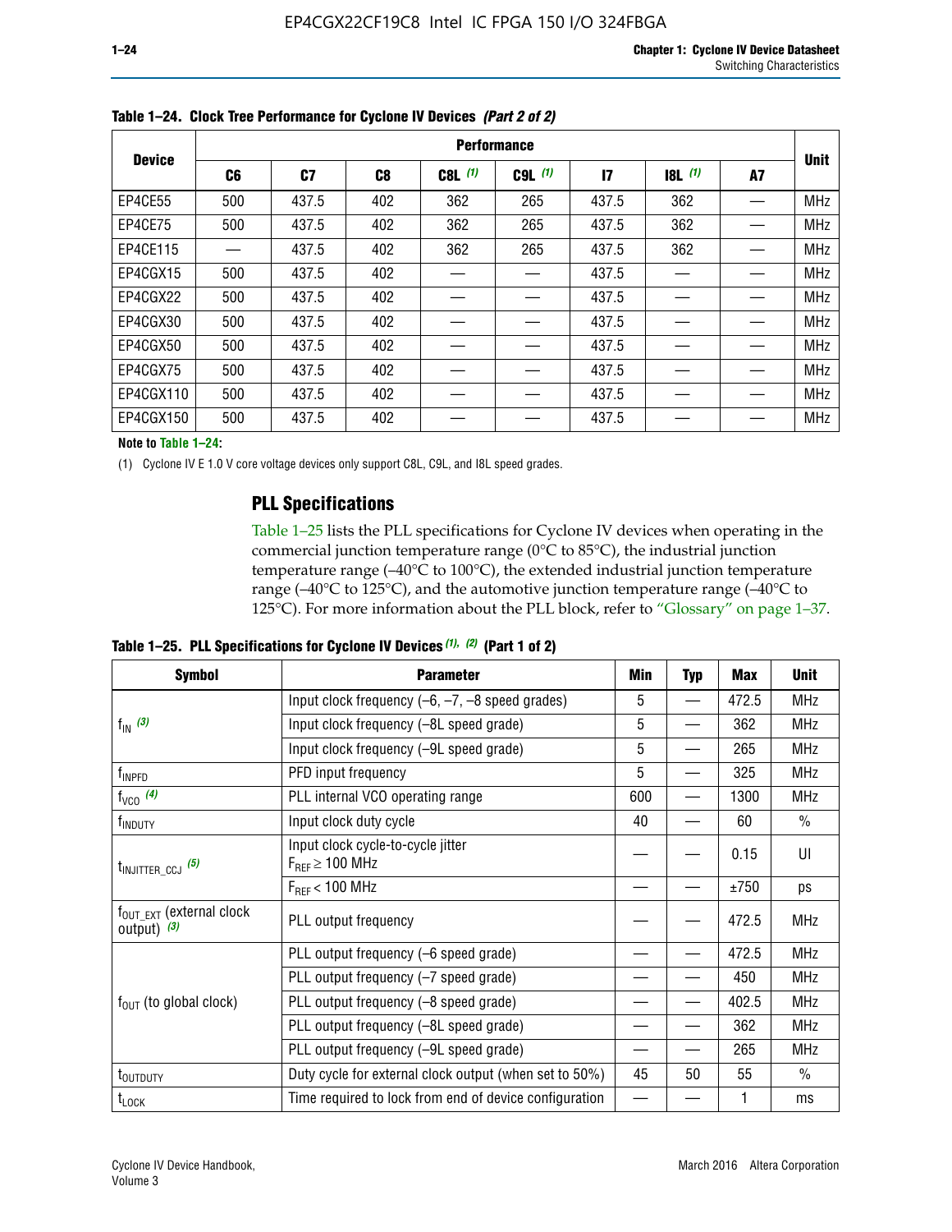**Table 1–24. Clock Tree Performance for Cyclone IV Devices *(Part 2 of 2)***

| Device | Performance | | | | | | | | Unit |
|---|---|---|---|---|---|---|---|---|---|
| | C6 | C7 | C8 | C8L *(1)* | C9L *(1)* | I7 | I8L *(1)* | A7 | |
| EP4CE55 | 500 | 437.5 | 402 | 362 | 265 | 437.5 | 362 | — | MHz |
| EP4CE75 | 500 | 437.5 | 402 | 362 | 265 | 437.5 | 362 | — | MHz |
| EP4CE115 | — | 437.5 | 402 | 362 | 265 | 437.5 | 362 | — | MHz |
| EP4CGX15 | 500 | 437.5 | 402 | — | — | 437.5 | — | — | MHz |
| EP4CGX22 | 500 | 437.5 | 402 | — | — | 437.5 | — | — | MHz |
| EP4CGX30 | 500 | 437.5 | 402 | — | — | 437.5 | — | — | MHz |
| EP4CGX50 | 500 | 437.5 | 402 | — | — | 437.5 | — | — | MHz |
| EP4CGX75 | 500 | 437.5 | 402 | — | — | 437.5 | — | — | MHz |
| EP4CGX110 | 500 | 437.5 | 402 | — | — | 437.5 | — | — | MHz |
| EP4CGX150 | 500 | 437.5 | 402 | — | — | 437.5 | — | — | MHz |

**Note to Table 1–24:**

(1) Cyclone IV E 1.0 V core voltage devices only support C8L, C9L, and I8L speed grades.

## PLL Specifications

Table 1–25 lists the PLL specifications for Cyclone IV devices when operating in the commercial junction temperature range (0°C to 85°C), the industrial junction temperature range (–40°C to 100°C), the extended industrial junction temperature range (–40°C to 125°C), and the automotive junction temperature range (–40°C to 125°C). For more information about the PLL block, refer to "Glossary" on page 1–37.

**Table 1–25. PLL Specifications for Cyclone IV Devices *(1), (2)* (Part 1 of 2)**

| Symbol | Parameter | Min | Typ | Max | Unit |
|---|---|---|---|---|---|
| $f_{IN}$ *(3)* | Input clock frequency (–6, –7, –8 speed grades) | 5 | — | 472.5 | MHz |
| | Input clock frequency (–8L speed grade) | 5 | — | 362 | MHz |
| | Input clock frequency (–9L speed grade) | 5 | — | 265 | MHz |
| $f_{INPFD}$ | PFD input frequency | 5 | — | 325 | MHz |
| $f_{VCO}$ *(4)* | PLL internal VCO operating range | 600 | — | 1300 | MHz |
| $f_{INDUTY}$ | Input clock duty cycle | 40 | — | 60 | % |
| $t_{INJITTER\_CCJ}$ *(5)* | Input clock cycle-to-cycle jitter $F_{REF} \geq 100$ MHz | — | — | 0.15 | UI |
| | $F_{REF} < 100$ MHz | — | — | ±750 | ps |
| $f_{OUT\_EXT}$ (external clock output) *(3)* | PLL output frequency | — | — | 472.5 | MHz |
| $f_{OUT}$ (to global clock) | PLL output frequency (–6 speed grade) | — | — | 472.5 | MHz |
| | PLL output frequency (–7 speed grade) | — | — | 450 | MHz |
| | PLL output frequency (–8 speed grade) | — | — | 402.5 | MHz |
| | PLL output frequency (–8L speed grade) | — | — | 362 | MHz |
| | PLL output frequency (–9L speed grade) | — | — | 265 | MHz |
| $t_{OUTDUTY}$ | Duty cycle for external clock output (when set to 50%) | 45 | 50 | 55 | % |
| $t_{LOCK}$ | Time required to lock from end of device configuration | — | — | 1 | ms |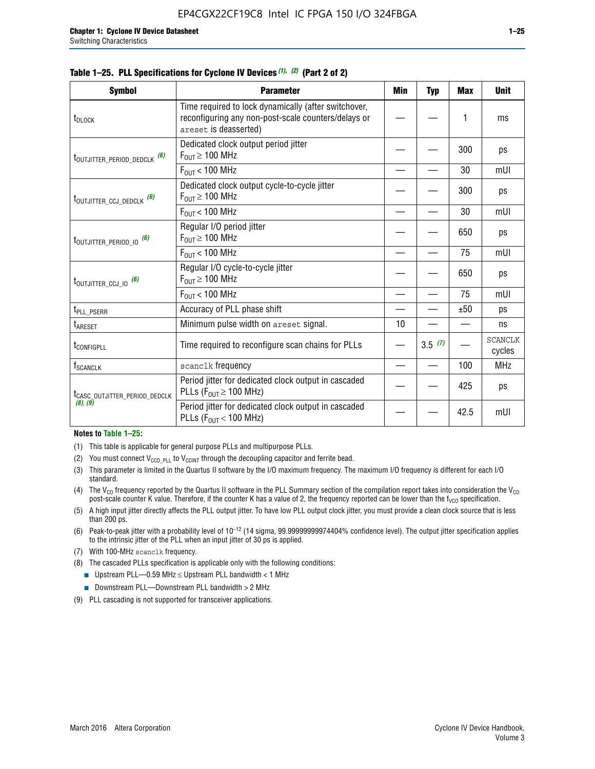**Table 1–25. PLL Specifications for Cyclone IV Devices (1), (2) (Part 2 of 2)**

| Symbol | Parameter | Min | Typ | Max | Unit |
|---|---|---|---|---|---|
| $t_{DLOCK}$ | Time required to lock dynamically (after switchover, reconfiguring any non-post-scale counters/delays or `areset` is deasserted) | — | — | 1 | ms |
| $t_{OUTJITTER\_PERIOD\_DEDCLK}$ (6) | Dedicated clock output period jitter $F_{OUT} \geq 100$ MHz | — | — | 300 | ps |
| | $F_{OUT} < 100$ MHz | — | — | 30 | mUI |
| $t_{OUTJITTER\_CCJ\_DEDCLK}$ (6) | Dedicated clock output cycle-to-cycle jitter $F_{OUT} \geq 100$ MHz | — | — | 300 | ps |
| | $F_{OUT} < 100$ MHz | — | — | 30 | mUI |
| $t_{OUTJITTER\_PERIOD\_IO}$ (6) | Regular I/O period jitter $F_{OUT} \geq 100$ MHz | — | — | 650 | ps |
| | $F_{OUT} < 100$ MHz | — | — | 75 | mUI |
| $t_{OUTJITTER\_CCJ\_IO}$ (6) | Regular I/O cycle-to-cycle jitter $F_{OUT} \geq 100$ MHz | — | — | 650 | ps |
| | $F_{OUT} < 100$ MHz | — | — | 75 | mUI |
| $t_{PLL\_PSERR}$ | Accuracy of PLL phase shift | — | — | ±50 | ps |
| $t_{ARESET}$ | Minimum pulse width on `areset` signal. | 10 | — | — | ns |
| $t_{CONFIGPLL}$ | Time required to reconfigure scan chains for PLLs | — | 3.5 (7) | — | SCANCLK cycles |
| $f_{SCANCLK}$ | `scanclk` frequency | — | — | 100 | MHz |
| $t_{CASC\_OUTJITTER\_PERIOD\_DEDCLK}$ (8), (9) | Period jitter for dedicated clock output in cascaded PLLs ($F_{OUT} \geq 100$ MHz) | — | — | 425 | ps |
| | Period jitter for dedicated clock output in cascaded PLLs ($F_{OUT} < 100$ MHz) | — | — | 42.5 | mUI |

**Notes to Table 1–25:**

(1) This table is applicable for general purpose PLLs and multipurpose PLLs.

(2) You must connect $V_{CCD\_PLL}$ to $V_{CCINT}$ through the decoupling capacitor and ferrite bead.

(3) This parameter is limited in the Quartus II software by the I/O maximum frequency. The maximum I/O frequency is different for each I/O standard.

(4) The $V_{CO}$ frequency reported by the Quartus II software in the PLL Summary section of the compilation report takes into consideration the $V_{CO}$ post-scale counter K value. Therefore, if the counter K has a value of 2, the frequency reported can be lower than the $f_{VCO}$ specification.

(5) A high input jitter directly affects the PLL output jitter. To have low PLL output clock jitter, you must provide a clean clock source that is less than 200 ps.

(6) Peak-to-peak jitter with a probability level of $10^{-12}$ (14 sigma, 99.99999999974404% confidence level). The output jitter specification applies to the intrinsic jitter of the PLL when an input jitter of 30 ps is applied.

(7) With 100-MHz `scanclk` frequency.

(8) The cascaded PLLs specification is applicable only with the following conditions:

- Upstream PLL—0.59 MHz ≤ Upstream PLL bandwidth < 1 MHz
- Downstream PLL—Downstream PLL bandwidth > 2 MHz

(9) PLL cascading is not supported for transceiver applications.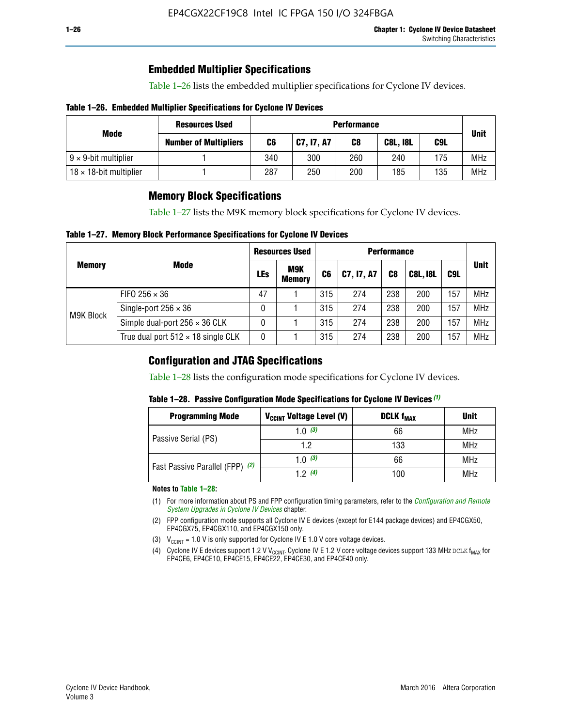## Embedded Multiplier Specifications

Table 1–26 lists the embedded multiplier specifications for Cyclone IV devices.

**Table 1–26. Embedded Multiplier Specifications for Cyclone IV Devices**

| Mode | Resources Used | Performance | | | | | Unit |
|---|---|---|---|---|---|---|---|
| | Number of Multipliers | C6 | C7, I7, A7 | C8 | C8L, I8L | C9L | |
| 9 × 9-bit multiplier | 1 | 340 | 300 | 260 | 240 | 175 | MHz |
| 18 × 18-bit multiplier | 1 | 287 | 250 | 200 | 185 | 135 | MHz |

## Memory Block Specifications

Table 1–27 lists the M9K memory block specifications for Cyclone IV devices.

**Table 1–27. Memory Block Performance Specifications for Cyclone IV Devices**

| Memory | Mode | Resources Used | | Performance | | | | | Unit |
|---|---|---|---|---|---|---|---|---|---|
| | | LEs | M9K Memory | C6 | C7, I7, A7 | C8 | C8L, I8L | C9L | |
| M9K Block | FIFO 256 × 36 | 47 | 1 | 315 | 274 | 238 | 200 | 157 | MHz |
| | Single-port 256 × 36 | 0 | 1 | 315 | 274 | 238 | 200 | 157 | MHz |
| | Simple dual-port 256 × 36 CLK | 0 | 1 | 315 | 274 | 238 | 200 | 157 | MHz |
| | True dual port 512 × 18 single CLK | 0 | 1 | 315 | 274 | 238 | 200 | 157 | MHz |

## Configuration and JTAG Specifications

Table 1–28 lists the configuration mode specifications for Cyclone IV devices.

**Table 1–28. Passive Configuration Mode Specifications for Cyclone IV Devices** *(1)*

| Programming Mode | $V_{CCINT}$ Voltage Level (V) | DCLK $f_{MAX}$ | Unit |
|---|---|---|---|
| Passive Serial (PS) | 1.0 *(3)* | 66 | MHz |
| | 1.2 | 133 | MHz |
| Fast Passive Parallel (FPP) *(2)* | 1.0 *(3)* | 66 | MHz |
| | 1.2 *(4)* | 100 | MHz |

**Notes to Table 1–28:**

(1) For more information about PS and FPP configuration timing parameters, refer to the *Configuration and Remote System Upgrades in Cyclone IV Devices* chapter.

(2) FPP configuration mode supports all Cyclone IV E devices (except for E144 package devices) and EP4CGX50, EP4CGX75, EP4CGX110, and EP4CGX150 only.

(3) $V_{CCINT}$ = 1.0 V is only supported for Cyclone IV E 1.0 V core voltage devices.

(4) Cyclone IV E devices support 1.2 V $V_{CCINT}$. Cyclone IV E 1.2 V core voltage devices support 133 MHz DCLK $f_{MAX}$ for EP4CE6, EP4CE10, EP4CE15, EP4CE22, EP4CE30, and EP4CE40 only.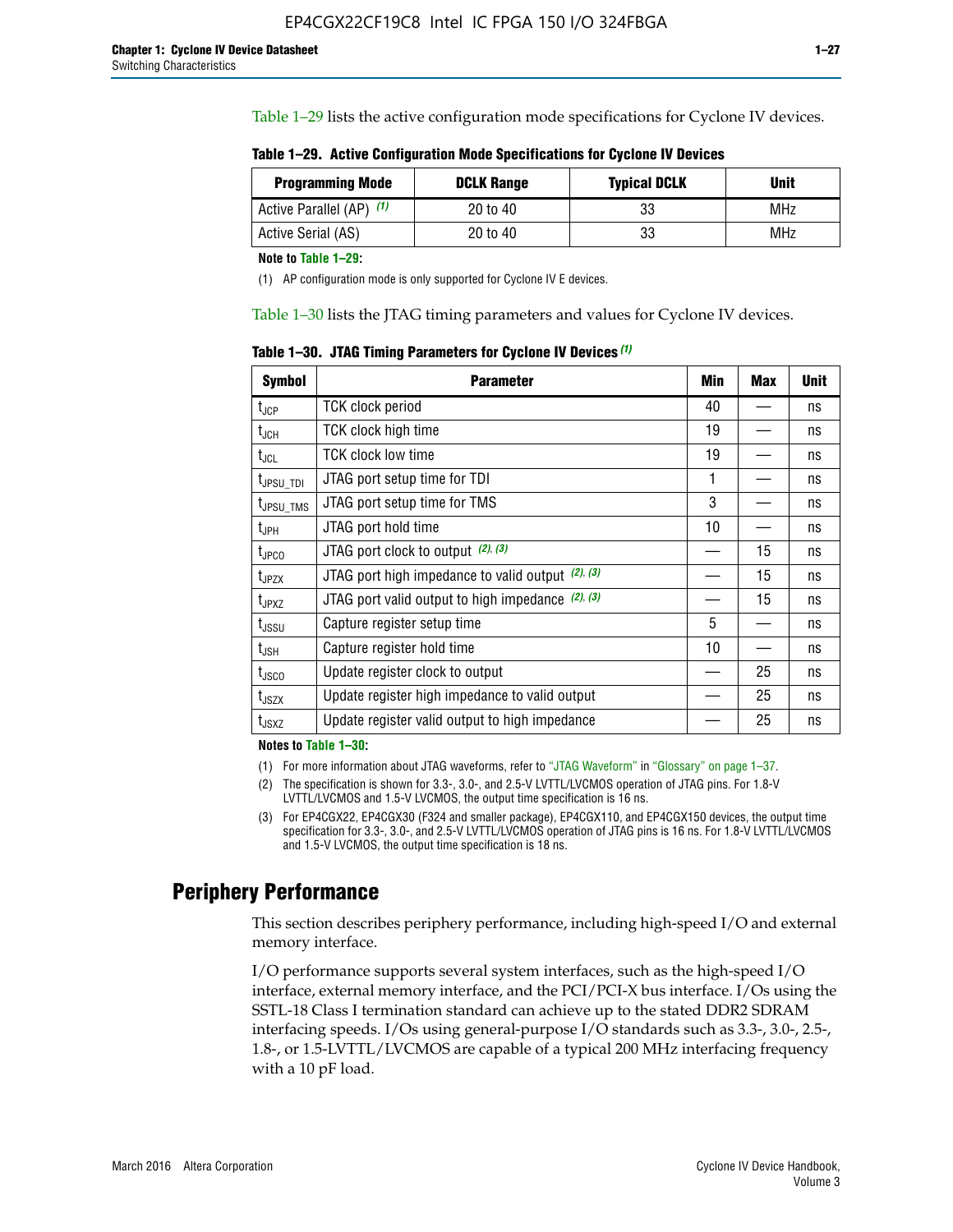Table 1–29 lists the active configuration mode specifications for Cyclone IV devices.

**Table 1–29. Active Configuration Mode Specifications for Cyclone IV Devices**

| Programming Mode | DCLK Range | Typical DCLK | Unit |
|---|---|---|---|
| Active Parallel (AP) (1) | 20 to 40 | 33 | MHz |
| Active Serial (AS) | 20 to 40 | 33 | MHz |

**Note to Table 1–29:**

(1) AP configuration mode is only supported for Cyclone IV E devices.

Table 1–30 lists the JTAG timing parameters and values for Cyclone IV devices.

**Table 1–30. JTAG Timing Parameters for Cyclone IV Devices (1)**

| Symbol | Parameter | Min | Max | Unit |
|---|---|---|---|---|
| $t_{JCP}$ | TCK clock period | 40 | — | ns |
| $t_{JCH}$ | TCK clock high time | 19 | — | ns |
| $t_{JCL}$ | TCK clock low time | 19 | — | ns |
| $t_{JPSU\_TDI}$ | JTAG port setup time for TDI | 1 | — | ns |
| $t_{JPSU\_TMS}$ | JTAG port setup time for TMS | 3 | — | ns |
| $t_{JPH}$ | JTAG port hold time | 10 | — | ns |
| $t_{JPCO}$ | JTAG port clock to output (2), (3) | — | 15 | ns |
| $t_{JPZX}$ | JTAG port high impedance to valid output (2), (3) | — | 15 | ns |
| $t_{JPXZ}$ | JTAG port valid output to high impedance (2), (3) | — | 15 | ns |
| $t_{JSSU}$ | Capture register setup time | 5 | — | ns |
| $t_{JSH}$ | Capture register hold time | 10 | — | ns |
| $t_{JSCO}$ | Update register clock to output | — | 25 | ns |
| $t_{JSZX}$ | Update register high impedance to valid output | — | 25 | ns |
| $t_{JSXZ}$ | Update register valid output to high impedance | — | 25 | ns |

**Notes to Table 1–30:**

(1) For more information about JTAG waveforms, refer to "JTAG Waveform" in "Glossary" on page 1–37.

(2) The specification is shown for 3.3-, 3.0-, and 2.5-V LVTTL/LVCMOS operation of JTAG pins. For 1.8-V LVTTL/LVCMOS and 1.5-V LVCMOS, the output time specification is 16 ns.

(3) For EP4CGX22, EP4CGX30 (F324 and smaller package), EP4CGX110, and EP4CGX150 devices, the output time specification for 3.3-, 3.0-, and 2.5-V LVTTL/LVCMOS operation of JTAG pins is 16 ns. For 1.8-V LVTTL/LVCMOS and 1.5-V LVCMOS, the output time specification is 18 ns.

# Periphery Performance

This section describes periphery performance, including high-speed I/O and external memory interface.

I/O performance supports several system interfaces, such as the high-speed I/O interface, external memory interface, and the PCI/PCI-X bus interface. I/Os using the SSTL-18 Class I termination standard can achieve up to the stated DDR2 SDRAM interfacing speeds. I/Os using general-purpose I/O standards such as 3.3-, 3.0-, 2.5-, 1.8-, or 1.5-LVTTL/LVCMOS are capable of a typical 200 MHz interfacing frequency with a 10 pF load.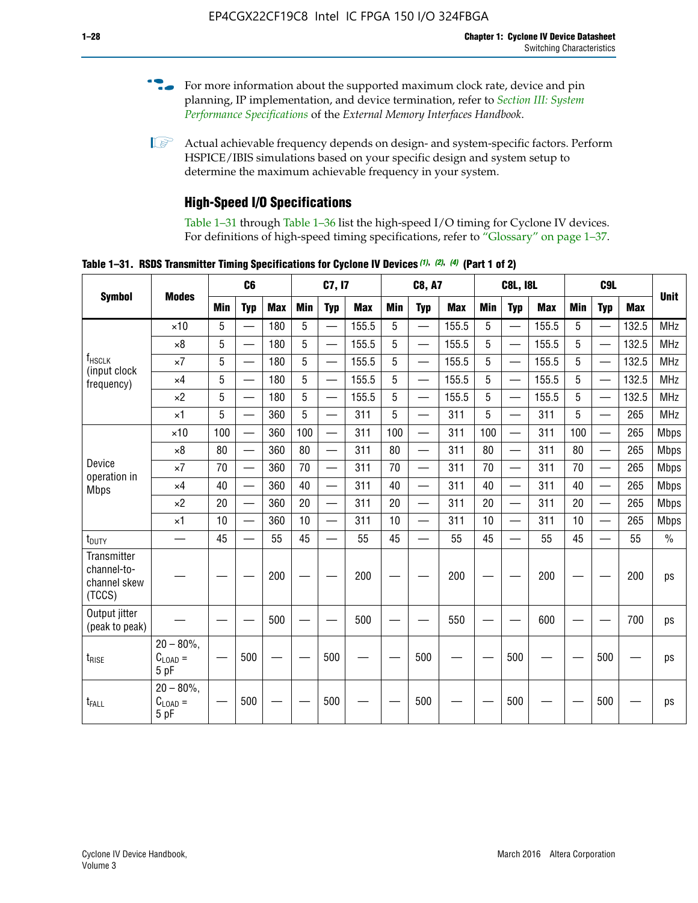For more information about the supported maximum clock rate, device and pin planning, IP implementation, and device termination, refer to *Section III: System Performance Specifications* of the *External Memory Interfaces Handbook*.

Actual achievable frequency depends on design- and system-specific factors. Perform HSPICE/IBIS simulations based on your specific design and system setup to determine the maximum achievable frequency in your system.

### High-Speed I/O Specifications

Table 1–31 through Table 1–36 list the high-speed I/O timing for Cyclone IV devices. For definitions of high-speed timing specifications, refer to "Glossary" on page 1–37.

**Table 1–31. RSDS Transmitter Timing Specifications for Cyclone IV Devices (1), (2), (4) (Part 1 of 2)**

| Symbol | Modes | C6 | | | C7, I7 | | | C8, A7 | | | C8L, I8L | | | C9L | | | Unit |
|---|---|---|---|---|---|---|---|---|---|---|---|---|---|---|---|---|---|
| | | Min | Typ | Max | Min | Typ | Max | Min | Typ | Max | Min | Typ | Max | Min | Typ | Max | |
| $f_{HSCLK}$ (input clock frequency) | ×10 | 5 | — | 180 | 5 | — | 155.5 | 5 | — | 155.5 | 5 | — | 155.5 | 5 | — | 132.5 | MHz |
| | ×8 | 5 | — | 180 | 5 | — | 155.5 | 5 | — | 155.5 | 5 | — | 155.5 | 5 | — | 132.5 | MHz |
| | ×7 | 5 | — | 180 | 5 | — | 155.5 | 5 | — | 155.5 | 5 | — | 155.5 | 5 | — | 132.5 | MHz |
| | ×4 | 5 | — | 180 | 5 | — | 155.5 | 5 | — | 155.5 | 5 | — | 155.5 | 5 | — | 132.5 | MHz |
| | ×2 | 5 | — | 180 | 5 | — | 155.5 | 5 | — | 155.5 | 5 | — | 155.5 | 5 | — | 132.5 | MHz |
| | ×1 | 5 | — | 360 | 5 | — | 311 | 5 | — | 311 | 5 | — | 311 | 5 | — | 265 | MHz |
| Device operation in Mbps | ×10 | 100 | — | 360 | 100 | — | 311 | 100 | — | 311 | 100 | — | 311 | 100 | — | 265 | Mbps |
| | ×8 | 80 | — | 360 | 80 | — | 311 | 80 | — | 311 | 80 | — | 311 | 80 | — | 265 | Mbps |
| | ×7 | 70 | — | 360 | 70 | — | 311 | 70 | — | 311 | 70 | — | 311 | 70 | — | 265 | Mbps |
| | ×4 | 40 | — | 360 | 40 | — | 311 | 40 | — | 311 | 40 | — | 311 | 40 | — | 265 | Mbps |
| | ×2 | 20 | — | 360 | 20 | — | 311 | 20 | — | 311 | 20 | — | 311 | 20 | — | 265 | Mbps |
| | ×1 | 10 | — | 360 | 10 | — | 311 | 10 | — | 311 | 10 | — | 311 | 10 | — | 265 | Mbps |
| $t_{DUTY}$ | — | 45 | — | 55 | 45 | — | 55 | 45 | — | 55 | 45 | — | 55 | 45 | — | 55 | % |
| Transmitter channel-to-channel skew (TCCS) | — | — | — | 200 | — | — | 200 | — | — | 200 | — | — | 200 | — | — | 200 | ps |
| Output jitter (peak to peak) | — | — | — | 500 | — | — | 500 | — | — | 550 | — | — | 600 | — | — | 700 | ps |
| $t_{RISE}$ | 20 – 80%, $C_{LOAD}$ = 5 pF | — | 500 | — | — | 500 | — | — | 500 | — | — | 500 | — | — | 500 | — | ps |
| $t_{FALL}$ | 20 – 80%, $C_{LOAD}$ = 5 pF | — | 500 | — | — | 500 | — | — | 500 | — | — | 500 | — | — | 500 | — | ps |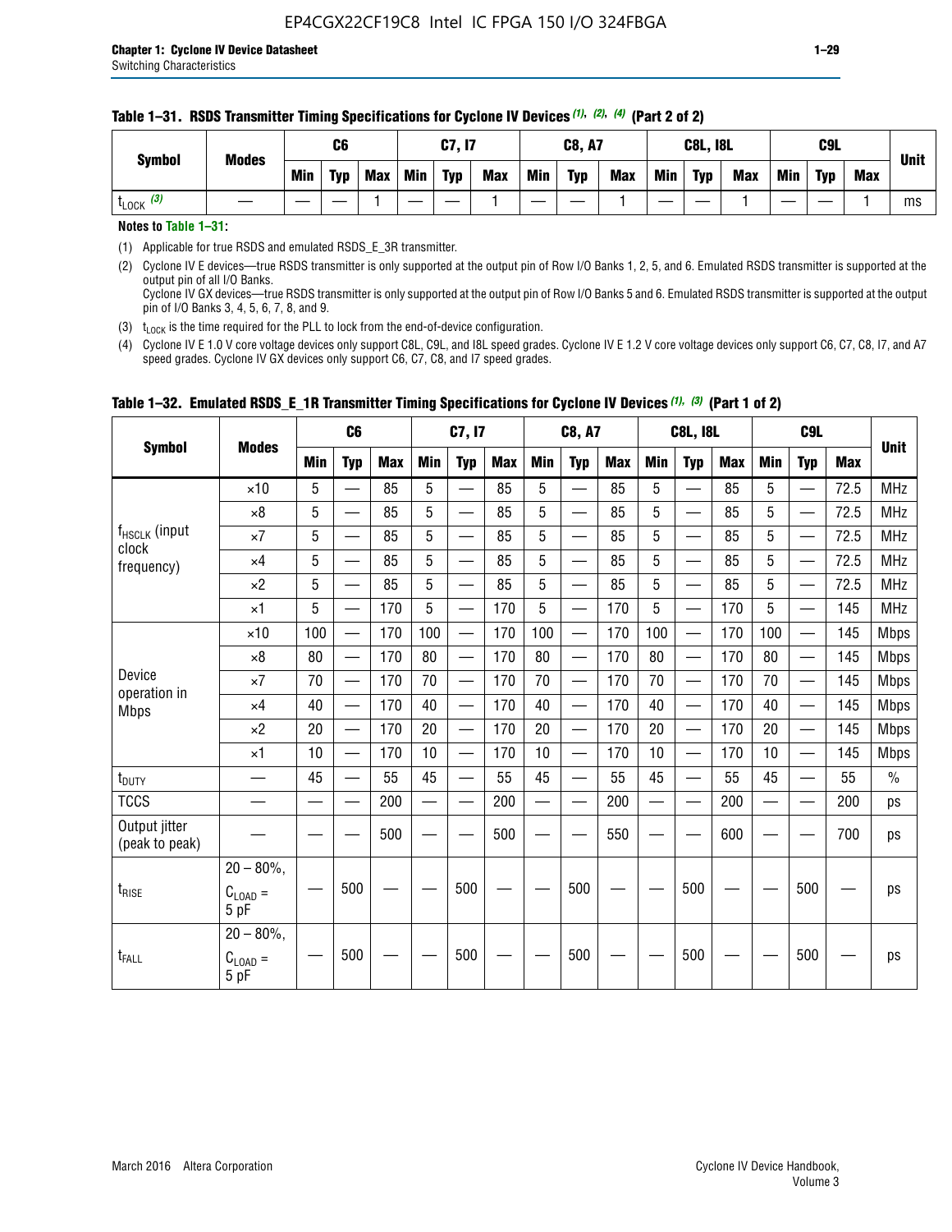**Table 1–31. RSDS Transmitter Timing Specifications for Cyclone IV Devices (1), (2), (4) (Part 2 of 2)**

| Symbol | Modes | C6 | | | C7, I7 | | | C8, A7 | | | C8L, I8L | | | C9L | | | Unit |
|---|---|---|---|---|---|---|---|---|---|---|---|---|---|---|---|---|---|
| | | Min | Typ | Max | Min | Typ | Max | Min | Typ | Max | Min | Typ | Max | Min | Typ | Max | |
| $t_{LOCK}$ (3) | — | — | — | 1 | — | — | 1 | — | — | 1 | — | — | 1 | — | — | 1 | ms |

**Notes to Table 1–31:**

(1) Applicable for true RSDS and emulated RSDS_E_3R transmitter.

(2) Cyclone IV E devices—true RSDS transmitter is only supported at the output pin of Row I/O Banks 1, 2, 5, and 6. Emulated RSDS transmitter is supported at the output pin of all I/O Banks.
Cyclone IV GX devices—true RSDS transmitter is only supported at the output pin of Row I/O Banks 5 and 6. Emulated RSDS transmitter is supported at the output pin of I/O Banks 3, 4, 5, 6, 7, 8, and 9.

(3) $t_{LOCK}$ is the time required for the PLL to lock from the end-of-device configuration.

(4) Cyclone IV E 1.0 V core voltage devices only support C8L, C9L, and I8L speed grades. Cyclone IV E 1.2 V core voltage devices only support C6, C7, C8, I7, and A7 speed grades. Cyclone IV GX devices only support C6, C7, C8, and I7 speed grades.

**Table 1–32. Emulated RSDS_E_1R Transmitter Timing Specifications for Cyclone IV Devices (1), (3) (Part 1 of 2)**

| Symbol | Modes | C6 | | | C7, I7 | | | C8, A7 | | | C8L, I8L | | | C9L | | | Unit |
|---|---|---|---|---|---|---|---|---|---|---|---|---|---|---|---|---|---|
| | | Min | Typ | Max | Min | Typ | Max | Min | Typ | Max | Min | Typ | Max | Min | Typ | Max | |
| $f_{HSCLK}$ (input clock frequency) | ×10 | 5 | — | 85 | 5 | — | 85 | 5 | — | 85 | 5 | — | 85 | 5 | — | 72.5 | MHz |
| | ×8 | 5 | — | 85 | 5 | — | 85 | 5 | — | 85 | 5 | — | 85 | 5 | — | 72.5 | MHz |
| | ×7 | 5 | — | 85 | 5 | — | 85 | 5 | — | 85 | 5 | — | 85 | 5 | — | 72.5 | MHz |
| | ×4 | 5 | — | 85 | 5 | — | 85 | 5 | — | 85 | 5 | — | 85 | 5 | — | 72.5 | MHz |
| | ×2 | 5 | — | 85 | 5 | — | 85 | 5 | — | 85 | 5 | — | 85 | 5 | — | 72.5 | MHz |
| | ×1 | 5 | — | 170 | 5 | — | 170 | 5 | — | 170 | 5 | — | 170 | 5 | — | 145 | MHz |
| Device operation in Mbps | ×10 | 100 | — | 170 | 100 | — | 170 | 100 | — | 170 | 100 | — | 170 | 100 | — | 145 | Mbps |
| | ×8 | 80 | — | 170 | 80 | — | 170 | 80 | — | 170 | 80 | — | 170 | 80 | — | 145 | Mbps |
| | ×7 | 70 | — | 170 | 70 | — | 170 | 70 | — | 170 | 70 | — | 170 | 70 | — | 145 | Mbps |
| | ×4 | 40 | — | 170 | 40 | — | 170 | 40 | — | 170 | 40 | — | 170 | 40 | — | 145 | Mbps |
| | ×2 | 20 | — | 170 | 20 | — | 170 | 20 | — | 170 | 20 | — | 170 | 20 | — | 145 | Mbps |
| | ×1 | 10 | — | 170 | 10 | — | 170 | 10 | — | 170 | 10 | — | 170 | 10 | — | 145 | Mbps |
| $t_{DUTY}$ | — | 45 | — | 55 | 45 | — | 55 | 45 | — | 55 | 45 | — | 55 | 45 | — | 55 | % |
| TCCS | — | — | — | 200 | — | — | 200 | — | — | 200 | — | — | 200 | — | — | 200 | ps |
| Output jitter (peak to peak) | — | — | — | 500 | — | — | 500 | — | — | 550 | — | — | 600 | — | — | 700 | ps |
| $t_{RISE}$ | 20 – 80%, $C_{LOAD}$ = 5 pF | — | 500 | — | — | 500 | — | — | 500 | — | — | 500 | — | — | 500 | — | ps |
| $t_{FALL}$ | 20 – 80%, $C_{LOAD}$ = 5 pF | — | 500 | — | — | 500 | — | — | 500 | — | — | 500 | — | — | 500 | — | ps |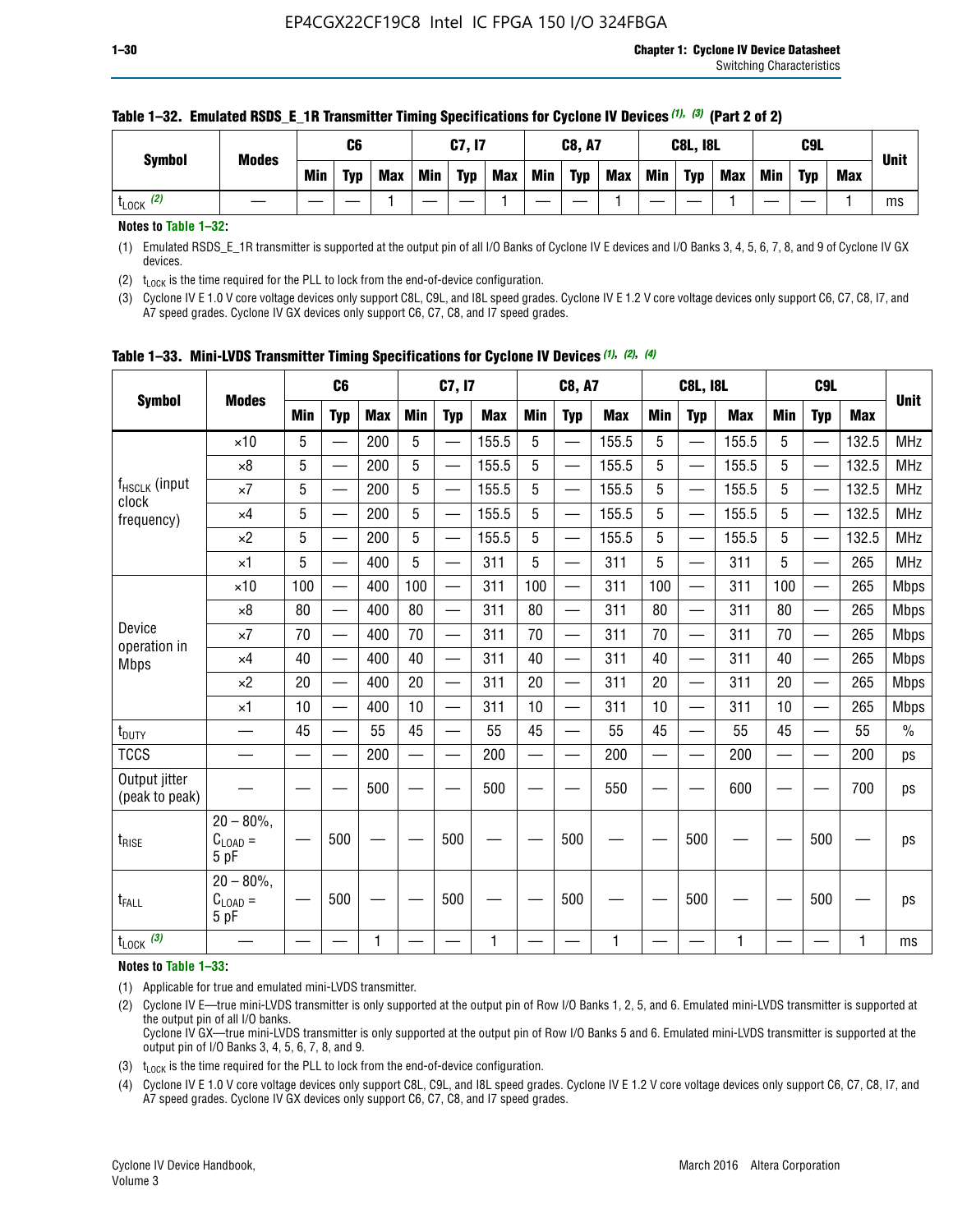**Table 1–32. Emulated RSDS_E_1R Transmitter Timing Specifications for Cyclone IV Devices (1), (3) (Part 2 of 2)**

| Symbol | Modes | C6 | | | C7, I7 | | | C8, A7 | | | C8L, I8L | | | C9L | | | Unit |
|---|---|---|---|---|---|---|---|---|---|---|---|---|---|---|---|---|---|
| | | Min | Typ | Max | Min | Typ | Max | Min | Typ | Max | Min | Typ | Max | Min | Typ | Max | |
| $t_{LOCK}$ (2) | — | — | — | 1 | — | — | 1 | — | — | 1 | — | — | 1 | — | — | 1 | ms |

**Notes to Table 1–32:**

(1) Emulated RSDS_E_1R transmitter is supported at the output pin of all I/O Banks of Cyclone IV E devices and I/O Banks 3, 4, 5, 6, 7, 8, and 9 of Cyclone IV GX devices.

(2) $t_{LOCK}$ is the time required for the PLL to lock from the end-of-device configuration.

(3) Cyclone IV E 1.0 V core voltage devices only support C8L, C9L, and I8L speed grades. Cyclone IV E 1.2 V core voltage devices only support C6, C7, C8, I7, and A7 speed grades. Cyclone IV GX devices only support C6, C7, C8, and I7 speed grades.

**Table 1–33. Mini-LVDS Transmitter Timing Specifications for Cyclone IV Devices (1), (2), (4)**

| Symbol | Modes | C6 | | | C7, I7 | | | C8, A7 | | | C8L, I8L | | | C9L | | | Unit |
|---|---|---|---|---|---|---|---|---|---|---|---|---|---|---|---|---|---|
| | | Min | Typ | Max | Min | Typ | Max | Min | Typ | Max | Min | Typ | Max | Min | Typ | Max | |
| $f_{HSCLK}$ (input clock frequency) | ×10 | 5 | — | 200 | 5 | — | 155.5 | 5 | — | 155.5 | 5 | — | 155.5 | 5 | — | 132.5 | MHz |
| | ×8 | 5 | — | 200 | 5 | — | 155.5 | 5 | — | 155.5 | 5 | — | 155.5 | 5 | — | 132.5 | MHz |
| | ×7 | 5 | — | 200 | 5 | — | 155.5 | 5 | — | 155.5 | 5 | — | 155.5 | 5 | — | 132.5 | MHz |
| | ×4 | 5 | — | 200 | 5 | — | 155.5 | 5 | — | 155.5 | 5 | — | 155.5 | 5 | — | 132.5 | MHz |
| | ×2 | 5 | — | 200 | 5 | — | 155.5 | 5 | — | 155.5 | 5 | — | 155.5 | 5 | — | 132.5 | MHz |
| | ×1 | 5 | — | 400 | 5 | — | 311 | 5 | — | 311 | 5 | — | 311 | 5 | — | 265 | MHz |
| Device operation in Mbps | ×10 | 100 | — | 400 | 100 | — | 311 | 100 | — | 311 | 100 | — | 311 | 100 | — | 265 | Mbps |
| | ×8 | 80 | — | 400 | 80 | — | 311 | 80 | — | 311 | 80 | — | 311 | 80 | — | 265 | Mbps |
| | ×7 | 70 | — | 400 | 70 | — | 311 | 70 | — | 311 | 70 | — | 311 | 70 | — | 265 | Mbps |
| | ×4 | 40 | — | 400 | 40 | — | 311 | 40 | — | 311 | 40 | — | 311 | 40 | — | 265 | Mbps |
| | ×2 | 20 | — | 400 | 20 | — | 311 | 20 | — | 311 | 20 | — | 311 | 20 | — | 265 | Mbps |
| | ×1 | 10 | — | 400 | 10 | — | 311 | 10 | — | 311 | 10 | — | 311 | 10 | — | 265 | Mbps |
| $t_{DUTY}$ | — | 45 | — | 55 | 45 | — | 55 | 45 | — | 55 | 45 | — | 55 | 45 | — | 55 | % |
| TCCS | — | — | — | 200 | — | — | 200 | — | — | 200 | — | — | 200 | — | — | 200 | ps |
| Output jitter (peak to peak) | — | — | — | 500 | — | — | 500 | — | — | 550 | — | — | 600 | — | — | 700 | ps |
| $t_{RISE}$ | 20 – 80%, $C_{LOAD}$ = 5 pF | — | 500 | — | — | 500 | — | — | 500 | — | — | 500 | — | — | 500 | — | ps |
| $t_{FALL}$ | 20 – 80%, $C_{LOAD}$ = 5 pF | — | 500 | — | — | 500 | — | — | 500 | — | — | 500 | — | — | 500 | — | ps |
| $t_{LOCK}$ (3) | — | — | — | 1 | — | — | 1 | — | — | 1 | — | — | 1 | — | — | 1 | ms |

**Notes to Table 1–33:**

(1) Applicable for true and emulated mini-LVDS transmitter.

(2) Cyclone IV E—true mini-LVDS transmitter is only supported at the output pin of Row I/O Banks 1, 2, 5, and 6. Emulated mini-LVDS transmitter is supported at the output pin of all I/O Banks.
Cyclone IV GX—true mini-LVDS transmitter is only supported at the output pin of Row I/O Banks 5 and 6. Emulated mini-LVDS transmitter is supported at the output pin of I/O Banks 3, 4, 5, 6, 7, 8, and 9.

(3) $t_{LOCK}$ is the time required for the PLL to lock from the end-of-device configuration.

(4) Cyclone IV E 1.0 V core voltage devices only support C8L, C9L, and I8L speed grades. Cyclone IV E 1.2 V core voltage devices only support C6, C7, C8, I7, and A7 speed grades. Cyclone IV GX devices only support C6, C7, C8, and I7 speed grades.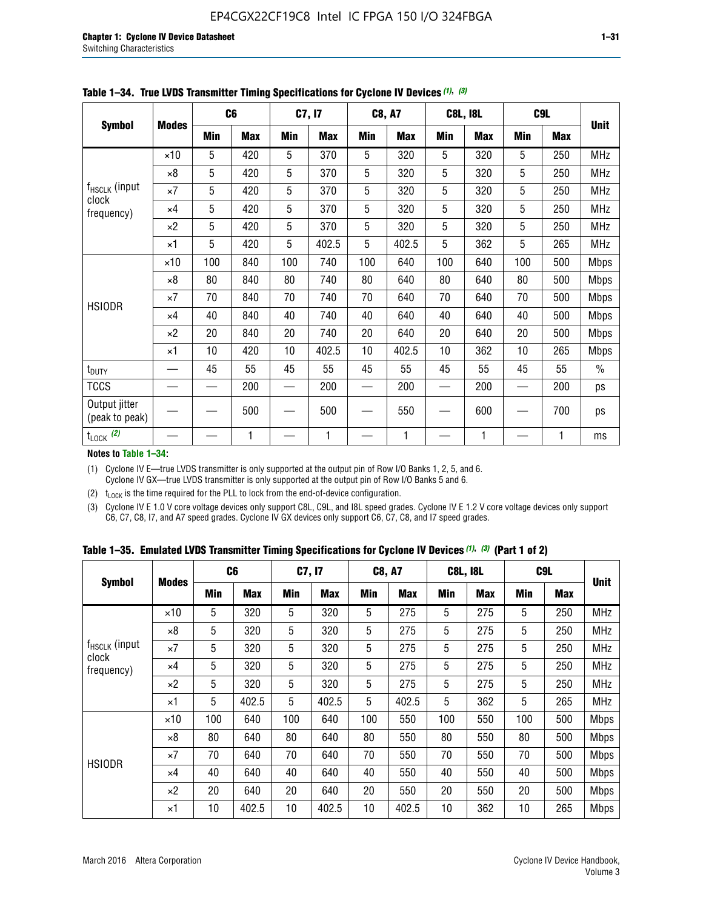**Table 1–34. True LVDS Transmitter Timing Specifications for Cyclone IV Devices (1), (3)**

| Symbol | Modes | C6 | | C7, I7 | | C8, A7 | | C8L, I8L | | C9L | | Unit |
|---|---|---|---|---|---|---|---|---|---|---|---|---|
| | | Min | Max | Min | Max | Min | Max | Min | Max | Min | Max | |
| $f_{HSCLK}$ (input clock frequency) | ×10 | 5 | 420 | 5 | 370 | 5 | 320 | 5 | 320 | 5 | 250 | MHz |
| | ×8 | 5 | 420 | 5 | 370 | 5 | 320 | 5 | 320 | 5 | 250 | MHz |
| | ×7 | 5 | 420 | 5 | 370 | 5 | 320 | 5 | 320 | 5 | 250 | MHz |
| | ×4 | 5 | 420 | 5 | 370 | 5 | 320 | 5 | 320 | 5 | 250 | MHz |
| | ×2 | 5 | 420 | 5 | 370 | 5 | 320 | 5 | 320 | 5 | 250 | MHz |
| | ×1 | 5 | 420 | 5 | 402.5 | 5 | 402.5 | 5 | 362 | 5 | 265 | MHz |
| HSIODR | ×10 | 100 | 840 | 100 | 740 | 100 | 640 | 100 | 640 | 100 | 500 | Mbps |
| | ×8 | 80 | 840 | 80 | 740 | 80 | 640 | 80 | 640 | 80 | 500 | Mbps |
| | ×7 | 70 | 840 | 70 | 740 | 70 | 640 | 70 | 640 | 70 | 500 | Mbps |
| | ×4 | 40 | 840 | 40 | 740 | 40 | 640 | 40 | 640 | 40 | 500 | Mbps |
| | ×2 | 20 | 840 | 20 | 740 | 20 | 640 | 20 | 640 | 20 | 500 | Mbps |
| | ×1 | 10 | 420 | 10 | 402.5 | 10 | 402.5 | 10 | 362 | 10 | 265 | Mbps |
| $t_{DUTY}$ | — | 45 | 55 | 45 | 55 | 45 | 55 | 45 | 55 | 45 | 55 | % |
| TCCS | — | — | 200 | — | 200 | — | 200 | — | 200 | — | 200 | ps |
| Output jitter (peak to peak) | — | — | 500 | — | 500 | — | 550 | — | 600 | — | 700 | ps |
| $t_{LOCK}$ (2) | — | — | 1 | — | 1 | — | 1 | — | 1 | — | 1 | ms |

**Notes to Table 1–34:**

(1) Cyclone IV E—true LVDS transmitter is only supported at the output pin of Row I/O Banks 1, 2, 5, and 6. Cyclone IV GX—true LVDS transmitter is only supported at the output pin of Row I/O Banks 5 and 6.

(2) $t_{LOCK}$ is the time required for the PLL to lock from the end-of-device configuration.

(3) Cyclone IV E 1.0 V core voltage devices only support C8L, C9L, and I8L speed grades. Cyclone IV E 1.2 V core voltage devices only support C6, C7, C8, I7, and A7 speed grades. Cyclone IV GX devices only support C6, C7, C8, and I7 speed grades.

**Table 1–35. Emulated LVDS Transmitter Timing Specifications for Cyclone IV Devices (1), (3) (Part 1 of 2)**

| Symbol | Modes | C6 | | C7, I7 | | C8, A7 | | C8L, I8L | | C9L | | Unit |
|---|---|---|---|---|---|---|---|---|---|---|---|---|
| | | Min | Max | Min | Max | Min | Max | Min | Max | Min | Max | |
| $f_{HSCLK}$ (input clock frequency) | ×10 | 5 | 320 | 5 | 320 | 5 | 275 | 5 | 275 | 5 | 250 | MHz |
| | ×8 | 5 | 320 | 5 | 320 | 5 | 275 | 5 | 275 | 5 | 250 | MHz |
| | ×7 | 5 | 320 | 5 | 320 | 5 | 275 | 5 | 275 | 5 | 250 | MHz |
| | ×4 | 5 | 320 | 5 | 320 | 5 | 275 | 5 | 275 | 5 | 250 | MHz |
| | ×2 | 5 | 320 | 5 | 320 | 5 | 275 | 5 | 275 | 5 | 250 | MHz |
| | ×1 | 5 | 402.5 | 5 | 402.5 | 5 | 402.5 | 5 | 362 | 5 | 265 | MHz |
| HSIODR | ×10 | 100 | 640 | 100 | 640 | 100 | 550 | 100 | 550 | 100 | 500 | Mbps |
| | ×8 | 80 | 640 | 80 | 640 | 80 | 550 | 80 | 550 | 80 | 500 | Mbps |
| | ×7 | 70 | 640 | 70 | 640 | 70 | 550 | 70 | 550 | 70 | 500 | Mbps |
| | ×4 | 40 | 640 | 40 | 640 | 40 | 550 | 40 | 550 | 40 | 500 | Mbps |
| | ×2 | 20 | 640 | 20 | 640 | 20 | 550 | 20 | 550 | 20 | 500 | Mbps |
| | ×1 | 10 | 402.5 | 10 | 402.5 | 10 | 402.5 | 10 | 362 | 10 | 265 | Mbps |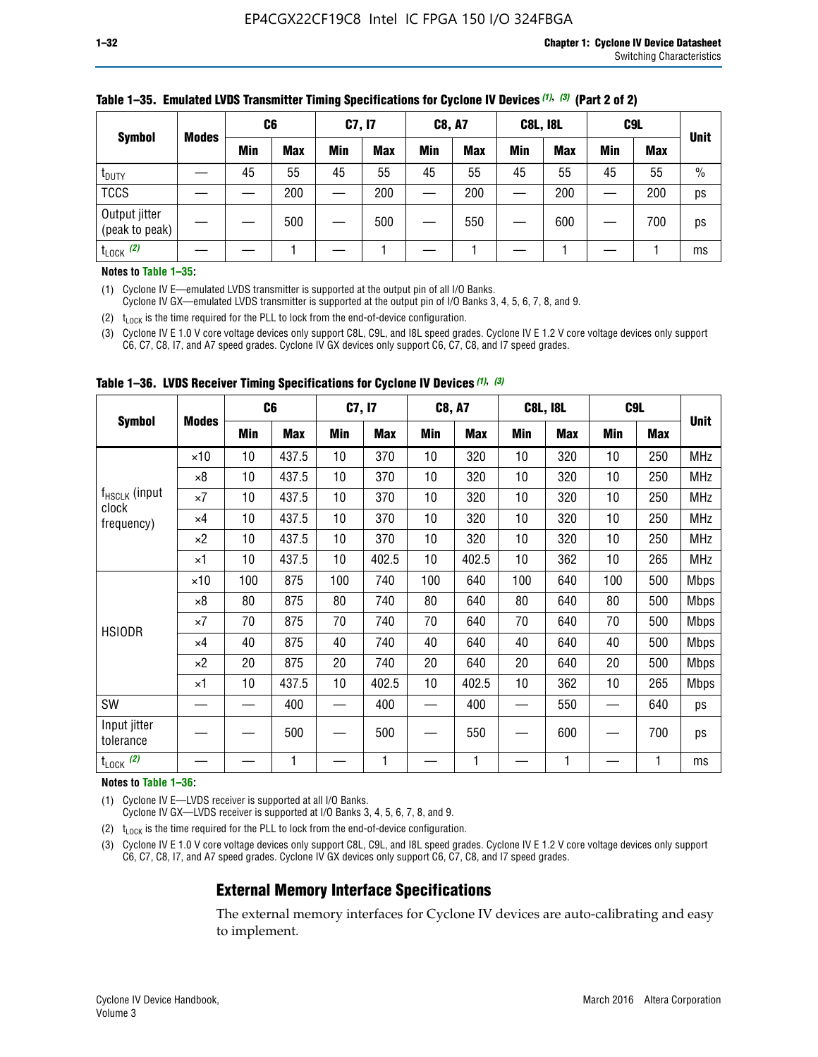**Table 1–35. Emulated LVDS Transmitter Timing Specifications for Cyclone IV Devices (1), (3) (Part 2 of 2)**

| Symbol | Modes | C6 | | C7, I7 | | C8, A7 | | C8L, I8L | | C9L | | Unit |
|---|---|---|---|---|---|---|---|---|---|---|---|---|
| | | Min | Max | Min | Max | Min | Max | Min | Max | Min | Max | |
| $t_{DUTY}$ | — | 45 | 55 | 45 | 55 | 45 | 55 | 45 | 55 | 45 | 55 | % |
| TCCS | — | — | 200 | — | 200 | — | 200 | — | 200 | — | 200 | ps |
| Output jitter (peak to peak) | — | — | 500 | — | 500 | — | 550 | — | 600 | — | 700 | ps |
| $t_{LOCK}$ (2) | — | — | 1 | — | 1 | — | 1 | — | 1 | — | 1 | ms |

**Notes to Table 1–35:**

(1) Cyclone IV E—emulated LVDS transmitter is supported at the output pin of all I/O Banks. Cyclone IV GX—emulated LVDS transmitter is supported at the output pin of I/O Banks 3, 4, 5, 6, 7, 8, and 9.

(2) $t_{LOCK}$ is the time required for the PLL to lock from the end-of-device configuration.

(3) Cyclone IV E 1.0 V core voltage devices only support C8L, C9L, and I8L speed grades. Cyclone IV E 1.2 V core voltage devices only support C6, C7, C8, I7, and A7 speed grades. Cyclone IV GX devices only support C6, C7, C8, and I7 speed grades.

**Table 1–36. LVDS Receiver Timing Specifications for Cyclone IV Devices (1), (3)**

| Symbol | Modes | C6 | | C7, I7 | | C8, A7 | | C8L, I8L | | C9L | | Unit |
|---|---|---|---|---|---|---|---|---|---|---|---|---|
| | | Min | Max | Min | Max | Min | Max | Min | Max | Min | Max | |
| $f_{HSCLK}$ (input clock frequency) | ×10 | 10 | 437.5 | 10 | 370 | 10 | 320 | 10 | 320 | 10 | 250 | MHz |
| | ×8 | 10 | 437.5 | 10 | 370 | 10 | 320 | 10 | 320 | 10 | 250 | MHz |
| | ×7 | 10 | 437.5 | 10 | 370 | 10 | 320 | 10 | 320 | 10 | 250 | MHz |
| | ×4 | 10 | 437.5 | 10 | 370 | 10 | 320 | 10 | 320 | 10 | 250 | MHz |
| | ×2 | 10 | 437.5 | 10 | 370 | 10 | 320 | 10 | 320 | 10 | 250 | MHz |
| | ×1 | 10 | 437.5 | 10 | 402.5 | 10 | 402.5 | 10 | 362 | 10 | 265 | MHz |
| HSIODR | ×10 | 100 | 875 | 100 | 740 | 100 | 640 | 100 | 640 | 100 | 500 | Mbps |
| | ×8 | 80 | 875 | 80 | 740 | 80 | 640 | 80 | 640 | 80 | 500 | Mbps |
| | ×7 | 70 | 875 | 70 | 740 | 70 | 640 | 70 | 640 | 70 | 500 | Mbps |
| | ×4 | 40 | 875 | 40 | 740 | 40 | 640 | 40 | 640 | 40 | 500 | Mbps |
| | ×2 | 20 | 875 | 20 | 740 | 20 | 640 | 20 | 640 | 20 | 500 | Mbps |
| | ×1 | 10 | 437.5 | 10 | 402.5 | 10 | 402.5 | 10 | 362 | 10 | 265 | Mbps |
| SW | — | — | 400 | — | 400 | — | 400 | — | 550 | — | 640 | ps |
| Input jitter tolerance | — | — | 500 | — | 500 | — | 550 | — | 600 | — | 700 | ps |
| $t_{LOCK}$ (2) | — | — | 1 | — | 1 | — | 1 | — | 1 | — | 1 | ms |

**Notes to Table 1–36:**

(1) Cyclone IV E—LVDS receiver is supported at all I/O Banks. Cyclone IV GX—LVDS receiver is supported at I/O Banks 3, 4, 5, 6, 7, 8, and 9.

(2) $t_{LOCK}$ is the time required for the PLL to lock from the end-of-device configuration.

(3) Cyclone IV E 1.0 V core voltage devices only support C8L, C9L, and I8L speed grades. Cyclone IV E 1.2 V core voltage devices only support C6, C7, C8, I7, and A7 speed grades. Cyclone IV GX devices only support C6, C7, C8, and I7 speed grades.

## External Memory Interface Specifications

The external memory interfaces for Cyclone IV devices are auto-calibrating and easy to implement.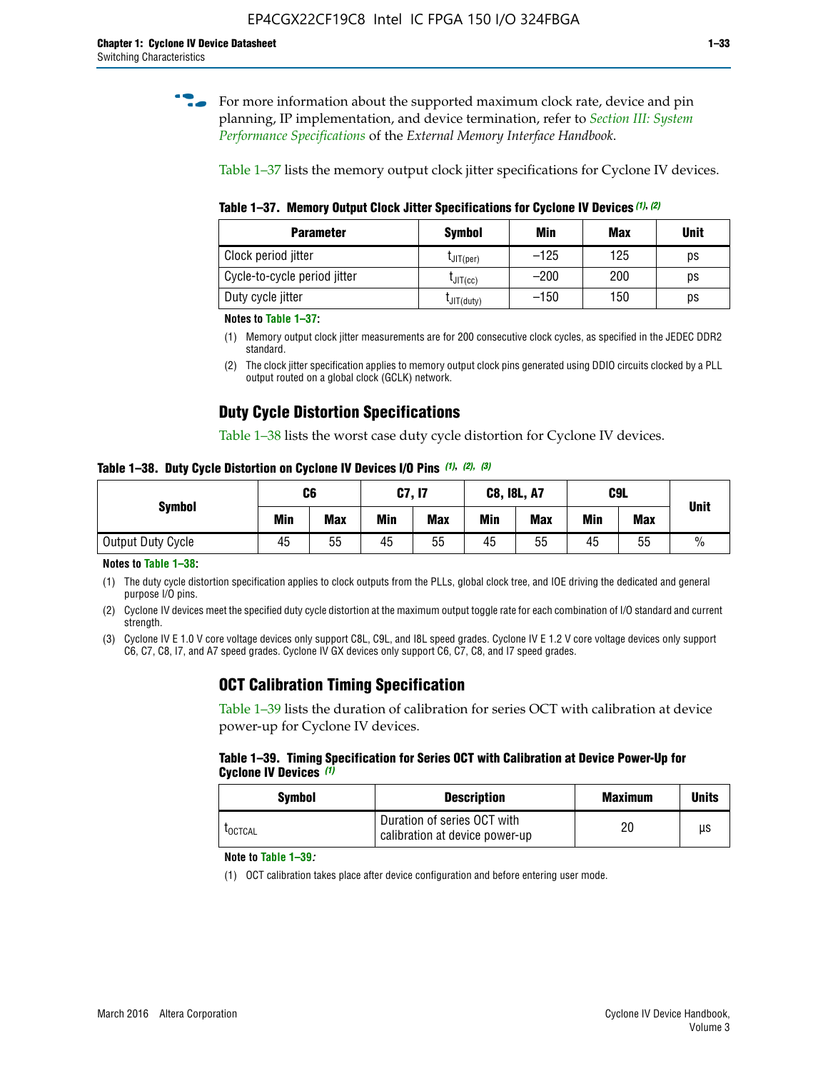For more information about the supported maximum clock rate, device and pin planning, IP implementation, and device termination, refer to *Section III: System Performance Specifications* of the *External Memory Interface Handbook*.

Table 1–37 lists the memory output clock jitter specifications for Cyclone IV devices.

**Table 1–37. Memory Output Clock Jitter Specifications for Cyclone IV Devices (1), (2)**

| Parameter | Symbol | Min | Max | Unit |
|---|---|---|---|---|
| Clock period jitter | $t_{JIT(per)}$ | –125 | 125 | ps |
| Cycle-to-cycle period jitter | $t_{JIT(cc)}$ | –200 | 200 | ps |
| Duty cycle jitter | $t_{JIT(duty)}$ | –150 | 150 | ps |

**Notes to Table 1–37:**

(1) Memory output clock jitter measurements are for 200 consecutive clock cycles, as specified in the JEDEC DDR2 standard.

(2) The clock jitter specification applies to memory output clock pins generated using DDIO circuits clocked by a PLL output routed on a global clock (GCLK) network.

## Duty Cycle Distortion Specifications

Table 1–38 lists the worst case duty cycle distortion for Cyclone IV devices.

**Table 1–38. Duty Cycle Distortion on Cyclone IV Devices I/O Pins (1), (2), (3)**

| Symbol | C6 | | C7, I7 | | C8, I8L, A7 | | C9L | | Unit |
|---|---|---|---|---|---|---|---|---|---|
| | Min | Max | Min | Max | Min | Max | Min | Max | |
| Output Duty Cycle | 45 | 55 | 45 | 55 | 45 | 55 | 45 | 55 | % |

**Notes to Table 1–38:**

(1) The duty cycle distortion specification applies to clock outputs from the PLLs, global clock tree, and IOE driving the dedicated and general purpose I/O pins.

(2) Cyclone IV devices meet the specified duty cycle distortion at the maximum output toggle rate for each combination of I/O standard and current strength.

(3) Cyclone IV E 1.0 V core voltage devices only support C8L, C9L, and I8L speed grades. Cyclone IV E 1.2 V core voltage devices only support C6, C7, C8, I7, and A7 speed grades. Cyclone IV GX devices only support C6, C7, C8, and I7 speed grades.

## OCT Calibration Timing Specification

Table 1–39 lists the duration of calibration for series OCT with calibration at device power-up for Cyclone IV devices.

**Table 1–39. Timing Specification for Series OCT with Calibration at Device Power-Up for Cyclone IV Devices (1)**

| Symbol | Description | Maximum | Units |
|---|---|---|---|
| $t_{OCTCAL}$ | Duration of series OCT with calibration at device power-up | 20 | µs |

**Note to Table 1–39:**

(1) OCT calibration takes place after device configuration and before entering user mode.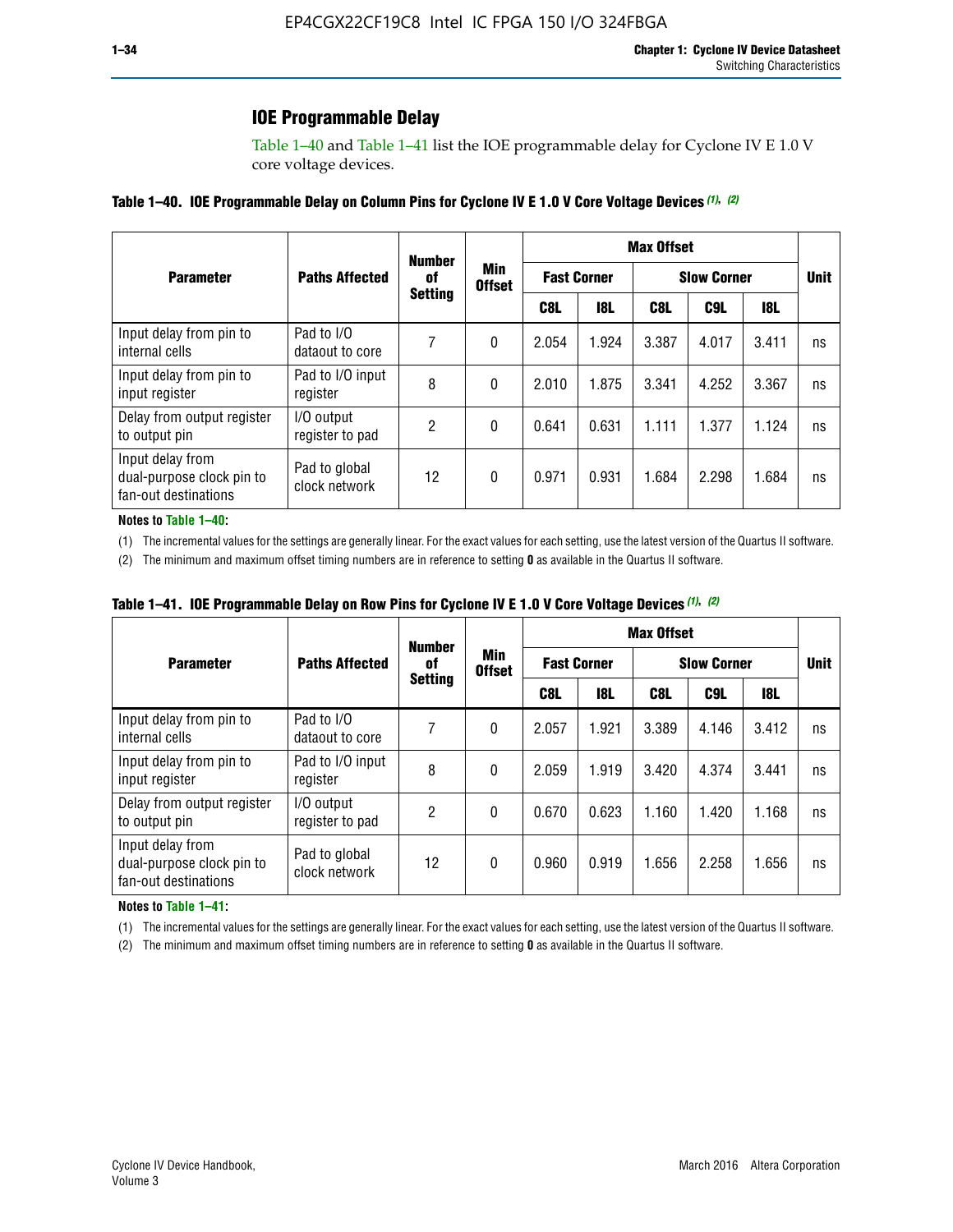## IOE Programmable Delay

Table 1–40 and Table 1–41 list the IOE programmable delay for Cyclone IV E 1.0 V core voltage devices.

**Table 1–40. IOE Programmable Delay on Column Pins for Cyclone IV E 1.0 V Core Voltage Devices (1), (2)**

| Parameter | Paths Affected | Number of Setting | Min Offset | Max Offset | | | | | Unit |
|---|---|---|---|---|---|---|---|---|---|
| | | | | Fast Corner | | Slow Corner | | | |
| | | | | C8L | I8L | C8L | C9L | I8L | |
| Input delay from pin to internal cells | Pad to I/O dataout to core | 7 | 0 | 2.054 | 1.924 | 3.387 | 4.017 | 3.411 | ns |
| Input delay from pin to input register | Pad to I/O input register | 8 | 0 | 2.010 | 1.875 | 3.341 | 4.252 | 3.367 | ns |
| Delay from output register to output pin | I/O output register to pad | 2 | 0 | 0.641 | 0.631 | 1.111 | 1.377 | 1.124 | ns |
| Input delay from dual-purpose clock pin to fan-out destinations | Pad to global clock network | 12 | 0 | 0.971 | 0.931 | 1.684 | 2.298 | 1.684 | ns |

**Notes to Table 1–40:**

(1) The incremental values for the settings are generally linear. For the exact values for each setting, use the latest version of the Quartus II software.

(2) The minimum and maximum offset timing numbers are in reference to setting **0** as available in the Quartus II software.

**Table 1–41. IOE Programmable Delay on Row Pins for Cyclone IV E 1.0 V Core Voltage Devices (1), (2)**

| Parameter | Paths Affected | Number of Setting | Min Offset | Max Offset | | | | | Unit |
|---|---|---|---|---|---|---|---|---|---|
| | | | | Fast Corner | | Slow Corner | | | |
| | | | | C8L | I8L | C8L | C9L | I8L | |
| Input delay from pin to internal cells | Pad to I/O dataout to core | 7 | 0 | 2.057 | 1.921 | 3.389 | 4.146 | 3.412 | ns |
| Input delay from pin to input register | Pad to I/O input register | 8 | 0 | 2.059 | 1.919 | 3.420 | 4.374 | 3.441 | ns |
| Delay from output register to output pin | I/O output register to pad | 2 | 0 | 0.670 | 0.623 | 1.160 | 1.420 | 1.168 | ns |
| Input delay from dual-purpose clock pin to fan-out destinations | Pad to global clock network | 12 | 0 | 0.960 | 0.919 | 1.656 | 2.258 | 1.656 | ns |

**Notes to Table 1–41:**

(1) The incremental values for the settings are generally linear. For the exact values for each setting, use the latest version of the Quartus II software.

(2) The minimum and maximum offset timing numbers are in reference to setting **0** as available in the Quartus II software.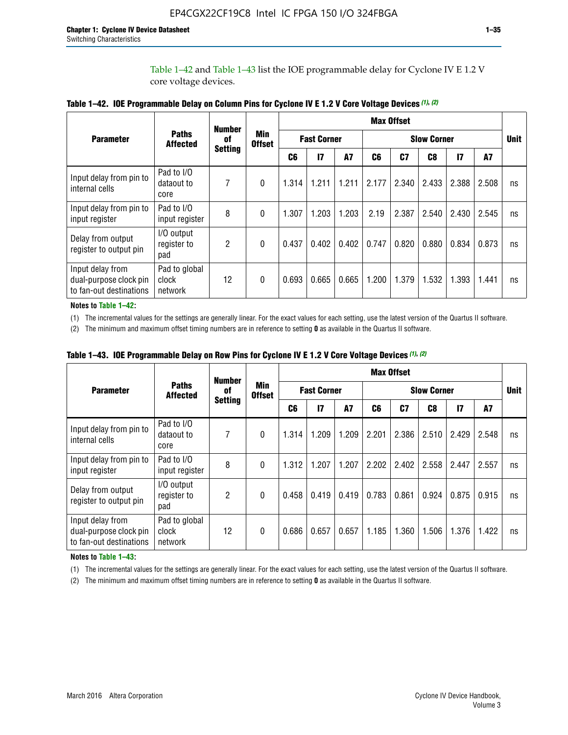Table 1–42 and Table 1–43 list the IOE programmable delay for Cyclone IV E 1.2 V core voltage devices.

**Table 1–42. IOE Programmable Delay on Column Pins for Cyclone IV E 1.2 V Core Voltage Devices (1), (2)**

| Parameter | Paths Affected | Number of Setting | Min Offset | Max Offset | | | | | | | | Unit |
|---|---|---|---|---|---|---|---|---|---|---|---|---|
| | | | | Fast Corner | | | Slow Corner | | | | | |
| | | | | C6 | I7 | A7 | C6 | C7 | C8 | I7 | A7 | |
| Input delay from pin to internal cells | Pad to I/O dataout to core | 7 | 0 | 1.314 | 1.211 | 1.211 | 2.177 | 2.340 | 2.433 | 2.388 | 2.508 | ns |
| Input delay from pin to input register | Pad to I/O input register | 8 | 0 | 1.307 | 1.203 | 1.203 | 2.19 | 2.387 | 2.540 | 2.430 | 2.545 | ns |
| Delay from output register to output pin | I/O output register to pad | 2 | 0 | 0.437 | 0.402 | 0.402 | 0.747 | 0.820 | 0.880 | 0.834 | 0.873 | ns |
| Input delay from dual-purpose clock pin to fan-out destinations | Pad to global clock network | 12 | 0 | 0.693 | 0.665 | 0.665 | 1.200 | 1.379 | 1.532 | 1.393 | 1.441 | ns |

**Notes to Table 1–42:**

(1) The incremental values for the settings are generally linear. For the exact values for each setting, use the latest version of the Quartus II software.

(2) The minimum and maximum offset timing numbers are in reference to setting **0** as available in the Quartus II software.

**Table 1–43. IOE Programmable Delay on Row Pins for Cyclone IV E 1.2 V Core Voltage Devices (1), (2)**

| Parameter | Paths Affected | Number of Setting | Min Offset | Max Offset | | | | | | | | Unit |
|---|---|---|---|---|---|---|---|---|---|---|---|---|
| | | | | Fast Corner | | | Slow Corner | | | | | |
| | | | | C6 | I7 | A7 | C6 | C7 | C8 | I7 | A7 | |
| Input delay from pin to internal cells | Pad to I/O dataout to core | 7 | 0 | 1.314 | 1.209 | 1.209 | 2.201 | 2.386 | 2.510 | 2.429 | 2.548 | ns |
| Input delay from pin to input register | Pad to I/O input register | 8 | 0 | 1.312 | 1.207 | 1.207 | 2.202 | 2.402 | 2.558 | 2.447 | 2.557 | ns |
| Delay from output register to output pin | I/O output register to pad | 2 | 0 | 0.458 | 0.419 | 0.419 | 0.783 | 0.861 | 0.924 | 0.875 | 0.915 | ns |
| Input delay from dual-purpose clock pin to fan-out destinations | Pad to global clock network | 12 | 0 | 0.686 | 0.657 | 0.657 | 1.185 | 1.360 | 1.506 | 1.376 | 1.422 | ns |

**Notes to Table 1–43:**

(1) The incremental values for the settings are generally linear. For the exact values for each setting, use the latest version of the Quartus II software.

(2) The minimum and maximum offset timing numbers are in reference to setting **0** as available in the Quartus II software.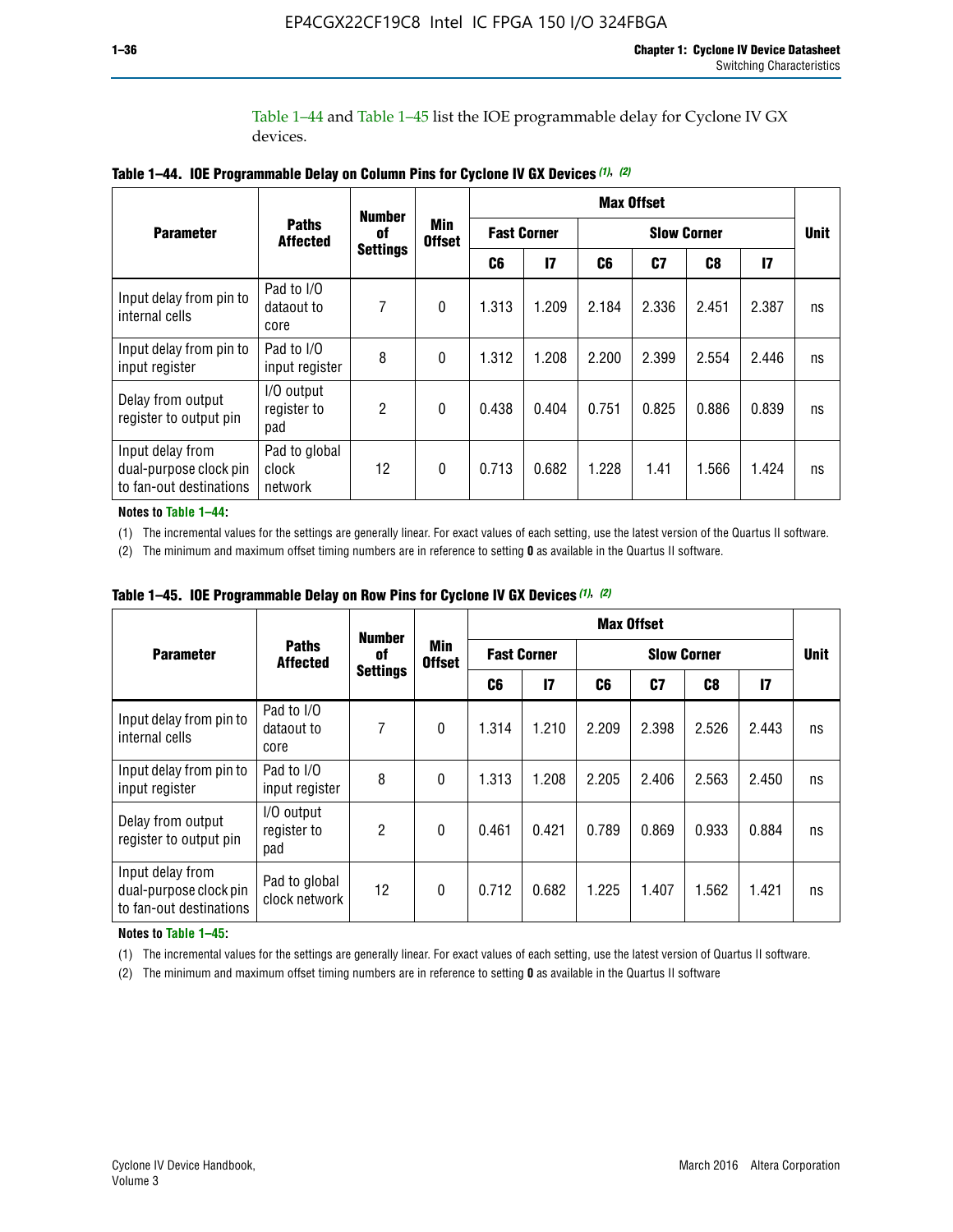Table 1–44 and Table 1–45 list the IOE programmable delay for Cyclone IV GX devices.

**Table 1–44. IOE Programmable Delay on Column Pins for Cyclone IV GX Devices (1), (2)**

| Parameter | Paths Affected | Number of Settings | Min Offset | Max Offset | | | | | | Unit |
|---|---|---|---|---|---|---|---|---|---|---|
| | | | | Fast Corner | | Slow Corner | | | | |
| | | | | C6 | I7 | C6 | C7 | C8 | I7 | |
| Input delay from pin to internal cells | Pad to I/O dataout to core | 7 | 0 | 1.313 | 1.209 | 2.184 | 2.336 | 2.451 | 2.387 | ns |
| Input delay from pin to input register | Pad to I/O input register | 8 | 0 | 1.312 | 1.208 | 2.200 | 2.399 | 2.554 | 2.446 | ns |
| Delay from output register to output pin | I/O output register to pad | 2 | 0 | 0.438 | 0.404 | 0.751 | 0.825 | 0.886 | 0.839 | ns |
| Input delay from dual-purpose clock pin to fan-out destinations | Pad to global clock network | 12 | 0 | 0.713 | 0.682 | 1.228 | 1.41 | 1.566 | 1.424 | ns |

**Notes to Table 1–44:**

(1) The incremental values for the settings are generally linear. For exact values of each setting, use the latest version of the Quartus II software.

(2) The minimum and maximum offset timing numbers are in reference to setting **0** as available in the Quartus II software.

**Table 1–45. IOE Programmable Delay on Row Pins for Cyclone IV GX Devices (1), (2)**

| Parameter | Paths Affected | Number of Settings | Min Offset | Max Offset | | | | | | Unit |
|---|---|---|---|---|---|---|---|---|---|---|
| | | | | Fast Corner | | Slow Corner | | | | |
| | | | | C6 | I7 | C6 | C7 | C8 | I7 | |
| Input delay from pin to internal cells | Pad to I/O dataout to core | 7 | 0 | 1.314 | 1.210 | 2.209 | 2.398 | 2.526 | 2.443 | ns |
| Input delay from pin to input register | Pad to I/O input register | 8 | 0 | 1.313 | 1.208 | 2.205 | 2.406 | 2.563 | 2.450 | ns |
| Delay from output register to output pin | I/O output register to pad | 2 | 0 | 0.461 | 0.421 | 0.789 | 0.869 | 0.933 | 0.884 | ns |
| Input delay from dual-purpose clock pin to fan-out destinations | Pad to global clock network | 12 | 0 | 0.712 | 0.682 | 1.225 | 1.407 | 1.562 | 1.421 | ns |

**Notes to Table 1–45:**

(1) The incremental values for the settings are generally linear. For exact values of each setting, use the latest version of Quartus II software.

(2) The minimum and maximum offset timing numbers are in reference to setting **0** as available in the Quartus II software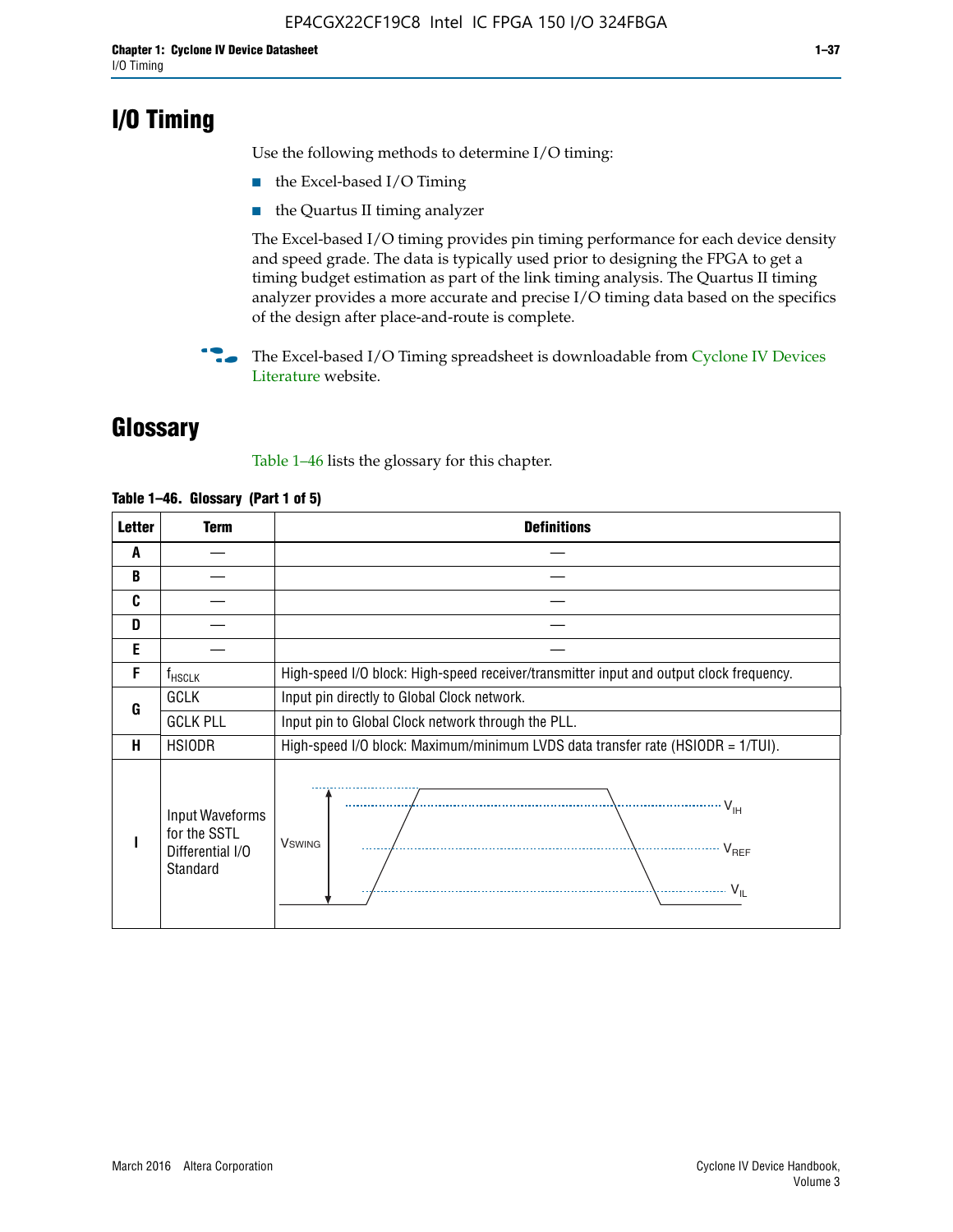# I/O Timing

Use the following methods to determine I/O timing:

- the Excel-based I/O Timing
- the Quartus II timing analyzer

The Excel-based I/O timing provides pin timing performance for each device density and speed grade. The data is typically used prior to designing the FPGA to get a timing budget estimation as part of the link timing analysis. The Quartus II timing analyzer provides a more accurate and precise I/O timing data based on the specifics of the design after place-and-route is complete.

The Excel-based I/O Timing spreadsheet is downloadable from Cyclone IV Devices Literature website.

# Glossary

Table 1–46 lists the glossary for this chapter.

**Table 1–46. Glossary (Part 1 of 5)**

| Letter | Term | Definitions |
|---|---|---|
| A | — | — |
| B | — | — |
| C | — | — |
| D | — | — |
| E | — | — |
| F | $f_{HSCLK}$ | High-speed I/O block: High-speed receiver/transmitter input and output clock frequency. |
| G | GCLK | Input pin directly to Global Clock network. |
| | GCLK PLL | Input pin to Global Clock network through the PLL. |
| H | HSIODR | High-speed I/O block: Maximum/minimum LVDS data transfer rate (HSIODR = 1/TUI). |
| I | Input Waveforms for the SSTL Differential I/O Standard | $V_{SWING}$, $V_{IH}$, $V_{REF}$, $V_{IL}$ |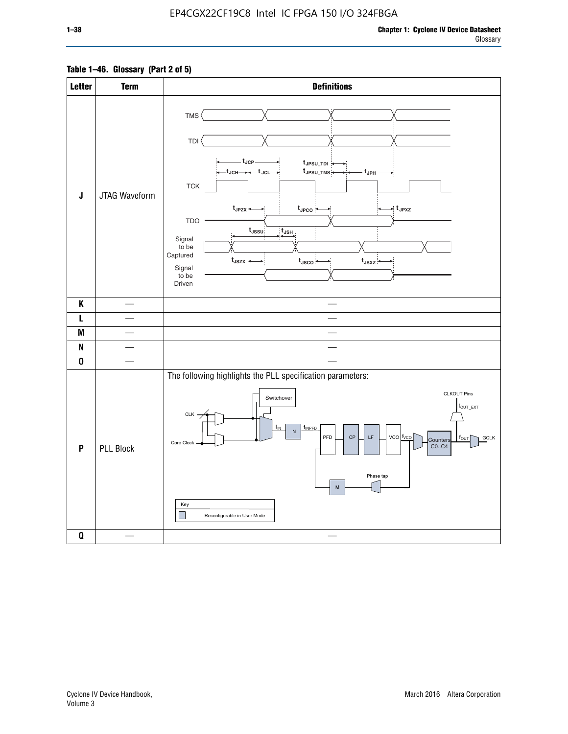**Table 1–46. Glossary (Part 2 of 5)**

| Letter | Term | Definitions |
|---|---|---|
| J | JTAG Waveform | |
| K | — | — |
| L | — | — |
| M | — | — |
| N | — | — |
| O | — | — |
| P | PLL Block | The following highlights the PLL specification parameters: |
| Q | — | — |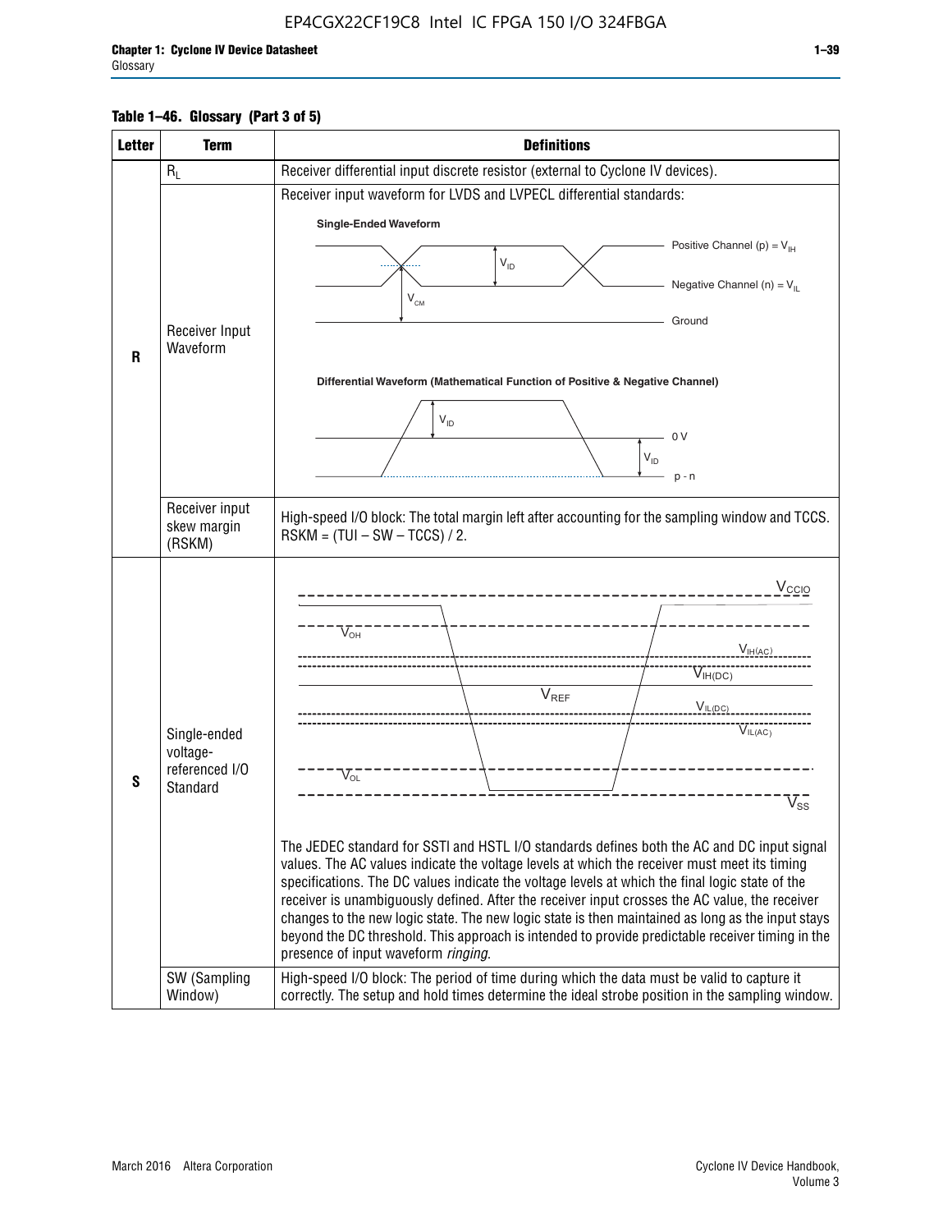**Table 1–46. Glossary (Part 3 of 5)**

| Letter | Term | Definitions |
|---|---|---|
| R | $R_L$ | Receiver differential input discrete resistor (external to Cyclone IV devices). |
| | Receiver Input Waveform | Receiver input waveform for LVDS and LVPECL differential standards:<br><br>**Single-Ended Waveform**<br>Positive Channel (p) = $V_{IH}$<br>$V_{ID}$<br>Negative Channel (n) = $V_{IL}$<br>$V_{CM}$<br>Ground<br><br>**Differential Waveform (Mathematical Function of Positive & Negative Channel)**<br>$V_{ID}$<br>0 V<br>$V_{ID}$<br>p - n |
| | Receiver input skew margin (RSKM) | High-speed I/O block: The total margin left after accounting for the sampling window and TCCS. RSKM = (TUI – SW – TCCS) / 2. |
| S | Single-ended voltage-referenced I/O Standard | $V_{CCIO}$<br>$V_{OH}$<br>$V_{IH(AC)}$<br>$V_{IH(DC)}$<br>$V_{REF}$<br>$V_{IL(DC)}$<br>$V_{IL(AC)}$<br>$V_{OL}$<br>$V_{SS}$<br><br>The JEDEC standard for SSTl and HSTL I/O standards defines both the AC and DC input signal values. The AC values indicate the voltage levels at which the receiver must meet its timing specifications. The DC values indicate the voltage levels at which the final logic state of the receiver is unambiguously defined. After the receiver input crosses the AC value, the receiver changes to the new logic state. The new logic state is then maintained as long as the input stays beyond the DC threshold. This approach is intended to provide predictable receiver timing in the presence of input waveform *ringing*. |
| | SW (Sampling Window) | High-speed I/O block: The period of time during which the data must be valid to capture it correctly. The setup and hold times determine the ideal strobe position in the sampling window. |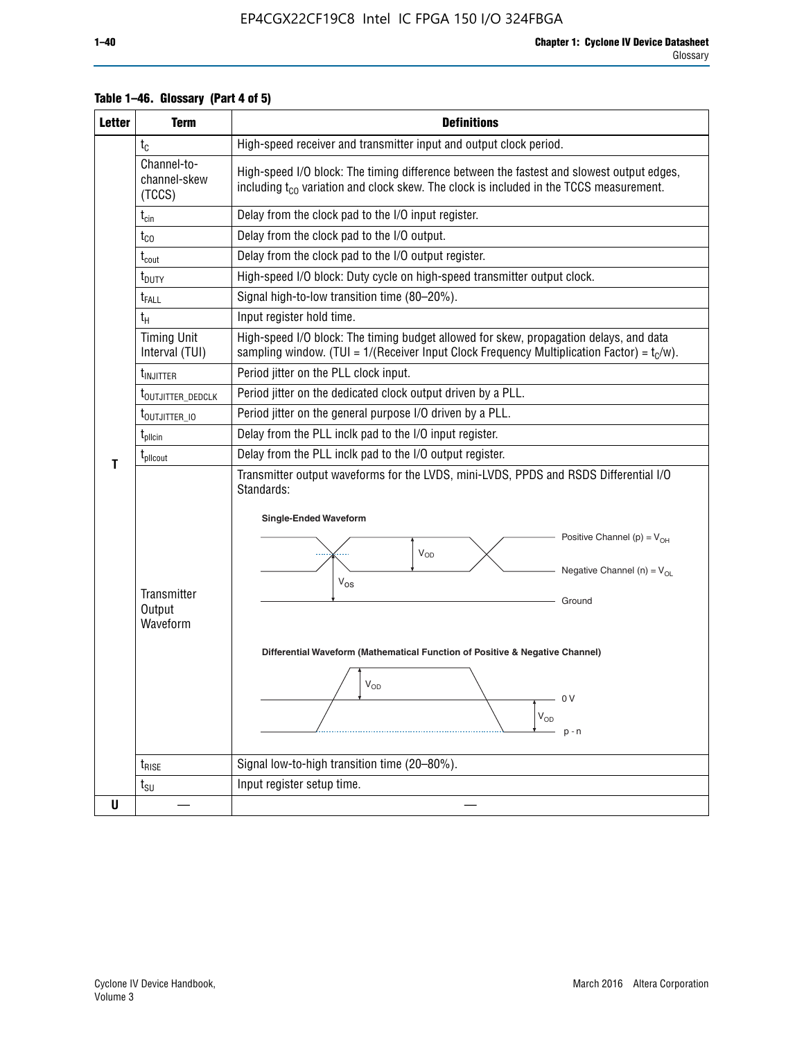**Table 1–46. Glossary (Part 4 of 5)**

| Letter | Term | Definitions |
|---|---|---|
| T | $t_C$ | High-speed receiver and transmitter input and output clock period. |
| | Channel-to-channel-skew (TCCS) | High-speed I/O block: The timing difference between the fastest and slowest output edges, including $t_{CO}$ variation and clock skew. The clock is included in the TCCS measurement. |
| | $t_{cin}$ | Delay from the clock pad to the I/O input register. |
| | $t_{CO}$ | Delay from the clock pad to the I/O output. |
| | $t_{cout}$ | Delay from the clock pad to the I/O output register. |
| | $t_{DUTY}$ | High-speed I/O block: Duty cycle on high-speed transmitter output clock. |
| | $t_{FALL}$ | Signal high-to-low transition time (80–20%). |
| | $t_H$ | Input register hold time. |
| | Timing Unit Interval (TUI) | High-speed I/O block: The timing budget allowed for skew, propagation delays, and data sampling window. (TUI = 1/(Receiver Input Clock Frequency Multiplication Factor) = $t_C/w$). |
| | $t_{INJITTER}$ | Period jitter on the PLL clock input. |
| | $t_{OUTJITTER\_DEDCLK}$ | Period jitter on the dedicated clock output driven by a PLL. |
| | $t_{OUTJITTER\_IO}$ | Period jitter on the general purpose I/O driven by a PLL. |
| | $t_{pllcin}$ | Delay from the PLL inclk pad to the I/O input register. |
| | $t_{pllcout}$ | Delay from the PLL inclk pad to the I/O output register. |
| | Transmitter Output Waveform | Transmitter output waveforms for the LVDS, mini-LVDS, PPDS and RSDS Differential I/O Standards:<br><br>**Single-Ended Waveform**<br>Positive Channel (p) = $V_{OH}$; $V_{OD}$; Negative Channel (n) = $V_{OL}$; $V_{OS}$; Ground<br><br>**Differential Waveform (Mathematical Function of Positive & Negative Channel)**<br>$V_{OD}$; 0 V; $V_{OD}$; p - n |
| | $t_{RISE}$ | Signal low-to-high transition time (20–80%). |
| | $t_{SU}$ | Input register setup time. |
| U | — | — |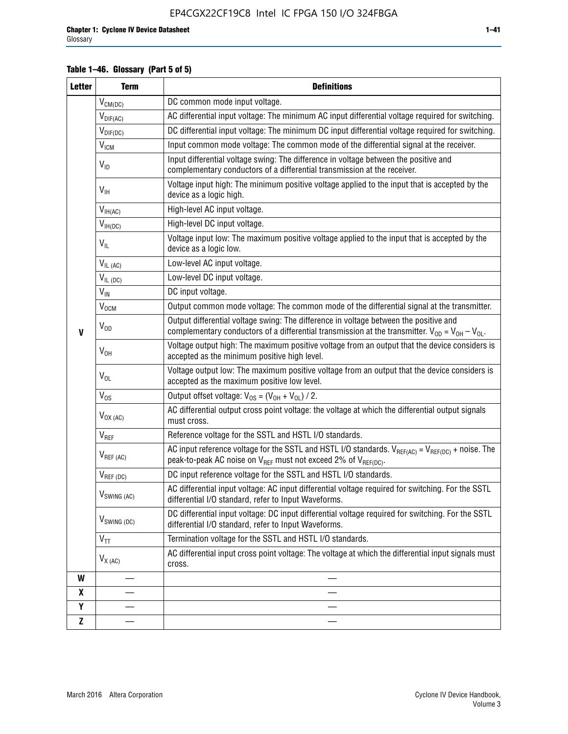**Table 1–46. Glossary (Part 5 of 5)**

| Letter | Term | Definitions |
|---|---|---|
| V | $V_{CM(DC)}$ | DC common mode input voltage. |
| | $V_{DIF(AC)}$ | AC differential input voltage: The minimum AC input differential voltage required for switching. |
| | $V_{DIF(DC)}$ | DC differential input voltage: The minimum DC input differential voltage required for switching. |
| | $V_{ICM}$ | Input common mode voltage: The common mode of the differential signal at the receiver. |
| | $V_{ID}$ | Input differential voltage swing: The difference in voltage between the positive and complementary conductors of a differential transmission at the receiver. |
| | $V_{IH}$ | Voltage input high: The minimum positive voltage applied to the input that is accepted by the device as a logic high. |
| | $V_{IH(AC)}$ | High-level AC input voltage. |
| | $V_{IH(DC)}$ | High-level DC input voltage. |
| | $V_{IL}$ | Voltage input low: The maximum positive voltage applied to the input that is accepted by the device as a logic low. |
| | $V_{IL (AC)}$ | Low-level AC input voltage. |
| | $V_{IL (DC)}$ | Low-level DC input voltage. |
| | $V_{IN}$ | DC input voltage. |
| | $V_{OCM}$ | Output common mode voltage: The common mode of the differential signal at the transmitter. |
| | $V_{OD}$ | Output differential voltage swing: The difference in voltage between the positive and complementary conductors of a differential transmission at the transmitter. $V_{OD} = V_{OH} - V_{OL}$. |
| | $V_{OH}$ | Voltage output high: The maximum positive voltage from an output that the device considers is accepted as the minimum positive high level. |
| | $V_{OL}$ | Voltage output low: The maximum positive voltage from an output that the device considers is accepted as the maximum positive low level. |
| | $V_{OS}$ | Output offset voltage: $V_{OS} = (V_{OH} + V_{OL}) / 2$. |
| | $V_{OX (AC)}$ | AC differential output cross point voltage: the voltage at which the differential output signals must cross. |
| | $V_{REF}$ | Reference voltage for the SSTL and HSTL I/O standards. |
| | $V_{REF (AC)}$ | AC input reference voltage for the SSTL and HSTL I/O standards. $V_{REF(AC)} = V_{REF(DC)}$ + noise. The peak-to-peak AC noise on $V_{REF}$ must not exceed 2% of $V_{REF(DC)}$. |
| | $V_{REF (DC)}$ | DC input reference voltage for the SSTL and HSTL I/O standards. |
| | $V_{SWING (AC)}$ | AC differential input voltage: AC input differential voltage required for switching. For the SSTL differential I/O standard, refer to Input Waveforms. |
| | $V_{SWING (DC)}$ | DC differential input voltage: DC input differential voltage required for switching. For the SSTL differential I/O standard, refer to Input Waveforms. |
| | $V_{TT}$ | Termination voltage for the SSTL and HSTL I/O standards. |
| | $V_{X (AC)}$ | AC differential input cross point voltage: The voltage at which the differential input signals must cross. |
| W | — | — |
| X | — | — |
| Y | — | — |
| Z | — | — |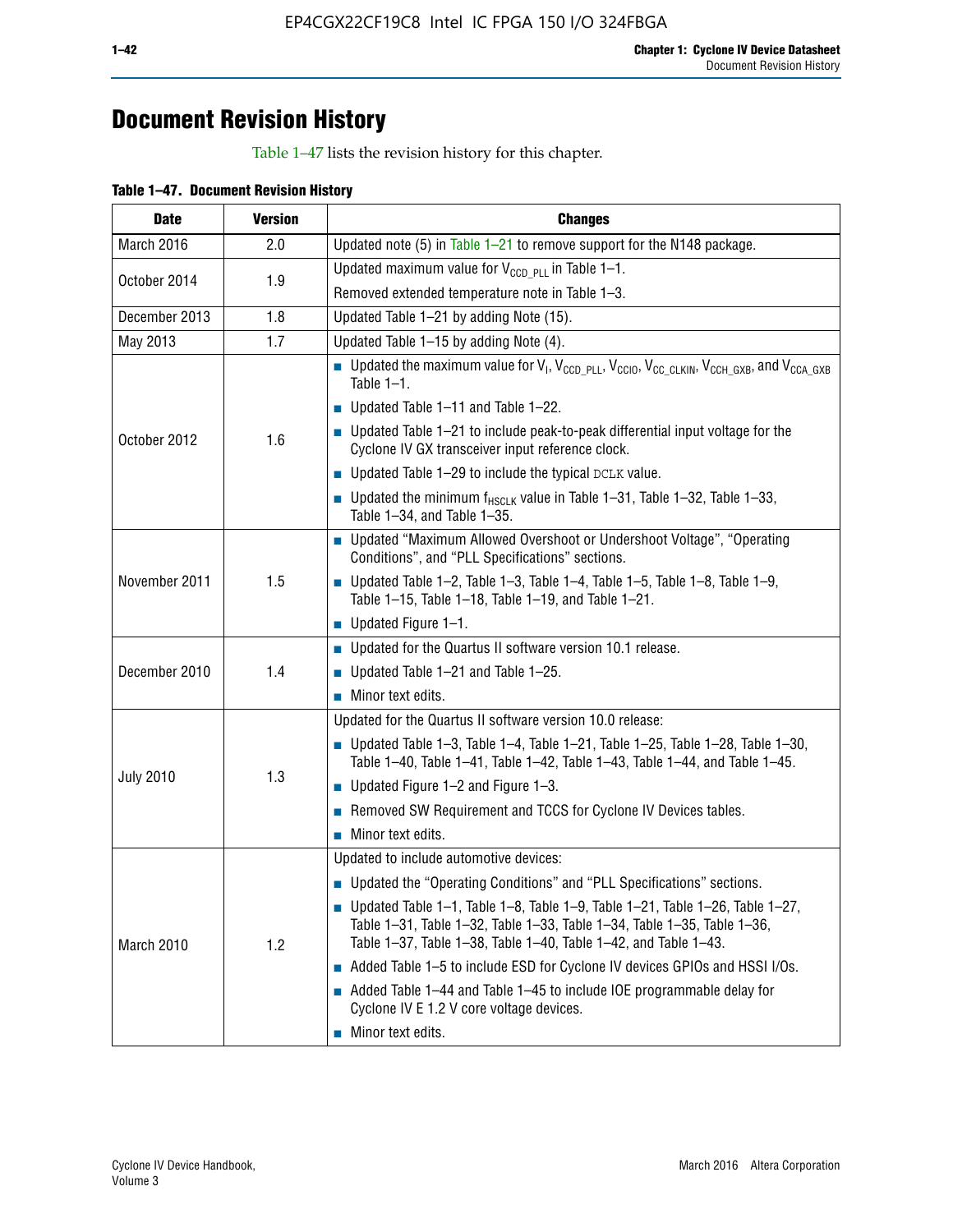# Document Revision History

Table 1–47 lists the revision history for this chapter.

**Table 1–47. Document Revision History**

| Date | Version | Changes |
|---|---|---|
| March 2016 | 2.0 | Updated note (5) in Table 1–21 to remove support for the N148 package. |
| October 2014 | 1.9 | Updated maximum value for $V_{CCD\_PLL}$ in Table 1–1.<br>Removed extended temperature note in Table 1–3. |
| December 2013 | 1.8 | Updated Table 1–21 by adding Note (15). |
| May 2013 | 1.7 | Updated Table 1–15 by adding Note (4). |
| October 2012 | 1.6 | ■ Updated the maximum value for $V_I$, $V_{CCD\_PLL}$, $V_{CCIO}$, $V_{CC\_CLKIN}$, $V_{CCH\_GXB}$, and $V_{CCA\_GXB}$ Table 1–1.<br>■ Updated Table 1–11 and Table 1–22.<br>■ Updated Table 1–21 to include peak-to-peak differential input voltage for the Cyclone IV GX transceiver input reference clock.<br>■ Updated Table 1–29 to include the typical DCLK value.<br>■ Updated the minimum $f_{HSCLK}$ value in Table 1–31, Table 1–32, Table 1–33, Table 1–34, and Table 1–35. |
| November 2011 | 1.5 | ■ Updated “Maximum Allowed Overshoot or Undershoot Voltage”, “Operating Conditions”, and “PLL Specifications” sections.<br>■ Updated Table 1–2, Table 1–3, Table 1–4, Table 1–5, Table 1–8, Table 1–9, Table 1–15, Table 1–18, Table 1–19, and Table 1–21.<br>■ Updated Figure 1–1. |
| December 2010 | 1.4 | ■ Updated for the Quartus II software version 10.1 release.<br>■ Updated Table 1–21 and Table 1–25.<br>■ Minor text edits. |
| July 2010 | 1.3 | Updated for the Quartus II software version 10.0 release:<br>■ Updated Table 1–3, Table 1–4, Table 1–21, Table 1–25, Table 1–28, Table 1–30, Table 1–40, Table 1–41, Table 1–42, Table 1–43, Table 1–44, and Table 1–45.<br>■ Updated Figure 1–2 and Figure 1–3.<br>■ Removed SW Requirement and TCCS for Cyclone IV Devices tables.<br>■ Minor text edits. |
| March 2010 | 1.2 | Updated to include automotive devices:<br>■ Updated the “Operating Conditions” and “PLL Specifications” sections.<br>■ Updated Table 1–1, Table 1–8, Table 1–9, Table 1–21, Table 1–26, Table 1–27, Table 1–31, Table 1–32, Table 1–33, Table 1–34, Table 1–35, Table 1–36, Table 1–37, Table 1–38, Table 1–40, Table 1–42, and Table 1–43.<br>■ Added Table 1–5 to include ESD for Cyclone IV devices GPIOs and HSSI I/Os.<br>■ Added Table 1–44 and Table 1–45 to include IOE programmable delay for Cyclone IV E 1.2 V core voltage devices.<br>■ Minor text edits. |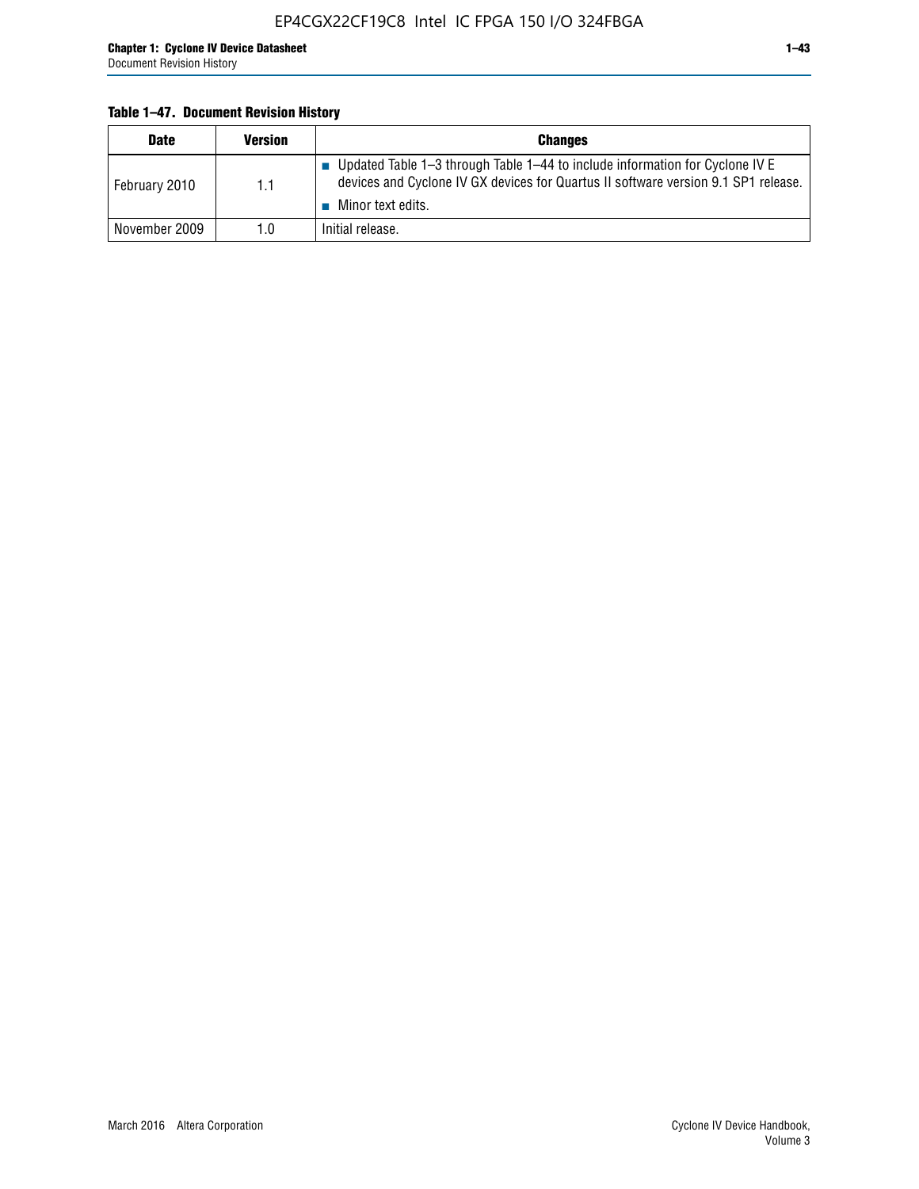**Table 1–47. Document Revision History**

| Date | Version | Changes |
|---|---|---|
| February 2010 | 1.1 | ■ Updated Table 1–3 through Table 1–44 to include information for Cyclone IV E devices and Cyclone IV GX devices for Quartus II software version 9.1 SP1 release. ■ Minor text edits. |
| November 2009 | 1.0 | Initial release. |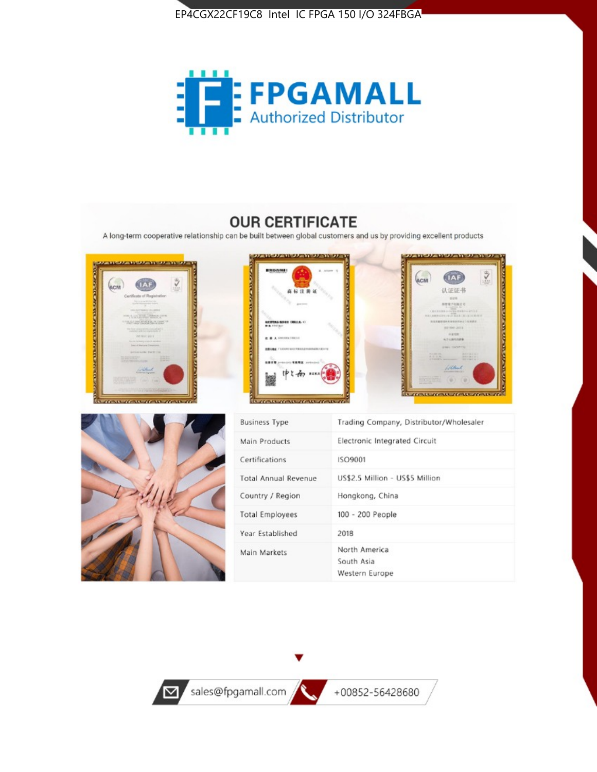FPGAMALL
Authorized Distributor

## OUR CERTIFICATE

A long-term cooperative relationship can be built between global customers and us by providing excellent products

| | |
|---|---|
| Business Type | Trading Company, Distributor/Wholesaler |
| Main Products | Electronic Integrated Circuit |
| Certifications | ISO9001 |
| Total Annual Revenue | US$2.5 Million - US$5 Million |
| Country / Region | Hongkong, China |
| Total Employees | 100 - 200 People |
| Year Established | 2018 |
| Main Markets | North America<br>South Asia<br>Western Europe |

sales@fpgamall.com

+00852-56428680